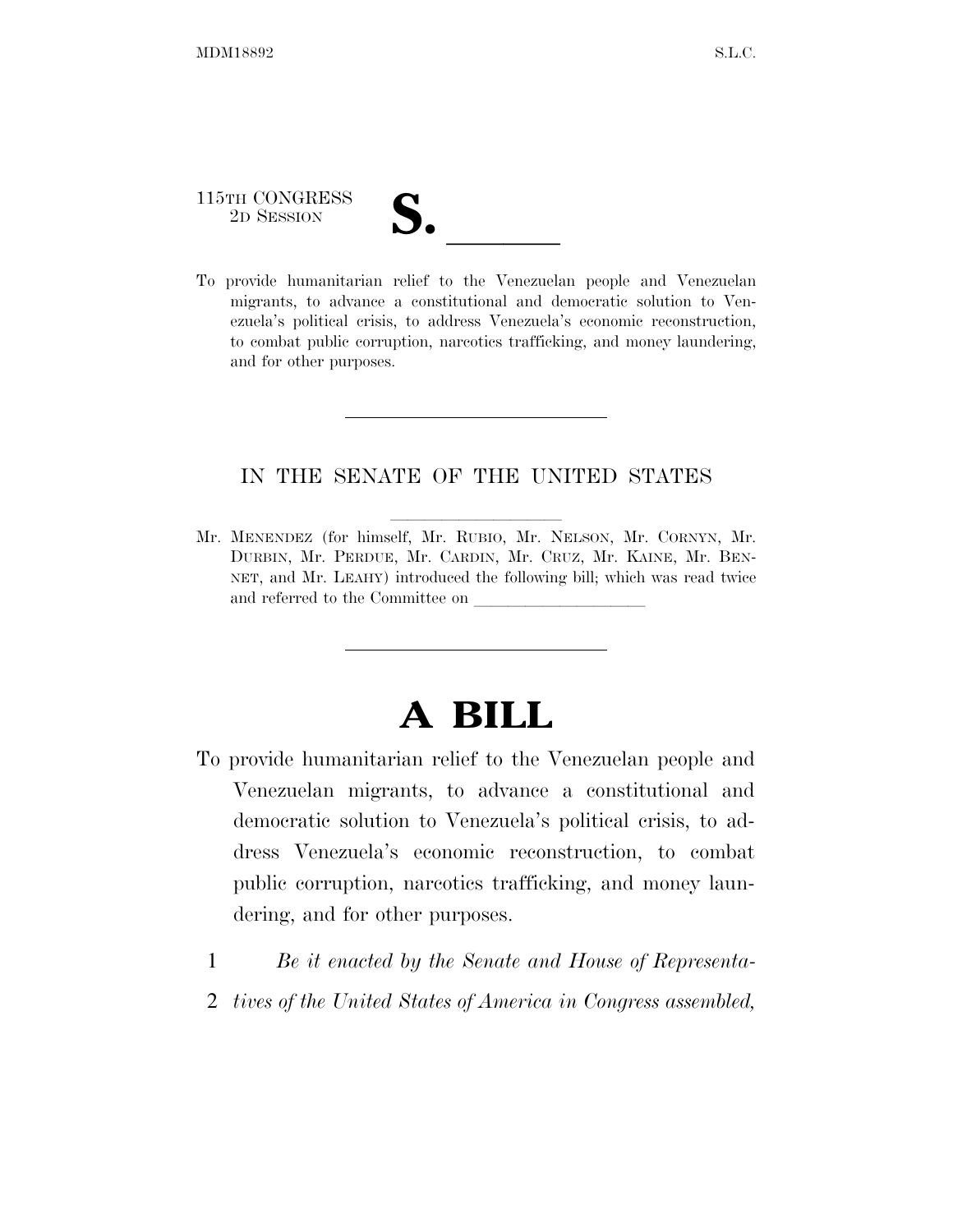115TH CONGRESS
2D SESSION

**S. \_\_\_\_\_\_**

To provide humanitarian relief to the Venezuelan people and Venezuelan migrants, to advance a constitutional and democratic solution to Venezuela's political crisis, to address Venezuela's economic reconstruction, to combat public corruption, narcotics trafficking, and money laundering, and for other purposes.

---

IN THE SENATE OF THE UNITED STATES

Mr. MENENDEZ (for himself, Mr. RUBIO, Mr. NELSON, Mr. CORNYN, Mr. DURBIN, Mr. PERDUE, Mr. CARDIN, Mr. CRUZ, Mr. KAINE, Mr. BENNET, and Mr. LEAHY) introduced the following bill; which was read twice and referred to the Committee on \_\_\_\_\_\_\_\_\_\_\_\_\_\_\_\_\_\_\_\_

---

# A BILL

To provide humanitarian relief to the Venezuelan people and Venezuelan migrants, to advance a constitutional and democratic solution to Venezuela's political crisis, to address Venezuela's economic reconstruction, to combat public corruption, narcotics trafficking, and money laundering, and for other purposes.

1 *Be it enacted by the Senate and House of Representa-*
2 *tives of the United States of America in Congress assembled,*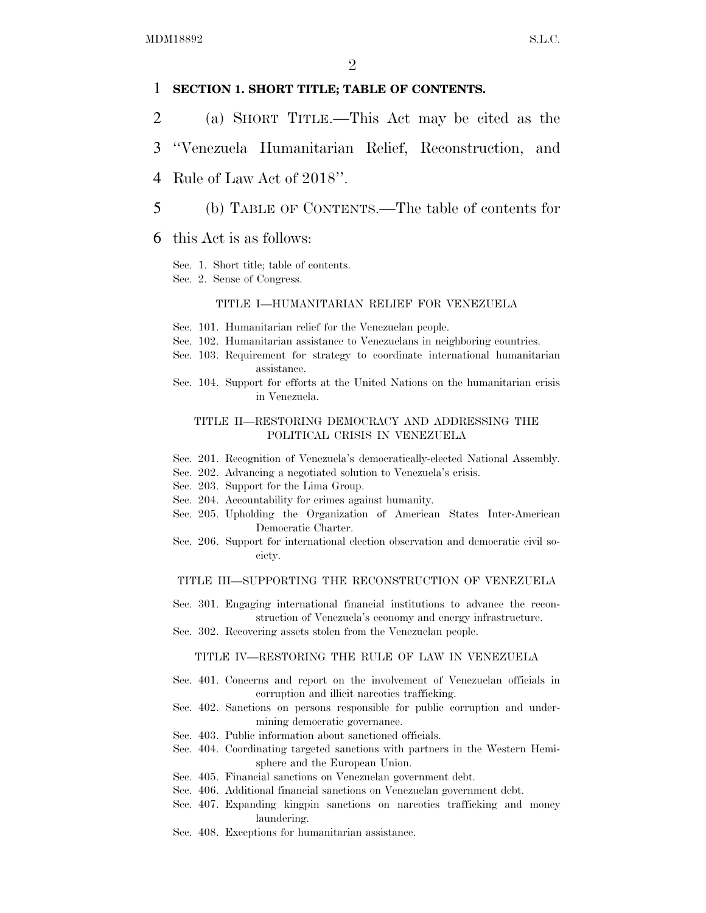**SECTION 1. SHORT TITLE; TABLE OF CONTENTS.**

(a) SHORT TITLE.—This Act may be cited as the "Venezuela Humanitarian Relief, Reconstruction, and Rule of Law Act of 2018".

(b) TABLE OF CONTENTS.—The table of contents for this Act is as follows:

Sec. 1. Short title; table of contents.
Sec. 2. Sense of Congress.

TITLE I—HUMANITARIAN RELIEF FOR VENEZUELA

Sec. 101. Humanitarian relief for the Venezuelan people.
Sec. 102. Humanitarian assistance to Venezuelans in neighboring countries.
Sec. 103. Requirement for strategy to coordinate international humanitarian assistance.
Sec. 104. Support for efforts at the United Nations on the humanitarian crisis in Venezuela.

TITLE II—RESTORING DEMOCRACY AND ADDRESSING THE POLITICAL CRISIS IN VENEZUELA

Sec. 201. Recognition of Venezuela's democratically-elected National Assembly.
Sec. 202. Advancing a negotiated solution to Venezuela's crisis.
Sec. 203. Support for the Lima Group.
Sec. 204. Accountability for crimes against humanity.
Sec. 205. Upholding the Organization of American States Inter-American Democratic Charter.
Sec. 206. Support for international election observation and democratic civil society.

TITLE III—SUPPORTING THE RECONSTRUCTION OF VENEZUELA

Sec. 301. Engaging international financial institutions to advance the reconstruction of Venezuela's economy and energy infrastructure.
Sec. 302. Recovering assets stolen from the Venezuelan people.

TITLE IV—RESTORING THE RULE OF LAW IN VENEZUELA

Sec. 401. Concerns and report on the involvement of Venezuelan officials in corruption and illicit narcotics trafficking.
Sec. 402. Sanctions on persons responsible for public corruption and undermining democratic governance.
Sec. 403. Public information about sanctioned officials.
Sec. 404. Coordinating targeted sanctions with partners in the Western Hemisphere and the European Union.
Sec. 405. Financial sanctions on Venezuelan government debt.
Sec. 406. Additional financial sanctions on Venezuelan government debt.
Sec. 407. Expanding kingpin sanctions on narcotics trafficking and money laundering.
Sec. 408. Exceptions for humanitarian assistance.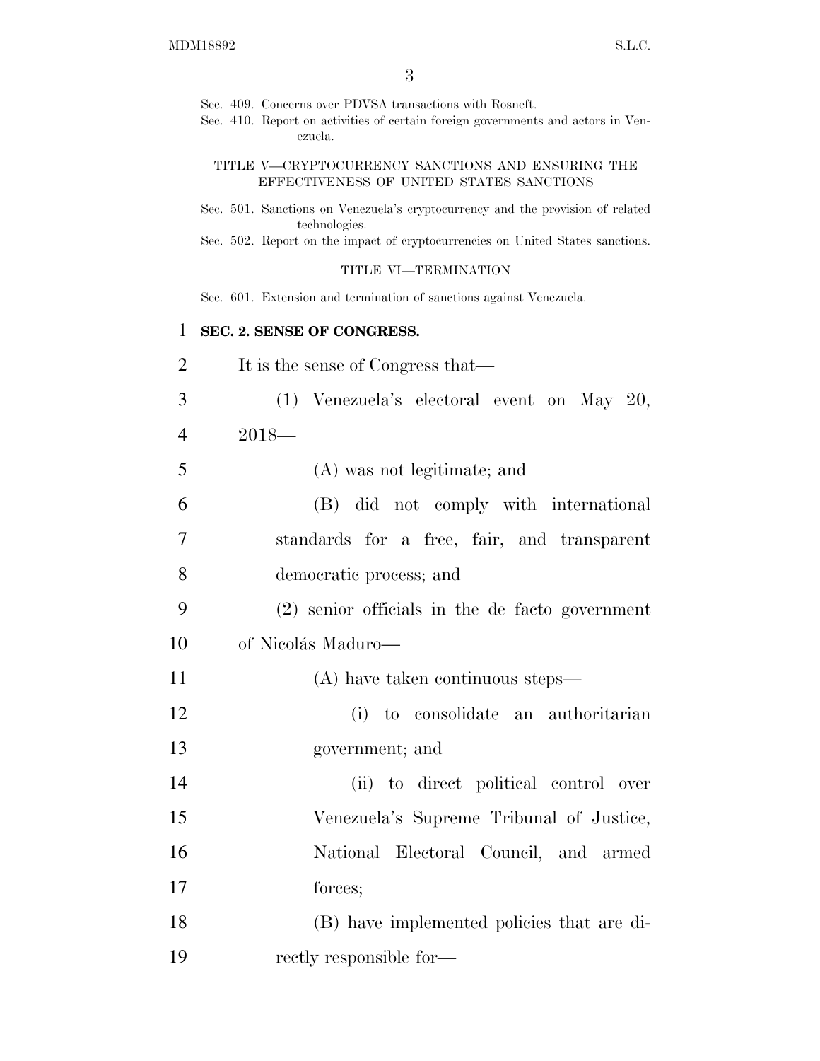Sec. 409. Concerns over PDVSA transactions with Rosneft.
Sec. 410. Report on activities of certain foreign governments and actors in Venezuela.

TITLE V—CRYPTOCURRENCY SANCTIONS AND ENSURING THE EFFECTIVENESS OF UNITED STATES SANCTIONS

Sec. 501. Sanctions on Venezuela's cryptocurrency and the provision of related technologies.
Sec. 502. Report on the impact of cryptocurrencies on United States sanctions.

TITLE VI—TERMINATION

Sec. 601. Extension and termination of sanctions against Venezuela.

**SEC. 2. SENSE OF CONGRESS.**

It is the sense of Congress that—

(1) Venezuela's electoral event on May 20, 2018—

(A) was not legitimate; and

(B) did not comply with international standards for a free, fair, and transparent democratic process; and

(2) senior officials in the de facto government of Nicolás Maduro—

(A) have taken continuous steps—

(i) to consolidate an authoritarian government; and

(ii) to direct political control over Venezuela's Supreme Tribunal of Justice, National Electoral Council, and armed forces;

(B) have implemented policies that are directly responsible for—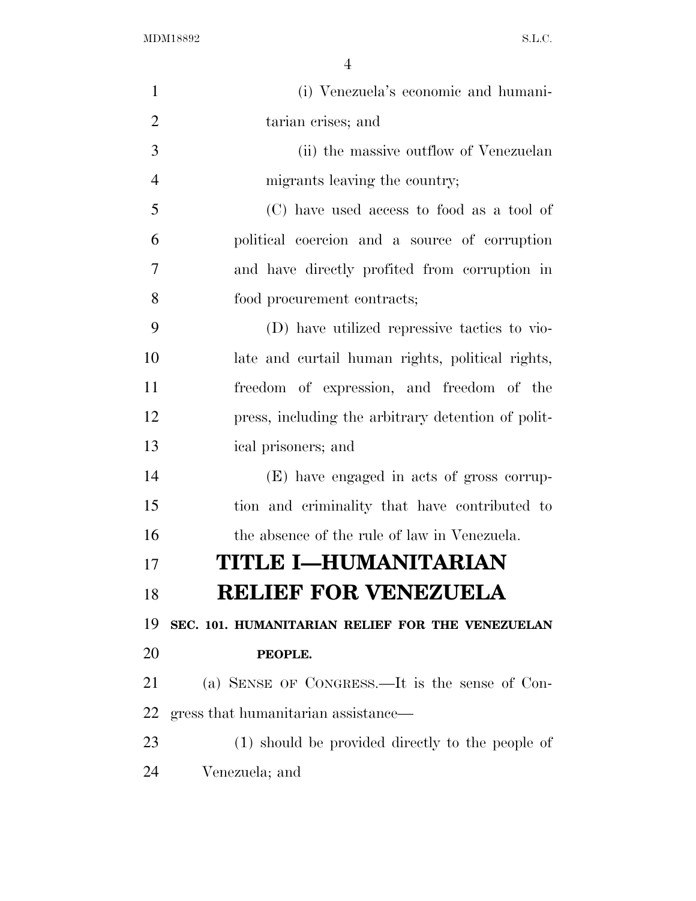(i) Venezuela's economic and humanitarian crises; and

(ii) the massive outflow of Venezuelan migrants leaving the country;

(C) have used access to food as a tool of political coercion and a source of corruption and have directly profited from corruption in food procurement contracts;

(D) have utilized repressive tactics to violate and curtail human rights, political rights, freedom of expression, and freedom of the press, including the arbitrary detention of political prisoners; and

(E) have engaged in acts of gross corruption and criminality that have contributed to the absence of the rule of law in Venezuela.

# TITLE I—HUMANITARIAN RELIEF FOR VENEZUELA

## SEC. 101. HUMANITARIAN RELIEF FOR THE VENEZUELAN PEOPLE.

(a) SENSE OF CONGRESS.—It is the sense of Congress that humanitarian assistance—

(1) should be provided directly to the people of Venezuela; and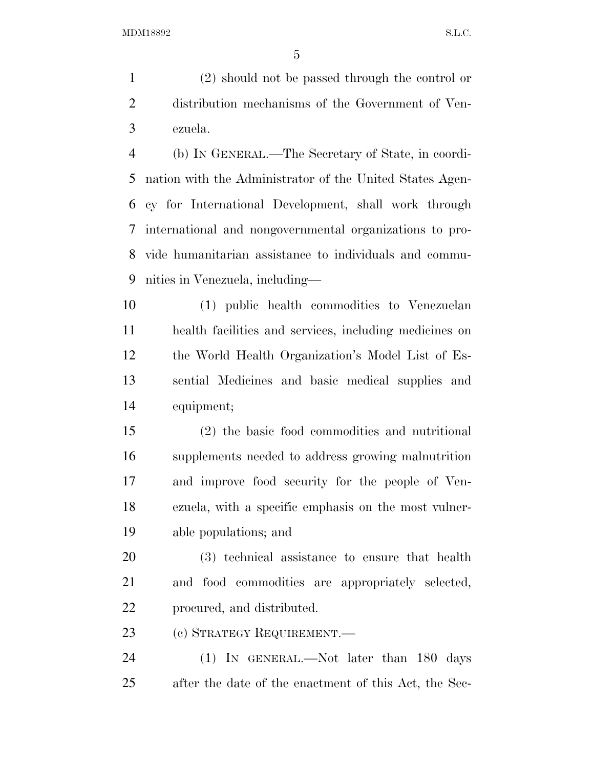(2) should not be passed through the control or distribution mechanisms of the Government of Venezuela.

(b) IN GENERAL.—The Secretary of State, in coordination with the Administrator of the United States Agency for International Development, shall work through international and nongovernmental organizations to provide humanitarian assistance to individuals and communities in Venezuela, including—

(1) public health commodities to Venezuelan health facilities and services, including medicines on the World Health Organization's Model List of Essential Medicines and basic medical supplies and equipment;

(2) the basic food commodities and nutritional supplements needed to address growing malnutrition and improve food security for the people of Venezuela, with a specific emphasis on the most vulnerable populations; and

(3) technical assistance to ensure that health and food commodities are appropriately selected, procured, and distributed.

(c) STRATEGY REQUIREMENT.—

(1) IN GENERAL.—Not later than 180 days after the date of the enactment of this Act, the Sec-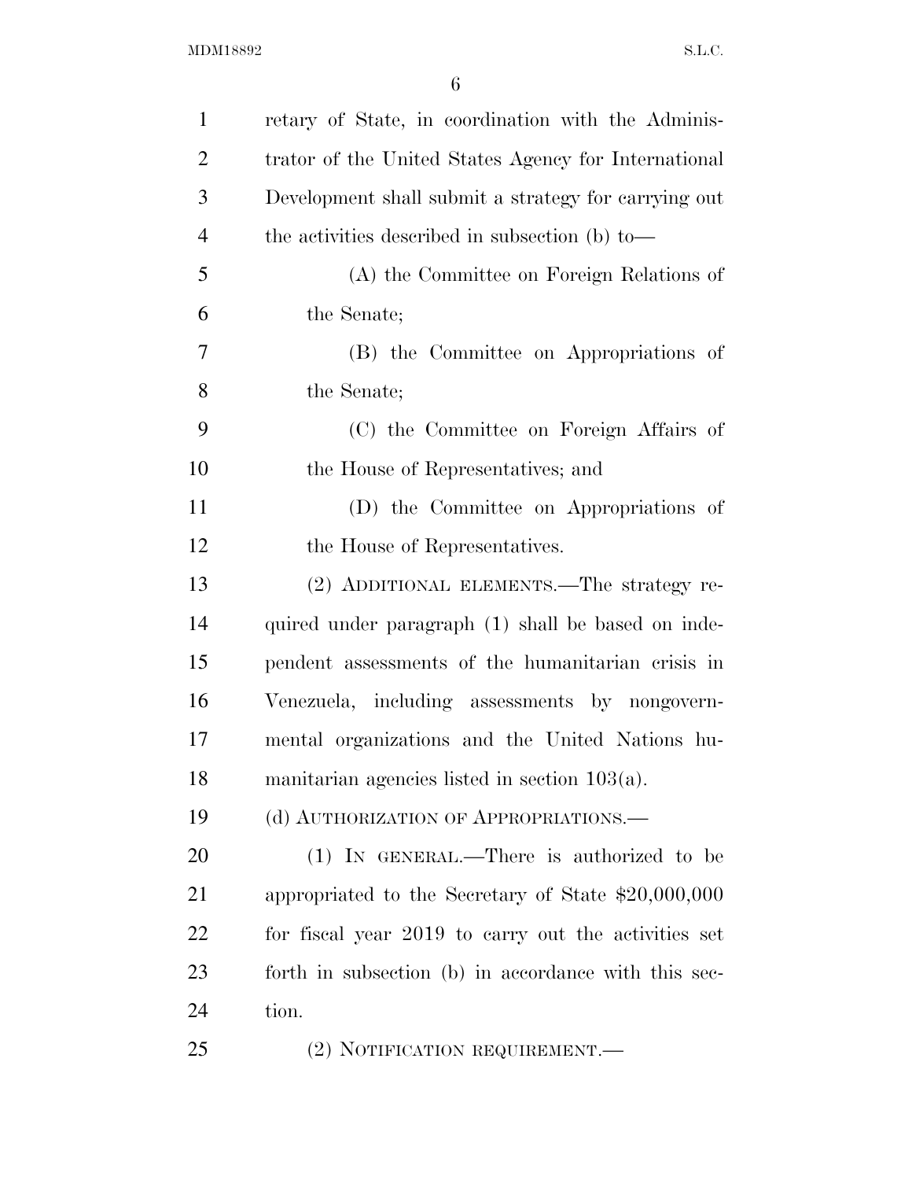retary of State, in coordination with the Administrator of the United States Agency for International Development shall submit a strategy for carrying out the activities described in subsection (b) to—

(A) the Committee on Foreign Relations of the Senate;

(B) the Committee on Appropriations of the Senate;

(C) the Committee on Foreign Affairs of the House of Representatives; and

(D) the Committee on Appropriations of the House of Representatives.

(2) ADDITIONAL ELEMENTS.—The strategy required under paragraph (1) shall be based on independent assessments of the humanitarian crisis in Venezuela, including assessments by nongovernmental organizations and the United Nations humanitarian agencies listed in section 103(a).

(d) AUTHORIZATION OF APPROPRIATIONS.—

(1) IN GENERAL.—There is authorized to be appropriated to the Secretary of State $20,000,000 for fiscal year 2019 to carry out the activities set forth in subsection (b) in accordance with this section.

(2) NOTIFICATION REQUIREMENT.—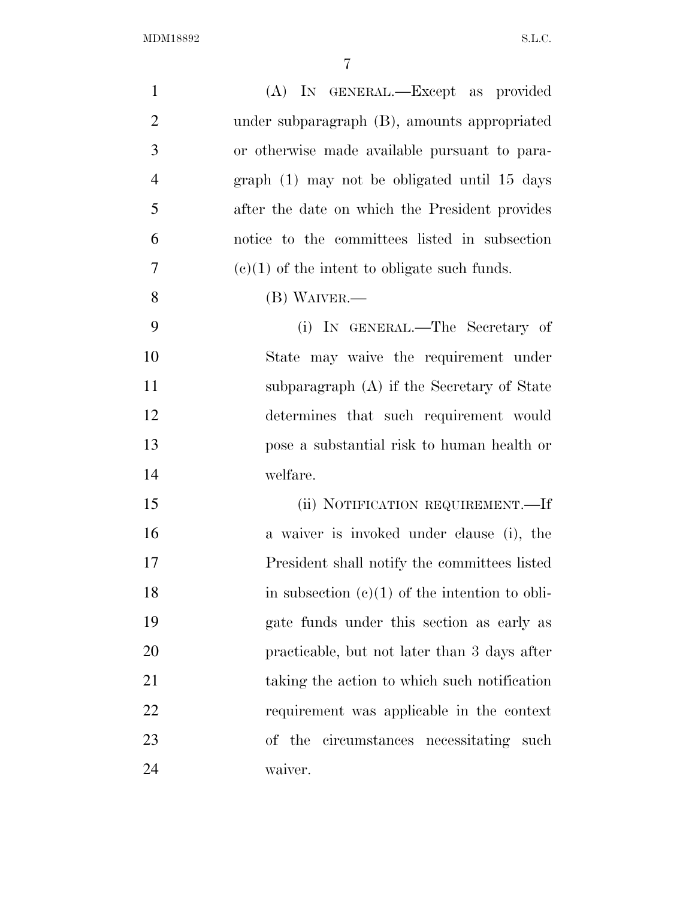(A) IN GENERAL.—Except as provided under subparagraph (B), amounts appropriated or otherwise made available pursuant to paragraph (1) may not be obligated until 15 days after the date on which the President provides notice to the committees listed in subsection (c)(1) of the intent to obligate such funds.

(B) WAIVER.—

(i) IN GENERAL.—The Secretary of State may waive the requirement under subparagraph (A) if the Secretary of State determines that such requirement would pose a substantial risk to human health or welfare.

(ii) NOTIFICATION REQUIREMENT.—If a waiver is invoked under clause (i), the President shall notify the committees listed in subsection (c)(1) of the intention to obligate funds under this section as early as practicable, but not later than 3 days after taking the action to which such notification requirement was applicable in the context of the circumstances necessitating such waiver.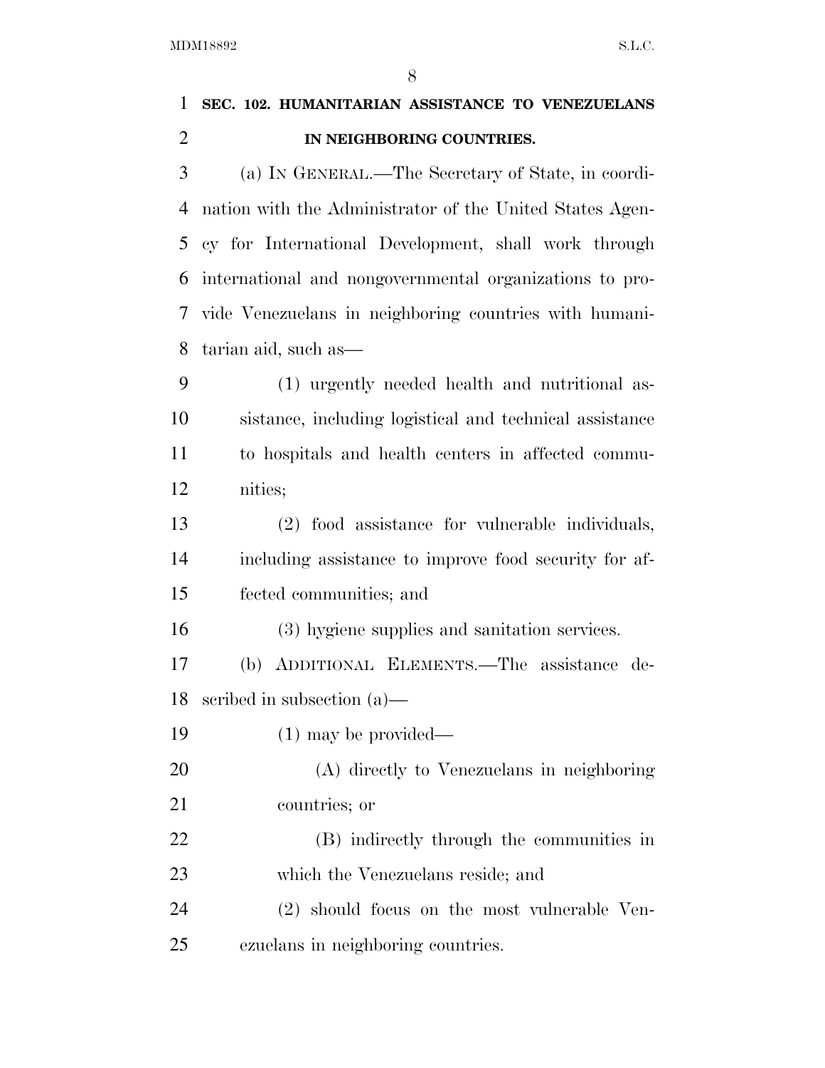## SEC. 102. HUMANITARIAN ASSISTANCE TO VENEZUELANS IN NEIGHBORING COUNTRIES.

(a) IN GENERAL.—The Secretary of State, in coordination with the Administrator of the United States Agency for International Development, shall work through international and nongovernmental organizations to provide Venezuelans in neighboring countries with humanitarian aid, such as—

(1) urgently needed health and nutritional assistance, including logistical and technical assistance to hospitals and health centers in affected communities;

(2) food assistance for vulnerable individuals, including assistance to improve food security for affected communities; and

(3) hygiene supplies and sanitation services.

(b) ADDITIONAL ELEMENTS.—The assistance described in subsection (a)—

(1) may be provided—

(A) directly to Venezuelans in neighboring countries; or

(B) indirectly through the communities in which the Venezuelans reside; and

(2) should focus on the most vulnerable Venezuelans in neighboring countries.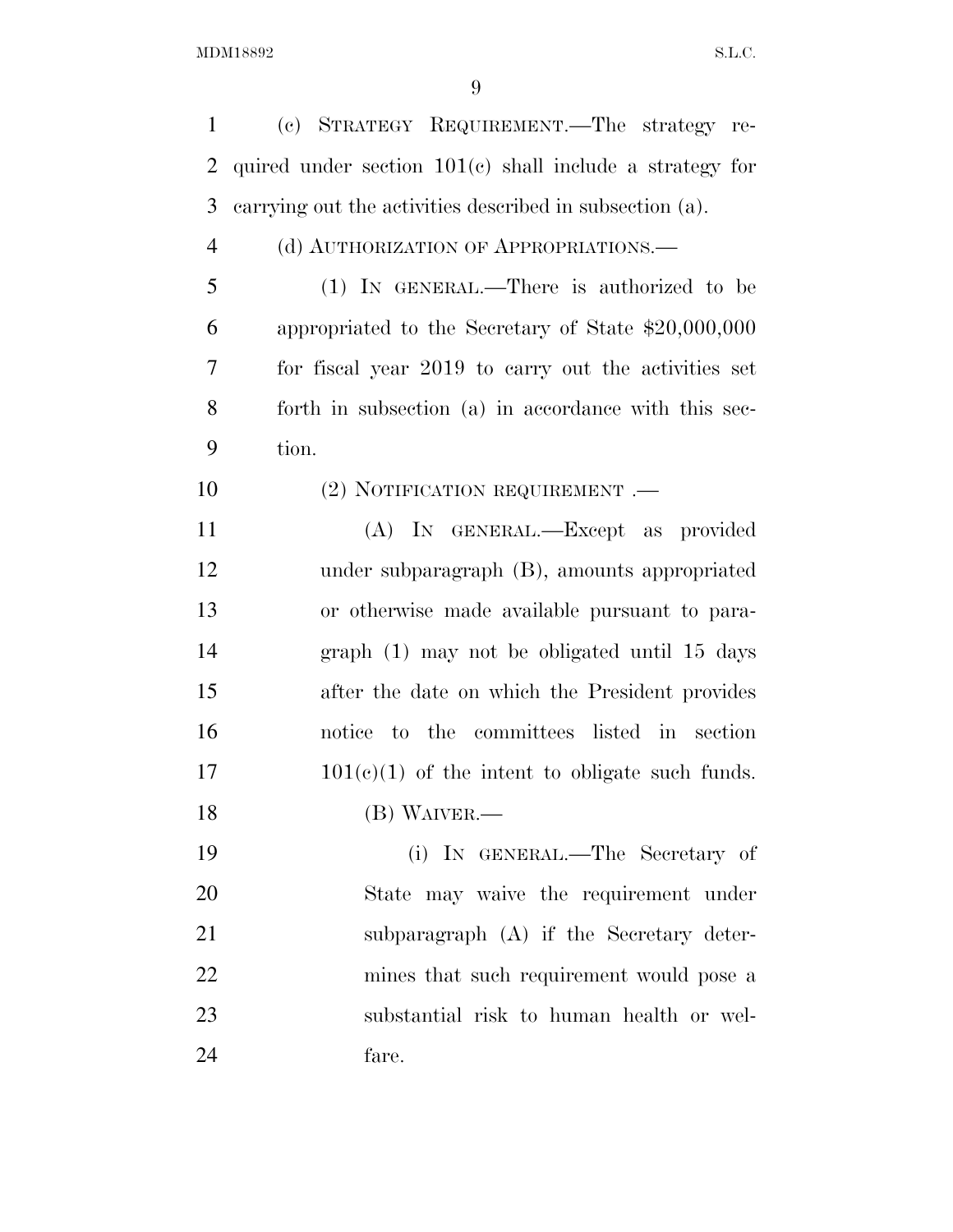(c) STRATEGY REQUIREMENT.—The strategy required under section 101(c) shall include a strategy for carrying out the activities described in subsection (a).

(d) AUTHORIZATION OF APPROPRIATIONS.—

(1) IN GENERAL.—There is authorized to be appropriated to the Secretary of State $20,000,000 for fiscal year 2019 to carry out the activities set forth in subsection (a) in accordance with this section.

(2) NOTIFICATION REQUIREMENT .—

(A) IN GENERAL.—Except as provided under subparagraph (B), amounts appropriated or otherwise made available pursuant to paragraph (1) may not be obligated until 15 days after the date on which the President provides notice to the committees listed in section 101(c)(1) of the intent to obligate such funds.

(B) WAIVER.—

(i) IN GENERAL.—The Secretary of State may waive the requirement under subparagraph (A) if the Secretary determines that such requirement would pose a substantial risk to human health or welfare.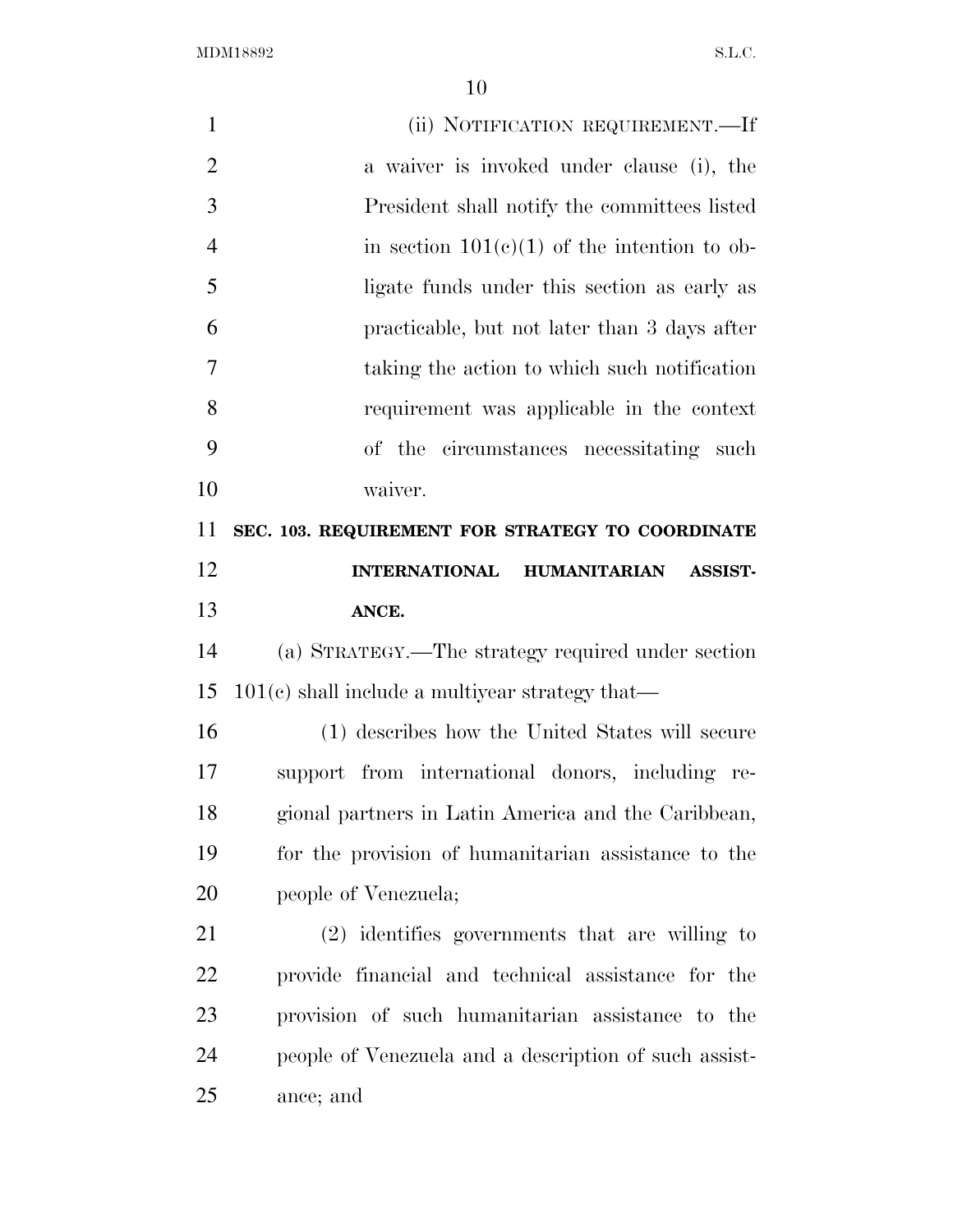(ii) NOTIFICATION REQUIREMENT.—If a waiver is invoked under clause (i), the President shall notify the committees listed in section 101(c)(1) of the intention to obligate funds under this section as early as practicable, but not later than 3 days after taking the action to which such notification requirement was applicable in the context of the circumstances necessitating such waiver.

## SEC. 103. REQUIREMENT FOR STRATEGY TO COORDINATE INTERNATIONAL HUMANITARIAN ASSISTANCE.

(a) STRATEGY.—The strategy required under section 101(c) shall include a multiyear strategy that—

(1) describes how the United States will secure support from international donors, including regional partners in Latin America and the Caribbean, for the provision of humanitarian assistance to the people of Venezuela;

(2) identifies governments that are willing to provide financial and technical assistance for the provision of such humanitarian assistance to the people of Venezuela and a description of such assistance; and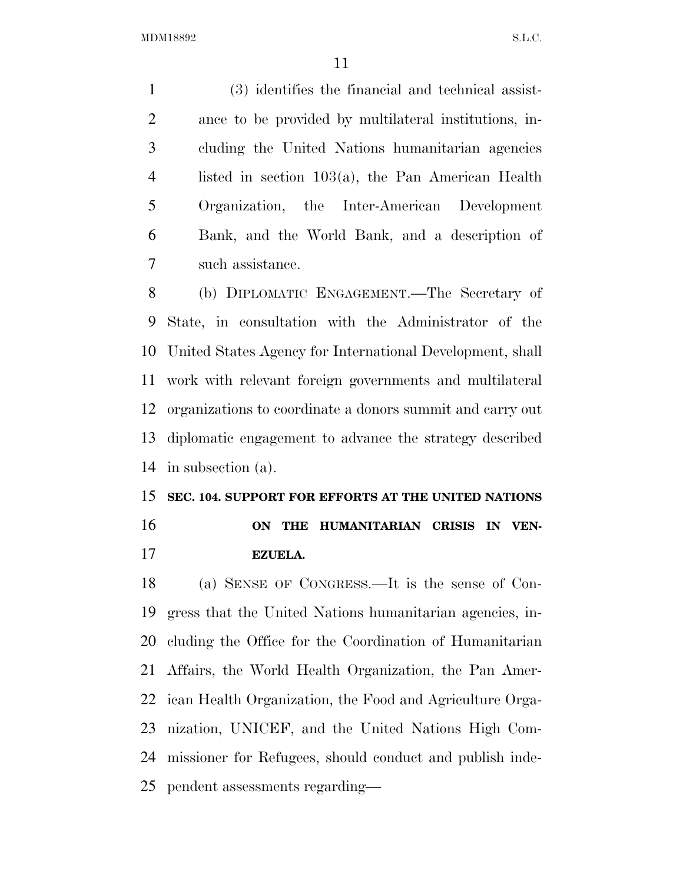(3) identifies the financial and technical assistance to be provided by multilateral institutions, including the United Nations humanitarian agencies listed in section 103(a), the Pan American Health Organization, the Inter-American Development Bank, and the World Bank, and a description of such assistance.

(b) DIPLOMATIC ENGAGEMENT.—The Secretary of State, in consultation with the Administrator of the United States Agency for International Development, shall work with relevant foreign governments and multilateral organizations to coordinate a donors summit and carry out diplomatic engagement to advance the strategy described in subsection (a).

### SEC. 104. SUPPORT FOR EFFORTS AT THE UNITED NATIONS ON THE HUMANITARIAN CRISIS IN VENEZUELA.

(a) SENSE OF CONGRESS.—It is the sense of Congress that the United Nations humanitarian agencies, including the Office for the Coordination of Humanitarian Affairs, the World Health Organization, the Pan American Health Organization, the Food and Agriculture Organization, UNICEF, and the United Nations High Commissioner for Refugees, should conduct and publish independent assessments regarding—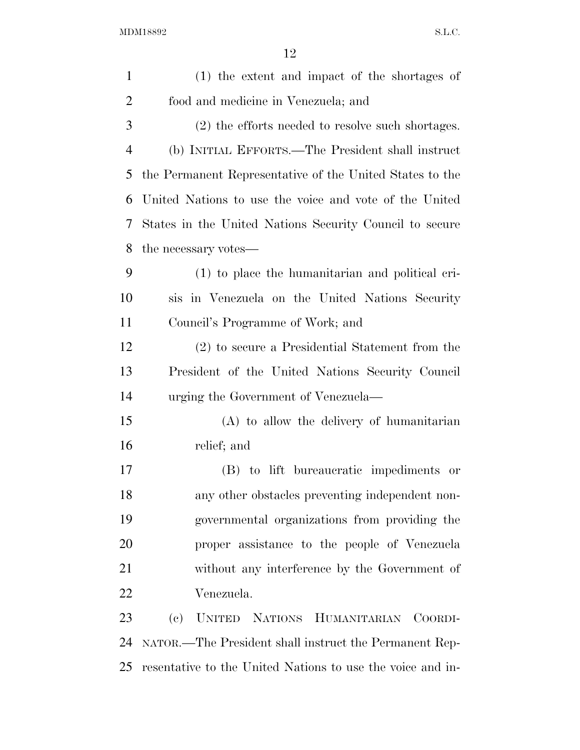(1) the extent and impact of the shortages of food and medicine in Venezuela; and

(2) the efforts needed to resolve such shortages.

(b) INITIAL EFFORTS.—The President shall instruct the Permanent Representative of the United States to the United Nations to use the voice and vote of the United States in the United Nations Security Council to secure the necessary votes—

(1) to place the humanitarian and political crisis in Venezuela on the United Nations Security Council's Programme of Work; and

(2) to secure a Presidential Statement from the President of the United Nations Security Council urging the Government of Venezuela—

(A) to allow the delivery of humanitarian relief; and

(B) to lift bureaucratic impediments or any other obstacles preventing independent nongovernmental organizations from providing the proper assistance to the people of Venezuela without any interference by the Government of Venezuela.

(c) UNITED NATIONS HUMANITARIAN COORDINATOR.—The President shall instruct the Permanent Representative to the United Nations to use the voice and in-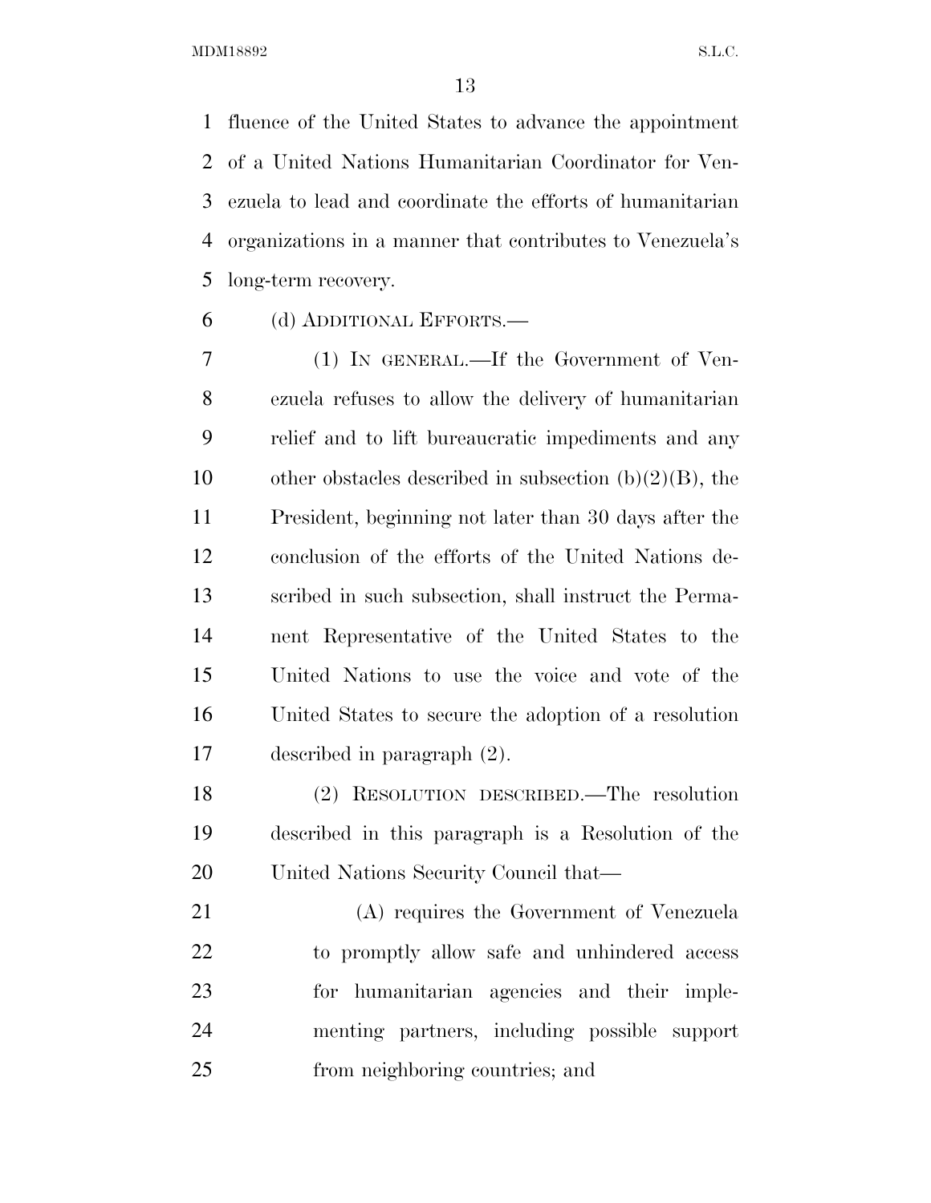fluence of the United States to advance the appointment of a United Nations Humanitarian Coordinator for Venezuela to lead and coordinate the efforts of humanitarian organizations in a manner that contributes to Venezuela's long-term recovery.

(d) ADDITIONAL EFFORTS.—

(1) IN GENERAL.—If the Government of Venezuela refuses to allow the delivery of humanitarian relief and to lift bureaucratic impediments and any other obstacles described in subsection (b)(2)(B), the President, beginning not later than 30 days after the conclusion of the efforts of the United Nations described in such subsection, shall instruct the Permanent Representative of the United States to the United Nations to use the voice and vote of the United States to secure the adoption of a resolution described in paragraph (2).

(2) RESOLUTION DESCRIBED.—The resolution described in this paragraph is a Resolution of the United Nations Security Council that—

(A) requires the Government of Venezuela to promptly allow safe and unhindered access for humanitarian agencies and their implementing partners, including possible support from neighboring countries; and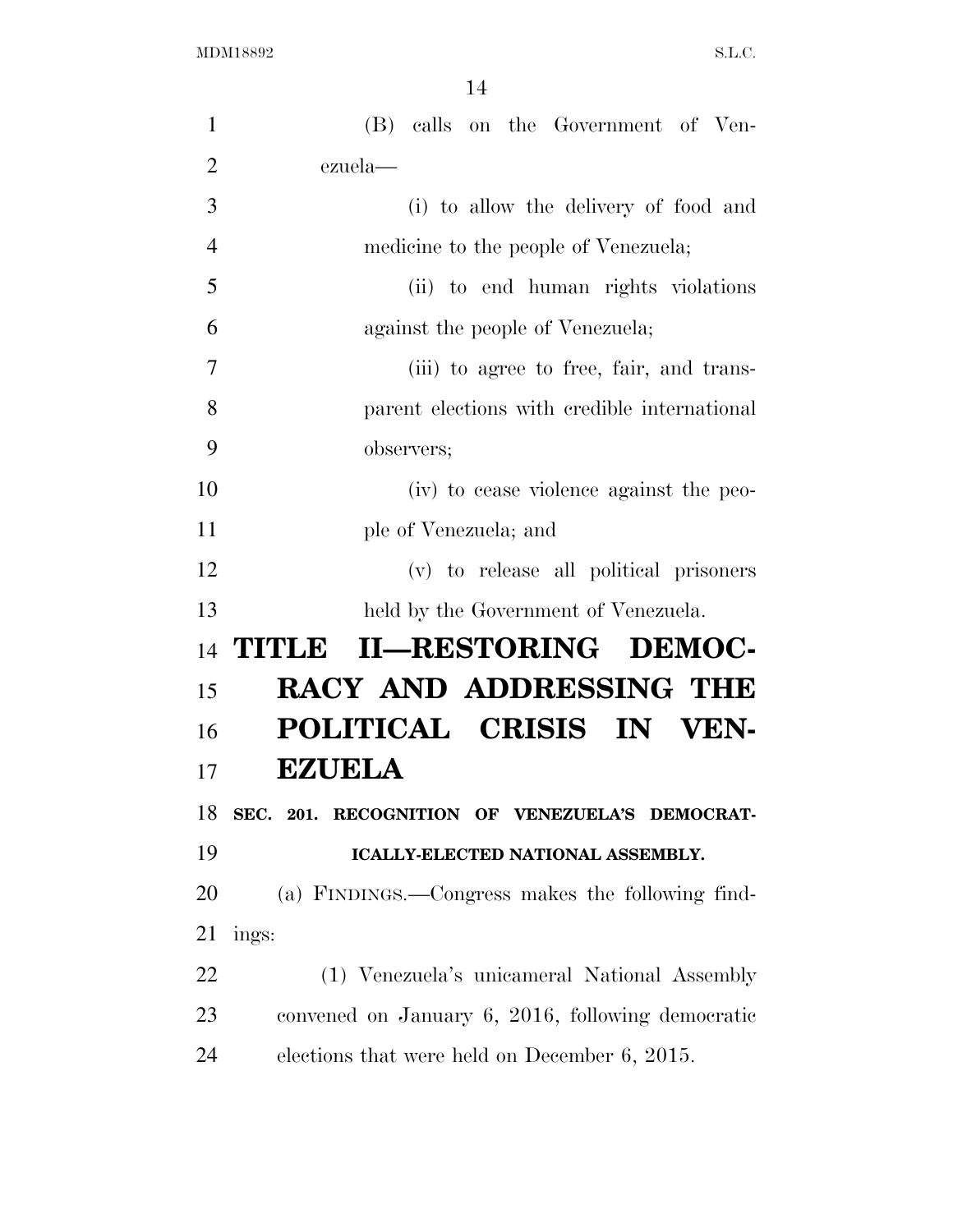(B) calls on the Government of Venezuela—

(i) to allow the delivery of food and medicine to the people of Venezuela;

(ii) to end human rights violations against the people of Venezuela;

(iii) to agree to free, fair, and transparent elections with credible international observers;

(iv) to cease violence against the people of Venezuela; and

(v) to release all political prisoners held by the Government of Venezuela.

# TITLE II—RESTORING DEMOCRACY AND ADDRESSING THE POLITICAL CRISIS IN VENEZUELA

## SEC. 201. RECOGNITION OF VENEZUELA'S DEMOCRATICALLY-ELECTED NATIONAL ASSEMBLY.

(a) FINDINGS.—Congress makes the following findings:

(1) Venezuela's unicameral National Assembly convened on January 6, 2016, following democratic elections that were held on December 6, 2015.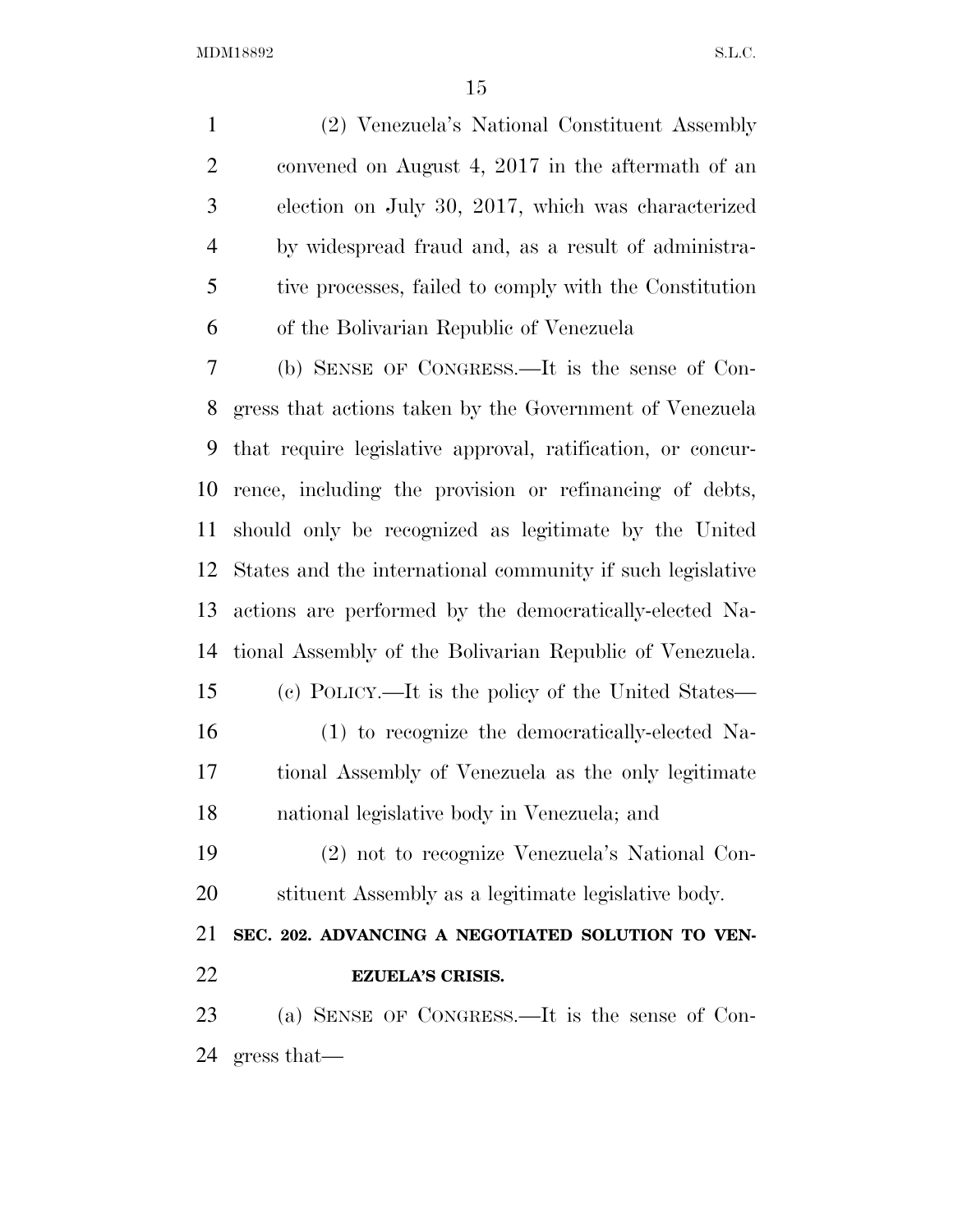(2) Venezuela's National Constituent Assembly convened on August 4, 2017 in the aftermath of an election on July 30, 2017, which was characterized by widespread fraud and, as a result of administrative processes, failed to comply with the Constitution of the Bolivarian Republic of Venezuela

(b) SENSE OF CONGRESS.—It is the sense of Congress that actions taken by the Government of Venezuela that require legislative approval, ratification, or concurrence, including the provision or refinancing of debts, should only be recognized as legitimate by the United States and the international community if such legislative actions are performed by the democratically-elected National Assembly of the Bolivarian Republic of Venezuela.

(c) POLICY.—It is the policy of the United States—

(1) to recognize the democratically-elected National Assembly of Venezuela as the only legitimate national legislative body in Venezuela; and

(2) not to recognize Venezuela's National Constituent Assembly as a legitimate legislative body.

**SEC. 202. ADVANCING A NEGOTIATED SOLUTION TO VENEZUELA'S CRISIS.**

(a) SENSE OF CONGRESS.—It is the sense of Congress that—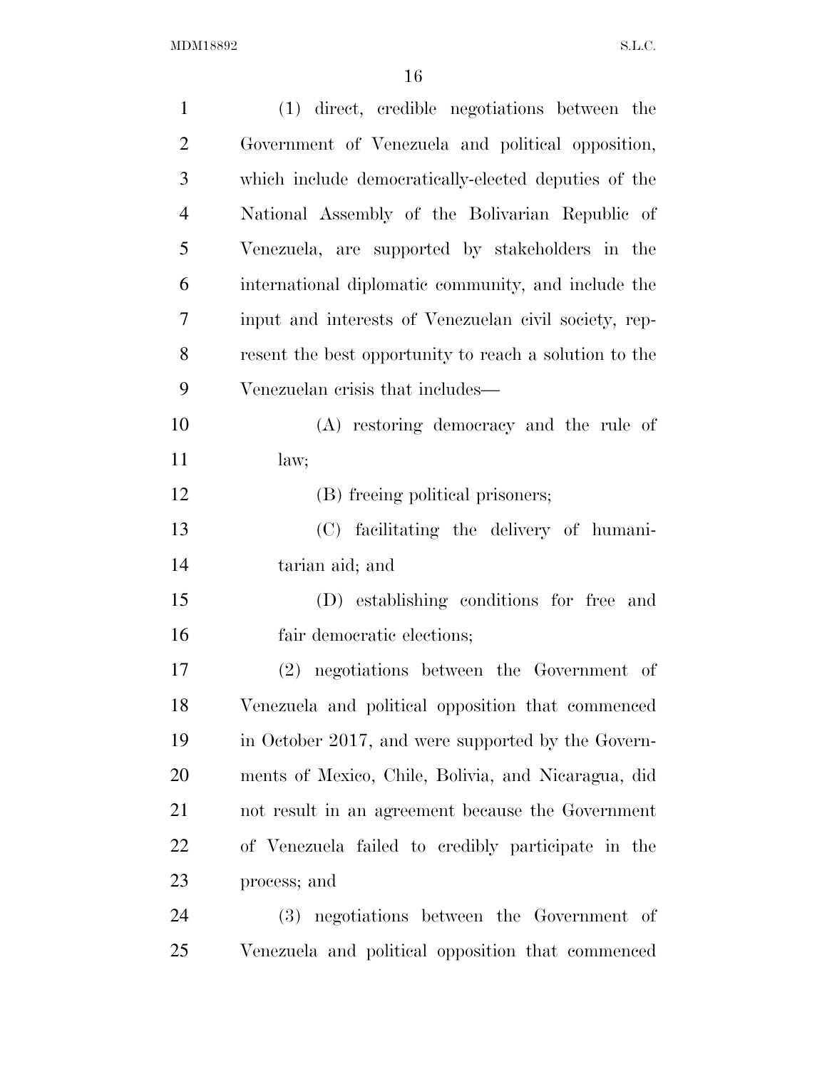(1) direct, credible negotiations between the Government of Venezuela and political opposition, which include democratically-elected deputies of the National Assembly of the Bolivarian Republic of Venezuela, are supported by stakeholders in the international diplomatic community, and include the input and interests of Venezuelan civil society, represent the best opportunity to reach a solution to the Venezuelan crisis that includes—

(A) restoring democracy and the rule of law;

(B) freeing political prisoners;

(C) facilitating the delivery of humanitarian aid; and

(D) establishing conditions for free and fair democratic elections;

(2) negotiations between the Government of Venezuela and political opposition that commenced in October 2017, and were supported by the Governments of Mexico, Chile, Bolivia, and Nicaragua, did not result in an agreement because the Government of Venezuela failed to credibly participate in the process; and

(3) negotiations between the Government of Venezuela and political opposition that commenced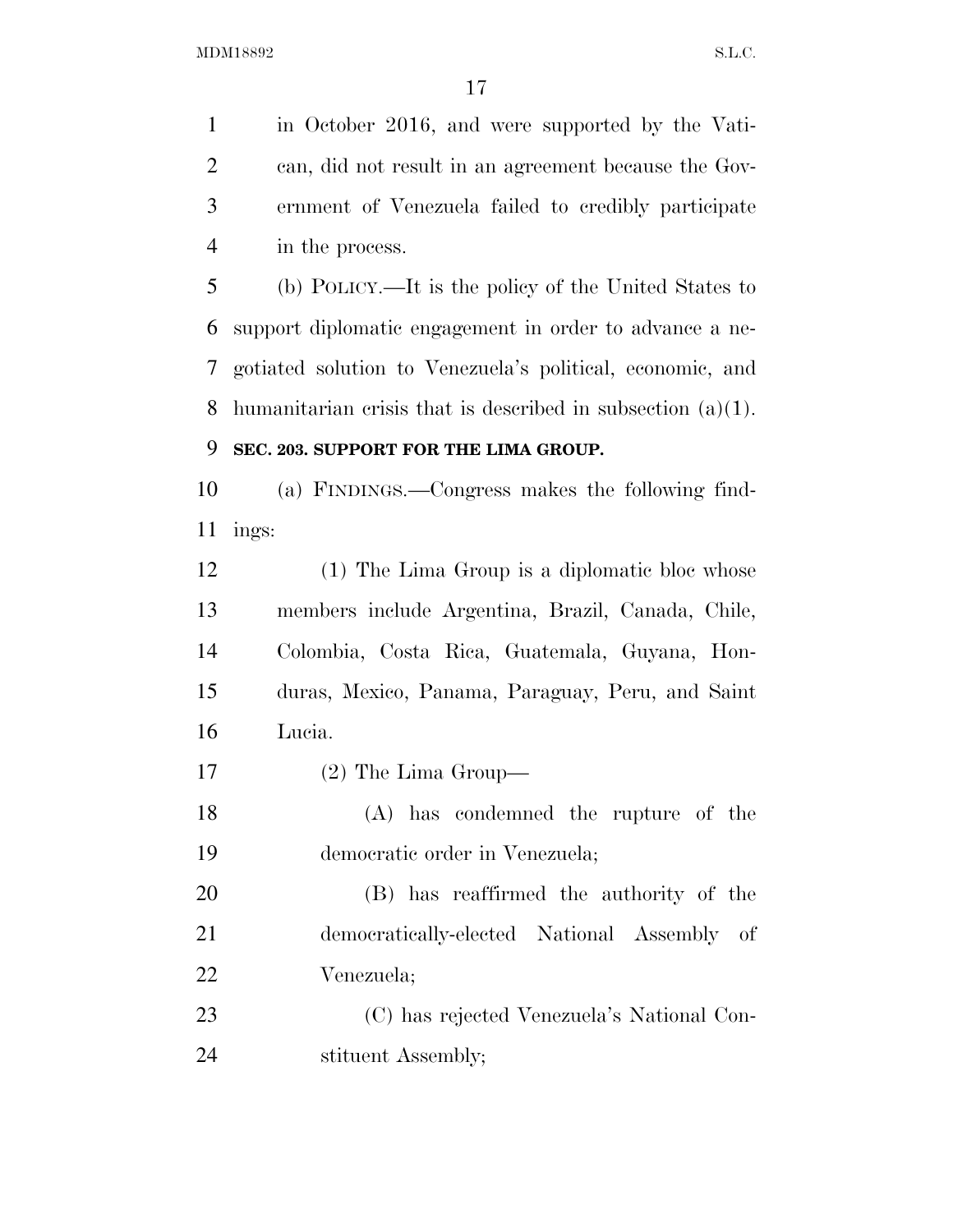in October 2016, and were supported by the Vatican, did not result in an agreement because the Government of Venezuela failed to credibly participate in the process.

(b) POLICY.—It is the policy of the United States to support diplomatic engagement in order to advance a negotiated solution to Venezuela's political, economic, and humanitarian crisis that is described in subsection (a)(1).

**SEC. 203. SUPPORT FOR THE LIMA GROUP.**

(a) FINDINGS.—Congress makes the following findings:

(1) The Lima Group is a diplomatic bloc whose members include Argentina, Brazil, Canada, Chile, Colombia, Costa Rica, Guatemala, Guyana, Honduras, Mexico, Panama, Paraguay, Peru, and Saint Lucia.

(2) The Lima Group—

(A) has condemned the rupture of the democratic order in Venezuela;

(B) has reaffirmed the authority of the democratically-elected National Assembly of Venezuela;

(C) has rejected Venezuela's National Constituent Assembly;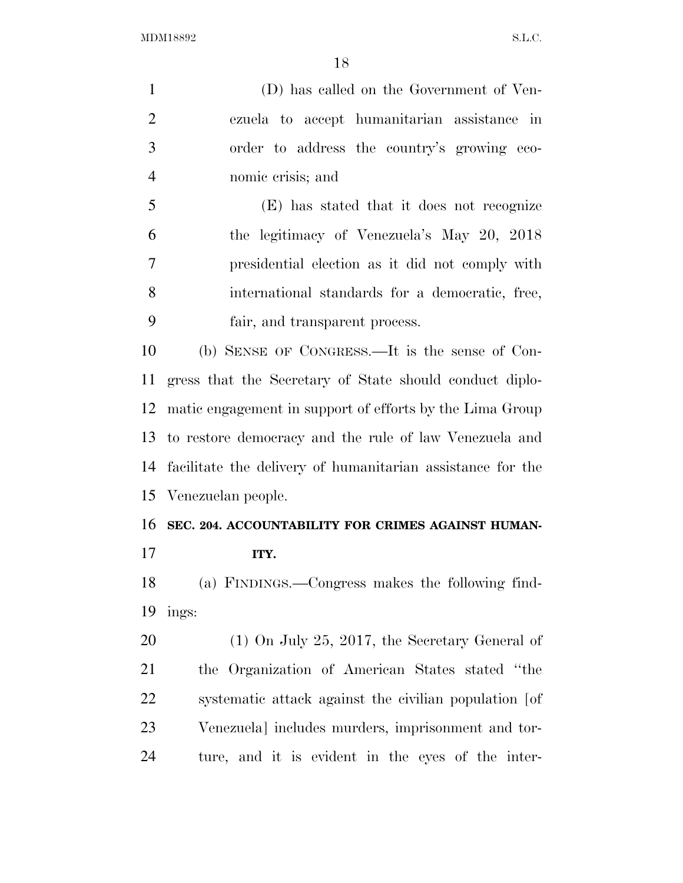(D) has called on the Government of Venezuela to accept humanitarian assistance in order to address the country's growing economic crisis; and

(E) has stated that it does not recognize the legitimacy of Venezuela's May 20, 2018 presidential election as it did not comply with international standards for a democratic, free, fair, and transparent process.

(b) SENSE OF CONGRESS.—It is the sense of Congress that the Secretary of State should conduct diplomatic engagement in support of efforts by the Lima Group to restore democracy and the rule of law Venezuela and facilitate the delivery of humanitarian assistance for the Venezuelan people.

**SEC. 204. ACCOUNTABILITY FOR CRIMES AGAINST HUMANITY.**

(a) FINDINGS.—Congress makes the following findings:

(1) On July 25, 2017, the Secretary General of the Organization of American States stated "the systematic attack against the civilian population [of Venezuela] includes murders, imprisonment and torture, and it is evident in the eyes of the inter-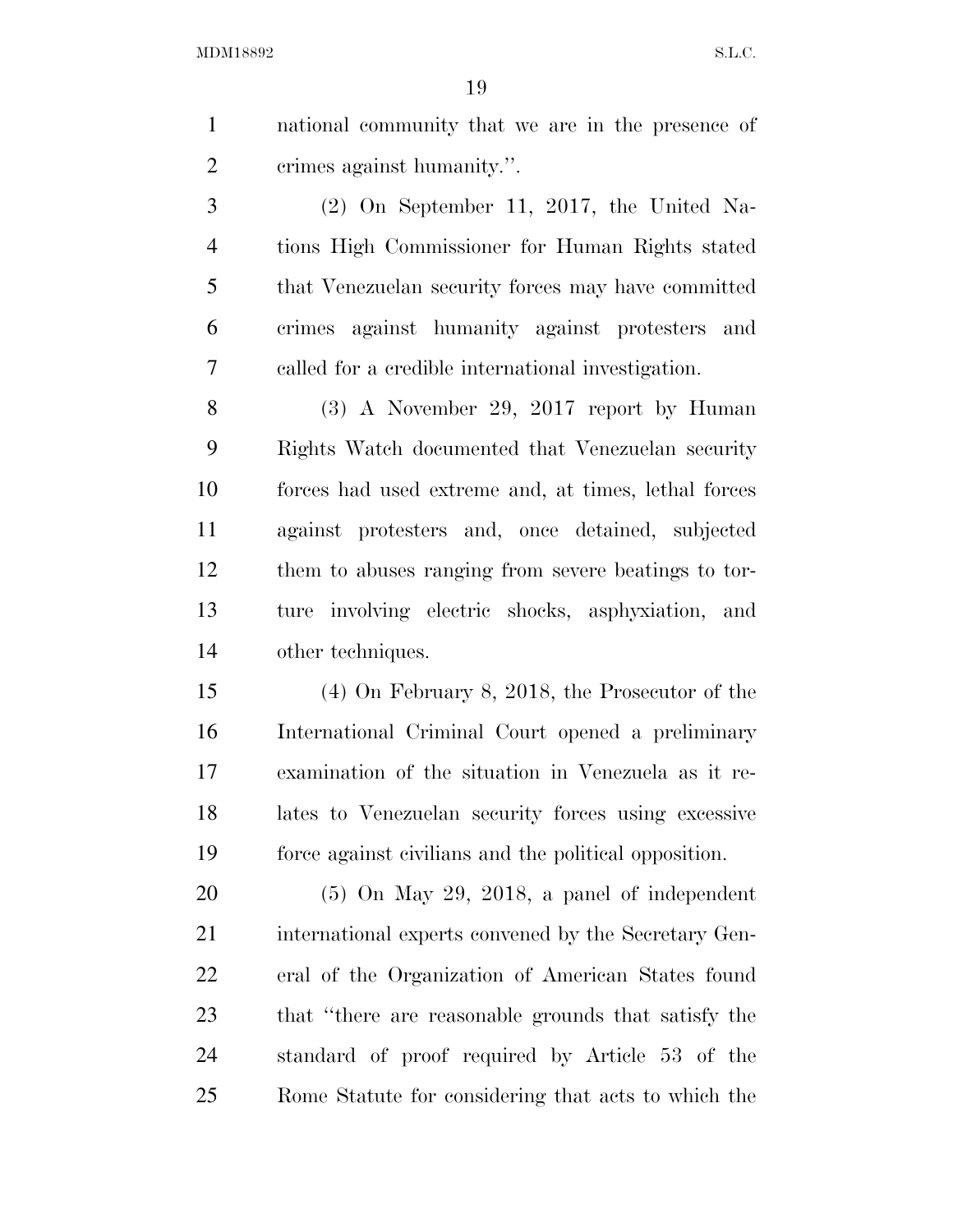national community that we are in the presence of crimes against humanity.''.

(2) On September 11, 2017, the United Nations High Commissioner for Human Rights stated that Venezuelan security forces may have committed crimes against humanity against protesters and called for a credible international investigation.

(3) A November 29, 2017 report by Human Rights Watch documented that Venezuelan security forces had used extreme and, at times, lethal forces against protesters and, once detained, subjected them to abuses ranging from severe beatings to torture involving electric shocks, asphyxiation, and other techniques.

(4) On February 8, 2018, the Prosecutor of the International Criminal Court opened a preliminary examination of the situation in Venezuela as it relates to Venezuelan security forces using excessive force against civilians and the political opposition.

(5) On May 29, 2018, a panel of independent international experts convened by the Secretary General of the Organization of American States found that ''there are reasonable grounds that satisfy the standard of proof required by Article 53 of the Rome Statute for considering that acts to which the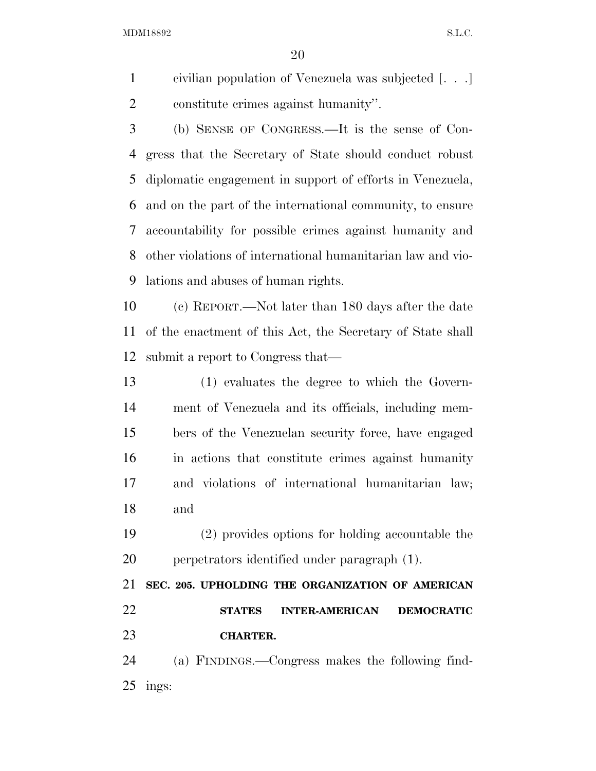civilian population of Venezuela was subjected [. . .] constitute crimes against humanity''.

(b) SENSE OF CONGRESS.—It is the sense of Congress that the Secretary of State should conduct robust diplomatic engagement in support of efforts in Venezuela, and on the part of the international community, to ensure accountability for possible crimes against humanity and other violations of international humanitarian law and violations and abuses of human rights.

(c) REPORT.—Not later than 180 days after the date of the enactment of this Act, the Secretary of State shall submit a report to Congress that—

(1) evaluates the degree to which the Government of Venezuela and its officials, including members of the Venezuelan security force, have engaged in actions that constitute crimes against humanity and violations of international humanitarian law; and

(2) provides options for holding accountable the perpetrators identified under paragraph (1).

**SEC. 205. UPHOLDING THE ORGANIZATION OF AMERICAN STATES INTER-AMERICAN DEMOCRATIC CHARTER.**

(a) FINDINGS.—Congress makes the following findings: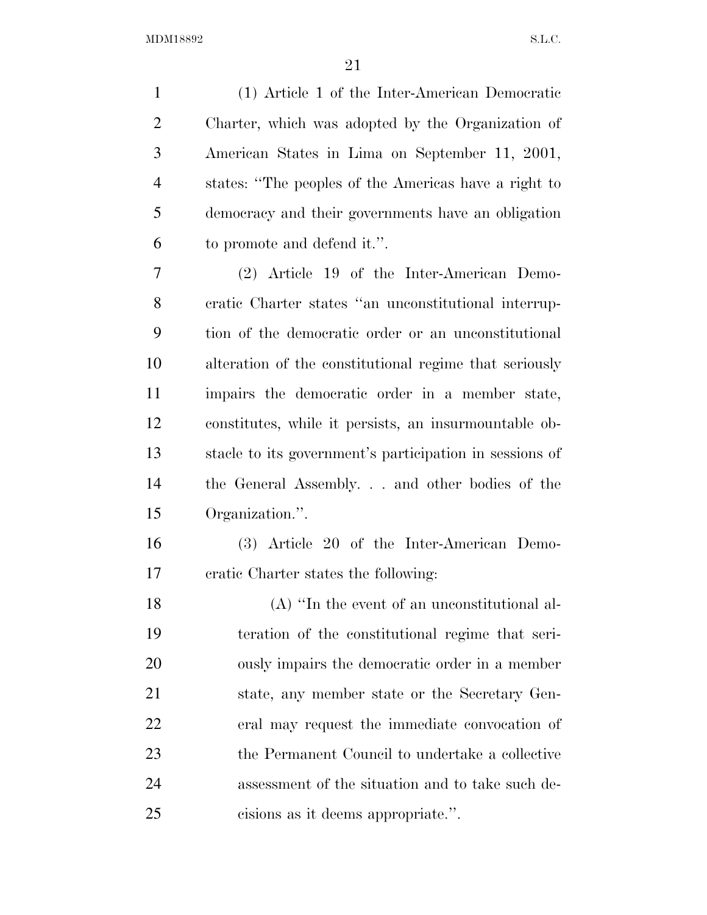(1) Article 1 of the Inter-American Democratic Charter, which was adopted by the Organization of American States in Lima on September 11, 2001, states: ''The peoples of the Americas have a right to democracy and their governments have an obligation to promote and defend it.''.

(2) Article 19 of the Inter-American Democratic Charter states ''an unconstitutional interruption of the democratic order or an unconstitutional alteration of the constitutional regime that seriously impairs the democratic order in a member state, constitutes, while it persists, an insurmountable obstacle to its government's participation in sessions of the General Assembly. . . and other bodies of the Organization.''.

(3) Article 20 of the Inter-American Democratic Charter states the following:

(A) ''In the event of an unconstitutional alteration of the constitutional regime that seriously impairs the democratic order in a member state, any member state or the Secretary General may request the immediate convocation of the Permanent Council to undertake a collective assessment of the situation and to take such decisions as it deems appropriate.''.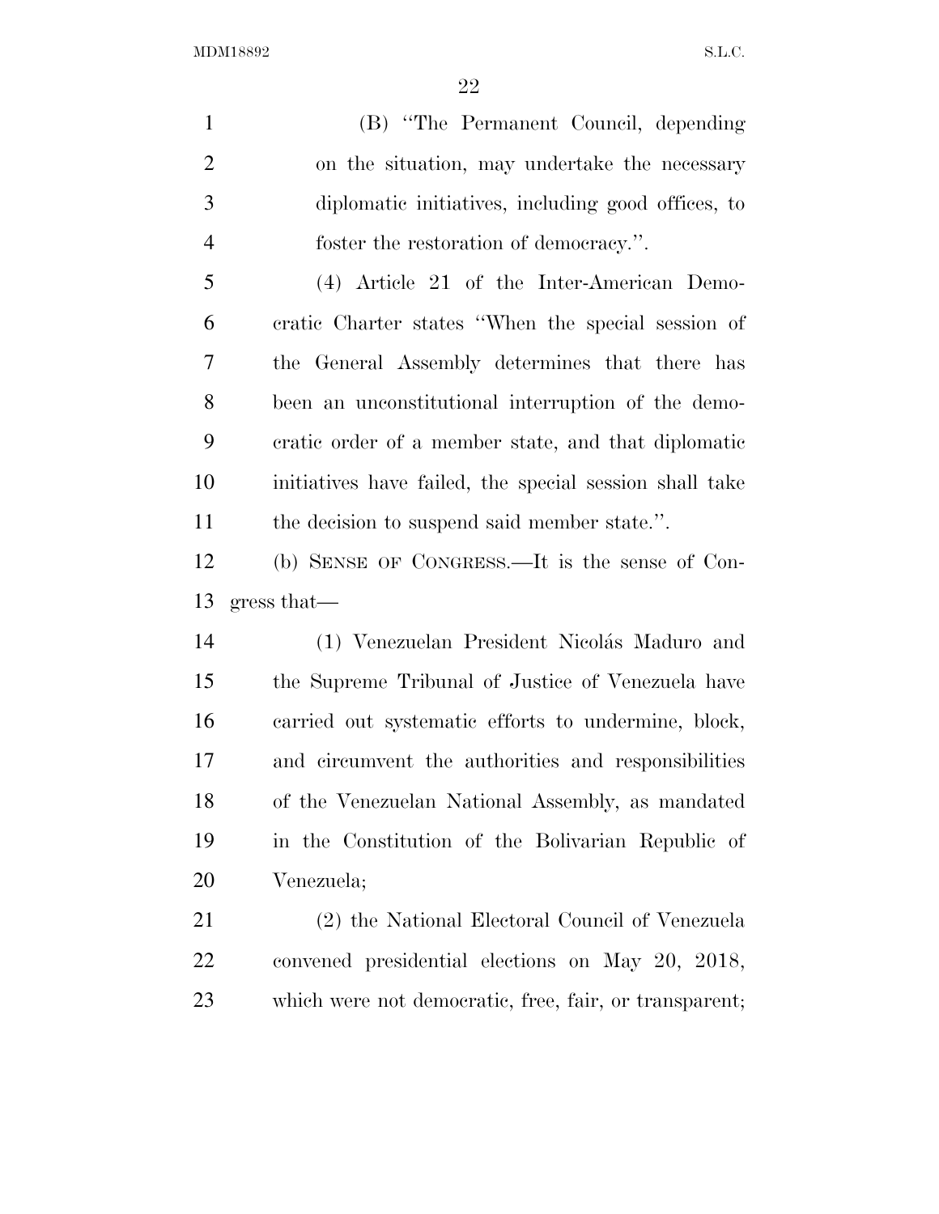(B) "The Permanent Council, depending on the situation, may undertake the necessary diplomatic initiatives, including good offices, to foster the restoration of democracy.".

(4) Article 21 of the Inter-American Democratic Charter states "When the special session of the General Assembly determines that there has been an unconstitutional interruption of the democratic order of a member state, and that diplomatic initiatives have failed, the special session shall take the decision to suspend said member state.".

(b) SENSE OF CONGRESS.—It is the sense of Congress that—

(1) Venezuelan President Nicolás Maduro and the Supreme Tribunal of Justice of Venezuela have carried out systematic efforts to undermine, block, and circumvent the authorities and responsibilities of the Venezuelan National Assembly, as mandated in the Constitution of the Bolivarian Republic of Venezuela;

(2) the National Electoral Council of Venezuela convened presidential elections on May 20, 2018, which were not democratic, free, fair, or transparent;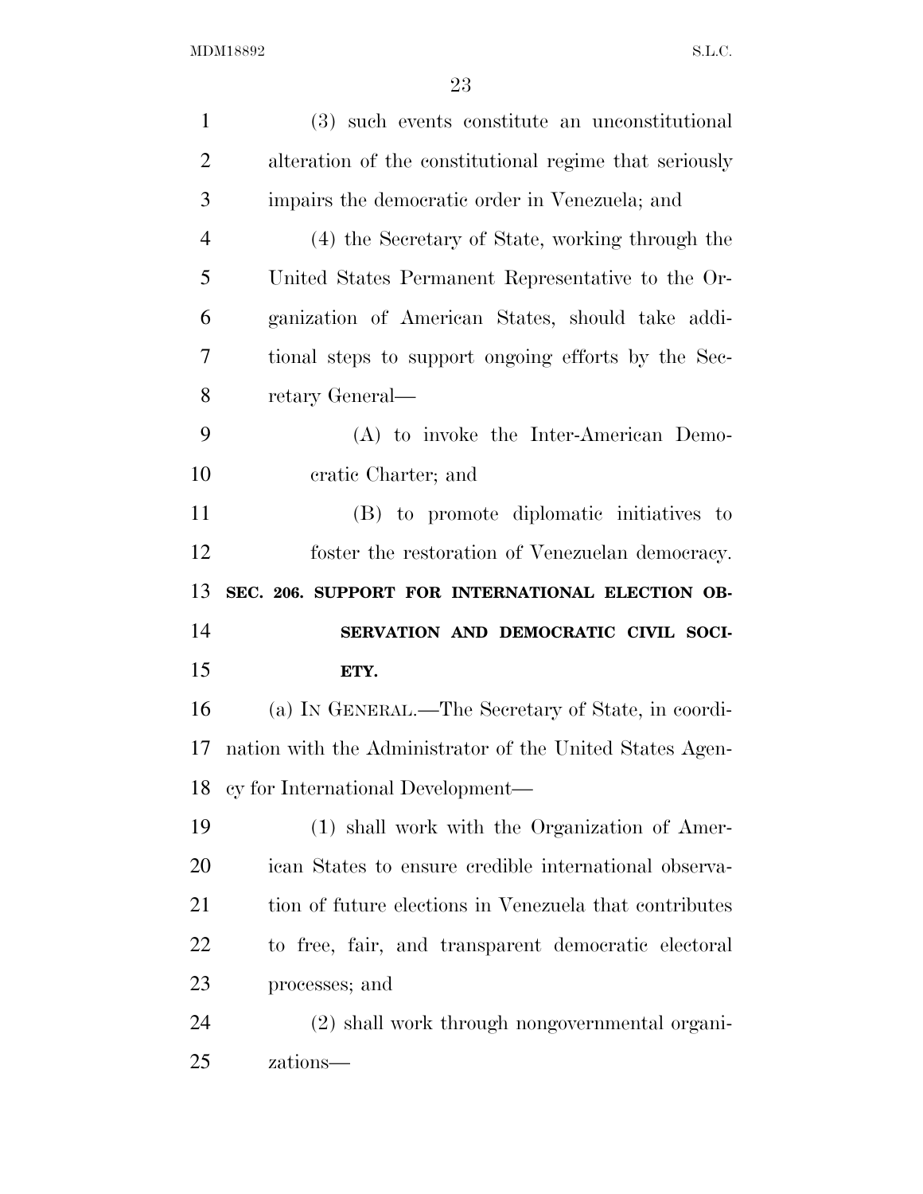(3) such events constitute an unconstitutional alteration of the constitutional regime that seriously impairs the democratic order in Venezuela; and

(4) the Secretary of State, working through the United States Permanent Representative to the Organization of American States, should take additional steps to support ongoing efforts by the Secretary General—

(A) to invoke the Inter-American Democratic Charter; and

(B) to promote diplomatic initiatives to foster the restoration of Venezuelan democracy.

**SEC. 206. SUPPORT FOR INTERNATIONAL ELECTION OBSERVATION AND DEMOCRATIC CIVIL SOCIETY.**

(a) IN GENERAL.—The Secretary of State, in coordination with the Administrator of the United States Agency for International Development—

(1) shall work with the Organization of American States to ensure credible international observation of future elections in Venezuela that contributes to free, fair, and transparent democratic electoral processes; and

(2) shall work through nongovernmental organizations—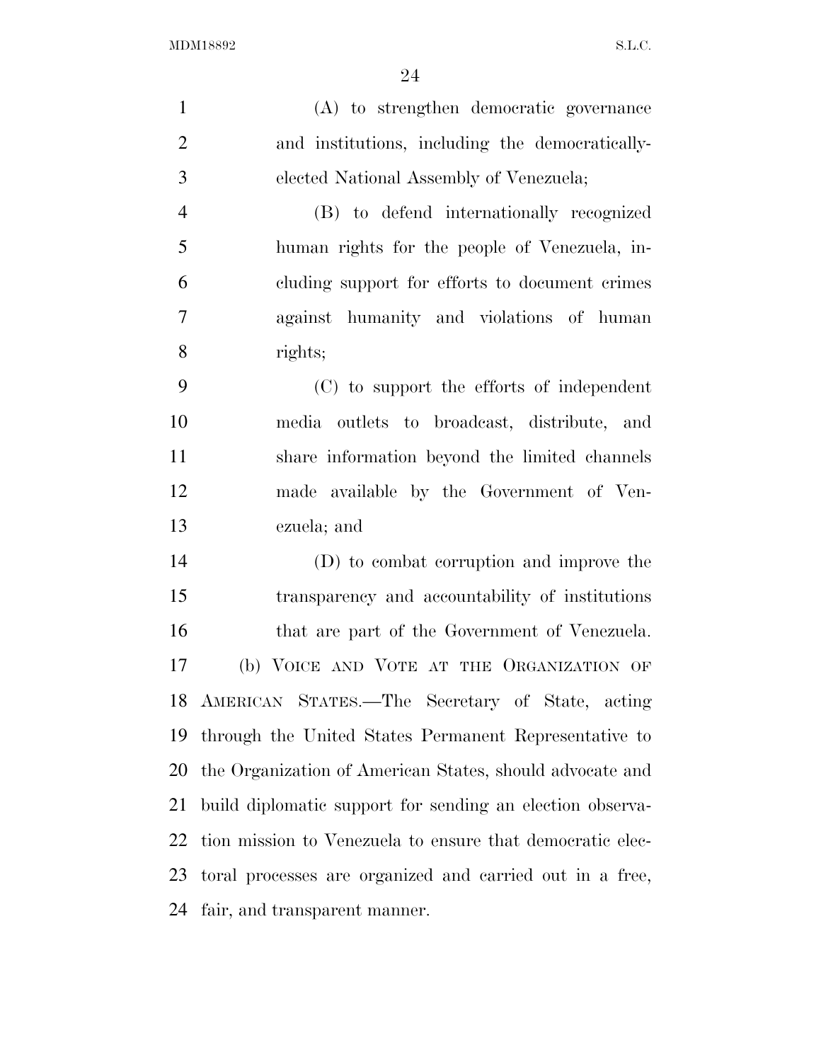(A) to strengthen democratic governance and institutions, including the democratically-elected National Assembly of Venezuela;

(B) to defend internationally recognized human rights for the people of Venezuela, including support for efforts to document crimes against humanity and violations of human rights;

(C) to support the efforts of independent media outlets to broadcast, distribute, and share information beyond the limited channels made available by the Government of Venezuela; and

(D) to combat corruption and improve the transparency and accountability of institutions that are part of the Government of Venezuela.

(b) VOICE AND VOTE AT THE ORGANIZATION OF AMERICAN STATES.—The Secretary of State, acting through the United States Permanent Representative to the Organization of American States, should advocate and build diplomatic support for sending an election observation mission to Venezuela to ensure that democratic electoral processes are organized and carried out in a free, fair, and transparent manner.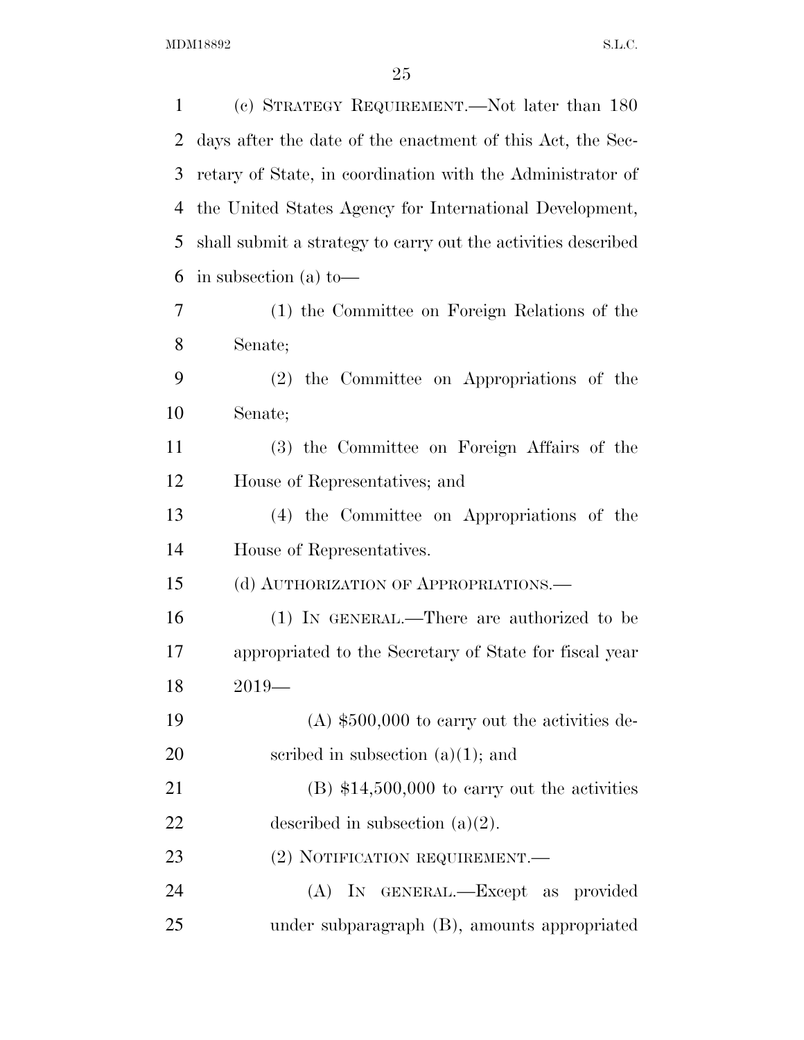(c) STRATEGY REQUIREMENT.—Not later than 180 days after the date of the enactment of this Act, the Secretary of State, in coordination with the Administrator of the United States Agency for International Development, shall submit a strategy to carry out the activities described in subsection (a) to—

(1) the Committee on Foreign Relations of the Senate;

(2) the Committee on Appropriations of the Senate;

(3) the Committee on Foreign Affairs of the House of Representatives; and

(4) the Committee on Appropriations of the House of Representatives.

(d) AUTHORIZATION OF APPROPRIATIONS.—

(1) IN GENERAL.—There are authorized to be appropriated to the Secretary of State for fiscal year 2019—

(A) $500,000 to carry out the activities described in subsection (a)(1); and

(B) $14,500,000 to carry out the activities described in subsection (a)(2).

(2) NOTIFICATION REQUIREMENT.—

(A) IN GENERAL.—Except as provided under subparagraph (B), amounts appropriated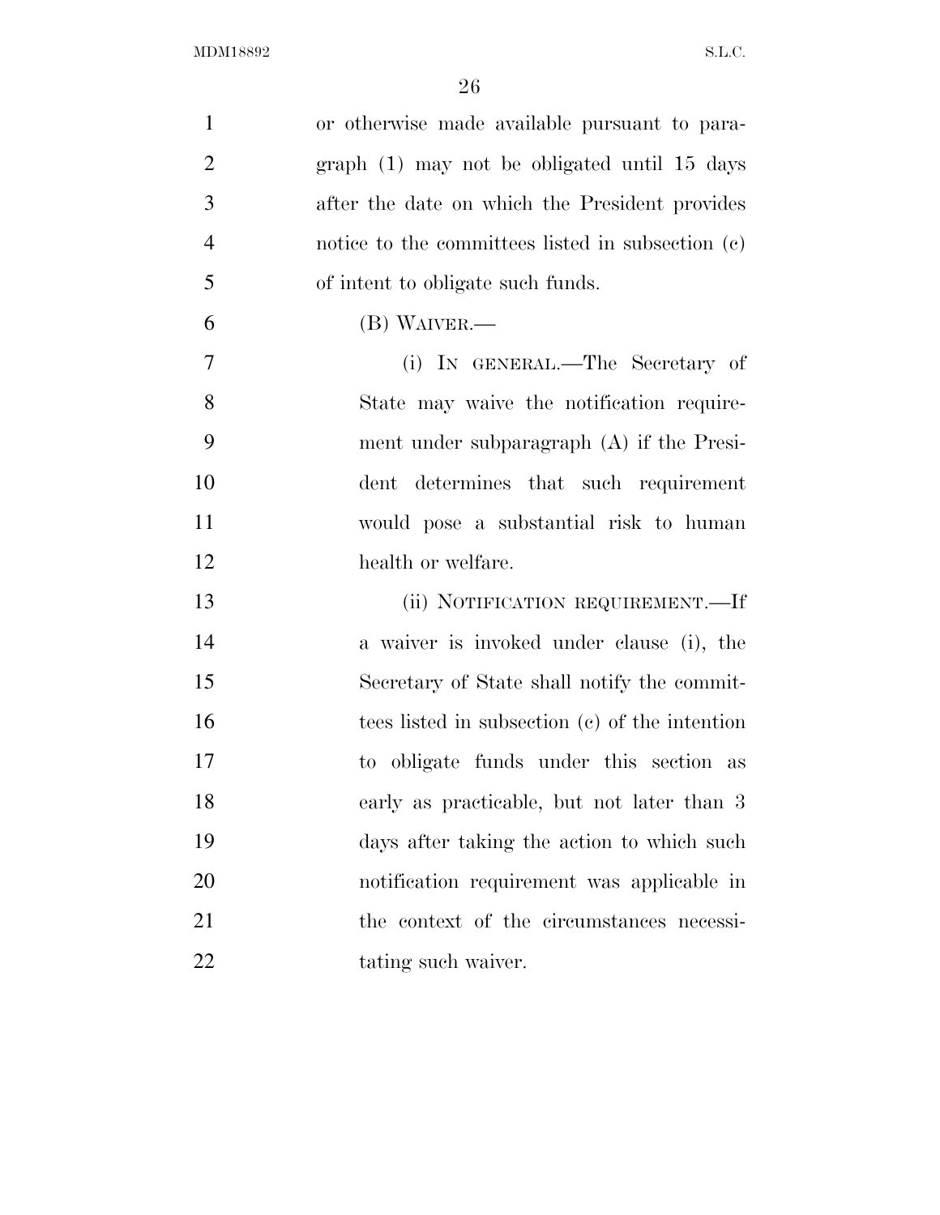or otherwise made available pursuant to paragraph (1) may not be obligated until 15 days after the date on which the President provides notice to the committees listed in subsection (c) of intent to obligate such funds.

(B) WAIVER.—

(i) IN GENERAL.—The Secretary of State may waive the notification requirement under subparagraph (A) if the President determines that such requirement would pose a substantial risk to human health or welfare.

(ii) NOTIFICATION REQUIREMENT.—If a waiver is invoked under clause (i), the Secretary of State shall notify the committees listed in subsection (c) of the intention to obligate funds under this section as early as practicable, but not later than 3 days after taking the action to which such notification requirement was applicable in the context of the circumstances necessitating such waiver.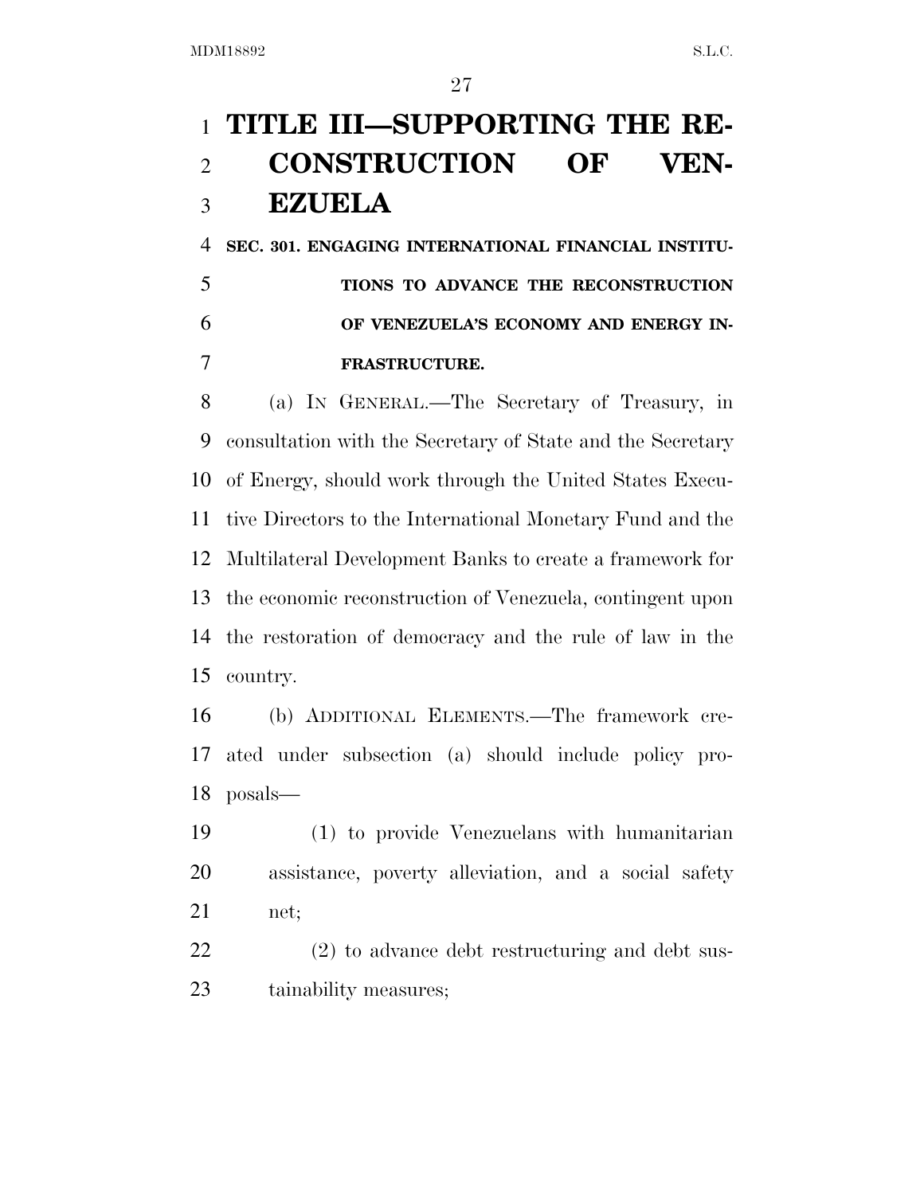# TITLE III—SUPPORTING THE RECONSTRUCTION OF VENEZUELA

**SEC. 301. ENGAGING INTERNATIONAL FINANCIAL INSTITUTIONS TO ADVANCE THE RECONSTRUCTION OF VENEZUELA'S ECONOMY AND ENERGY INFRASTRUCTURE.**

(a) IN GENERAL.—The Secretary of Treasury, in consultation with the Secretary of State and the Secretary of Energy, should work through the United States Executive Directors to the International Monetary Fund and the Multilateral Development Banks to create a framework for the economic reconstruction of Venezuela, contingent upon the restoration of democracy and the rule of law in the country.

(b) ADDITIONAL ELEMENTS.—The framework created under subsection (a) should include policy proposals—

(1) to provide Venezuelans with humanitarian assistance, poverty alleviation, and a social safety net;

(2) to advance debt restructuring and debt sustainability measures;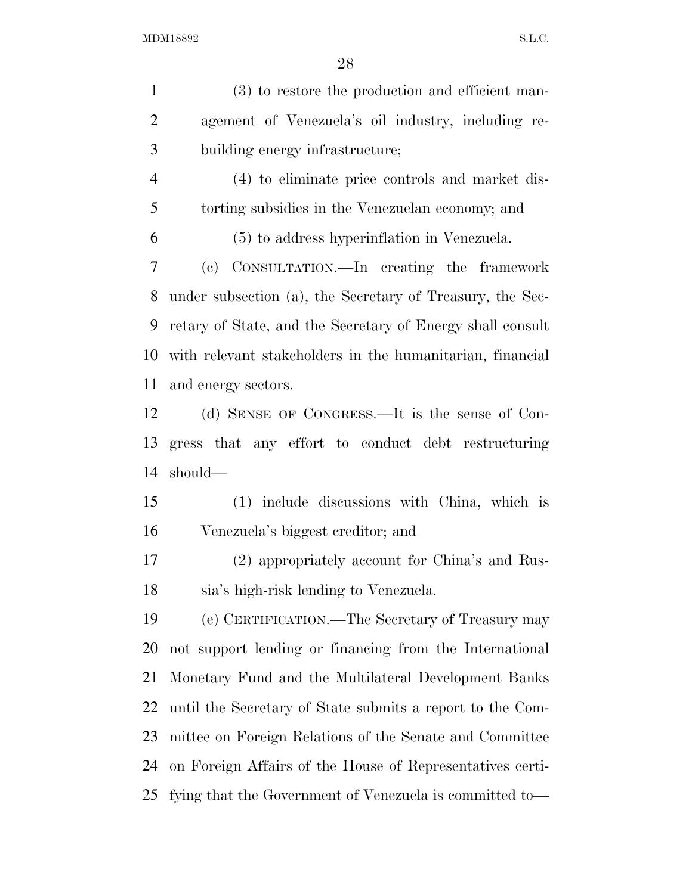(3) to restore the production and efficient management of Venezuela's oil industry, including rebuilding energy infrastructure;

(4) to eliminate price controls and market distorting subsidies in the Venezuelan economy; and

(5) to address hyperinflation in Venezuela.

(c) CONSULTATION.—In creating the framework under subsection (a), the Secretary of Treasury, the Secretary of State, and the Secretary of Energy shall consult with relevant stakeholders in the humanitarian, financial and energy sectors.

(d) SENSE OF CONGRESS.—It is the sense of Congress that any effort to conduct debt restructuring should—

(1) include discussions with China, which is Venezuela's biggest creditor; and

(2) appropriately account for China's and Russia's high-risk lending to Venezuela.

(e) CERTIFICATION.—The Secretary of Treasury may not support lending or financing from the International Monetary Fund and the Multilateral Development Banks until the Secretary of State submits a report to the Committee on Foreign Relations of the Senate and Committee on Foreign Affairs of the House of Representatives certifying that the Government of Venezuela is committed to—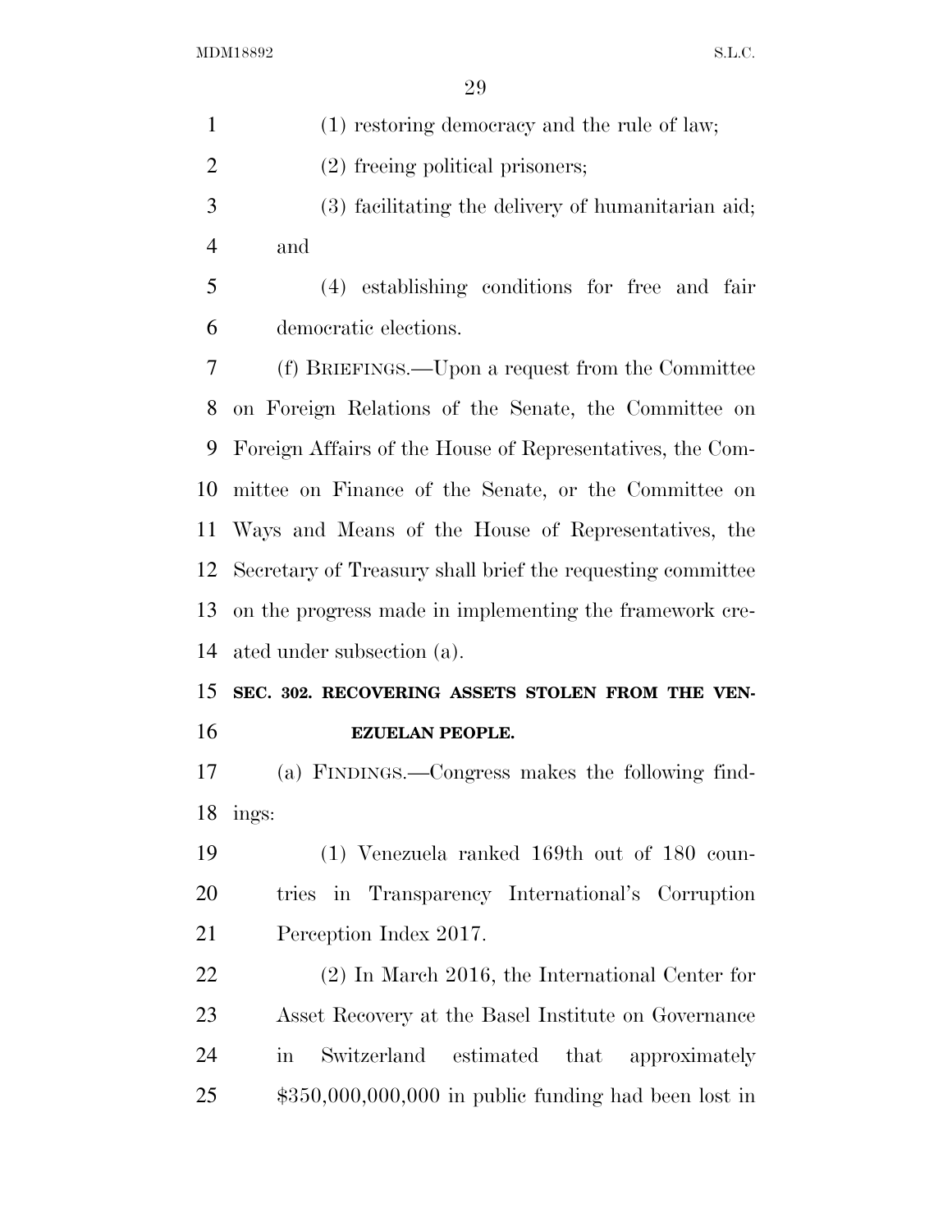(1) restoring democracy and the rule of law;

(2) freeing political prisoners;

(3) facilitating the delivery of humanitarian aid; and

(4) establishing conditions for free and fair democratic elections.

(f) BRIEFINGS.—Upon a request from the Committee on Foreign Relations of the Senate, the Committee on Foreign Affairs of the House of Representatives, the Committee on Finance of the Senate, or the Committee on Ways and Means of the House of Representatives, the Secretary of Treasury shall brief the requesting committee on the progress made in implementing the framework created under subsection (a).

**SEC. 302. RECOVERING ASSETS STOLEN FROM THE VENEZUELAN PEOPLE.**

(a) FINDINGS.—Congress makes the following findings:

(1) Venezuela ranked 169th out of 180 countries in Transparency International's Corruption Perception Index 2017.

(2) In March 2016, the International Center for Asset Recovery at the Basel Institute on Governance in Switzerland estimated that approximately $350,000,000,000 in public funding had been lost in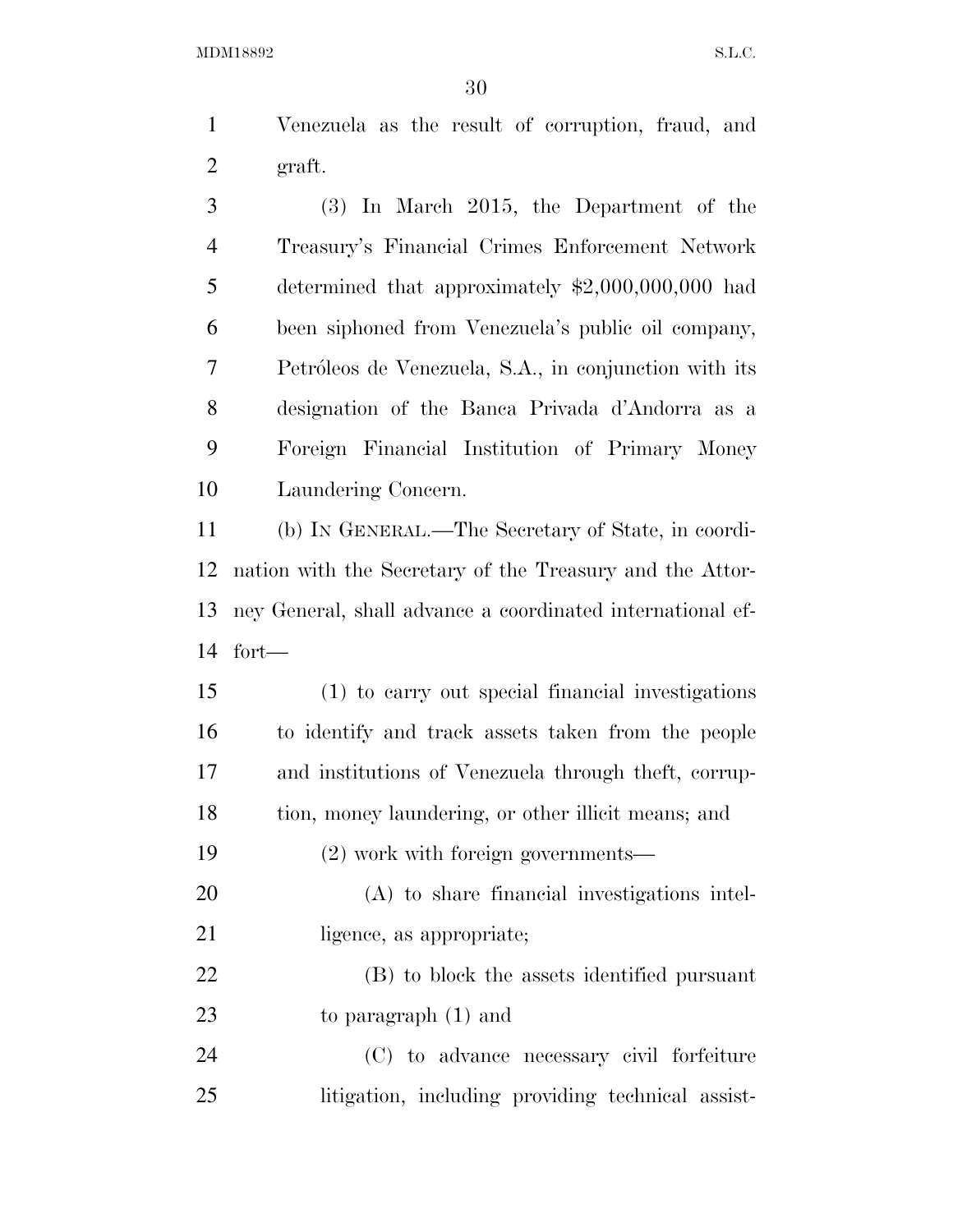Venezuela as the result of corruption, fraud, and graft.

(3) In March 2015, the Department of the Treasury's Financial Crimes Enforcement Network determined that approximately $2,000,000,000 had been siphoned from Venezuela's public oil company, Petróleos de Venezuela, S.A., in conjunction with its designation of the Banca Privada d'Andorra as a Foreign Financial Institution of Primary Money Laundering Concern.

(b) IN GENERAL.—The Secretary of State, in coordination with the Secretary of the Treasury and the Attorney General, shall advance a coordinated international effort—

(1) to carry out special financial investigations to identify and track assets taken from the people and institutions of Venezuela through theft, corruption, money laundering, or other illicit means; and

(2) work with foreign governments—

(A) to share financial investigations intelligence, as appropriate;

(B) to block the assets identified pursuant to paragraph (1) and

(C) to advance necessary civil forfeiture litigation, including providing technical assist-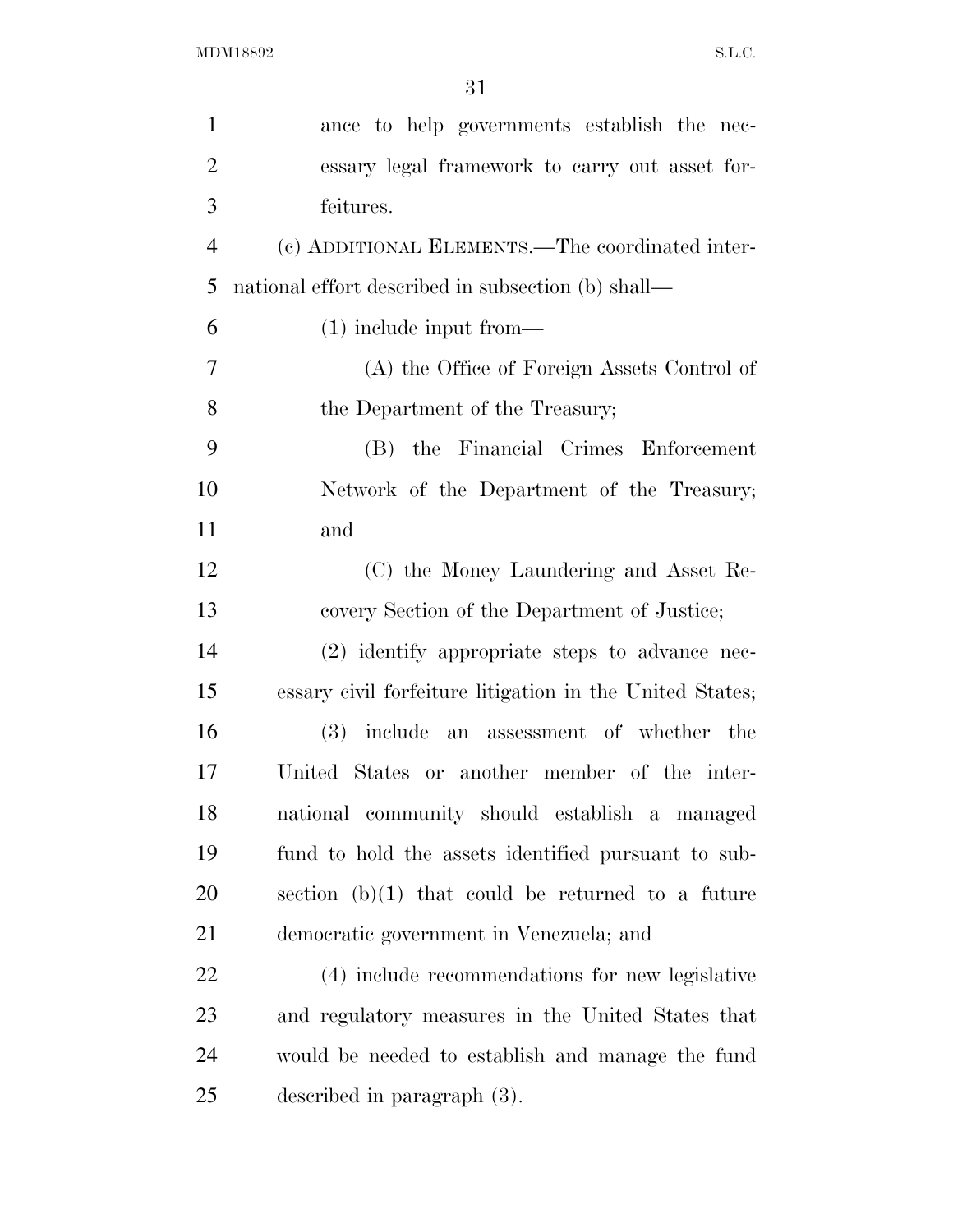ance to help governments establish the necessary legal framework to carry out asset forfeitures.

(c) ADDITIONAL ELEMENTS.—The coordinated international effort described in subsection (b) shall—

(1) include input from—

(A) the Office of Foreign Assets Control of the Department of the Treasury;

(B) the Financial Crimes Enforcement Network of the Department of the Treasury; and

(C) the Money Laundering and Asset Recovery Section of the Department of Justice;

(2) identify appropriate steps to advance necessary civil forfeiture litigation in the United States;

(3) include an assessment of whether the United States or another member of the international community should establish a managed fund to hold the assets identified pursuant to subsection (b)(1) that could be returned to a future democratic government in Venezuela; and

(4) include recommendations for new legislative and regulatory measures in the United States that would be needed to establish and manage the fund described in paragraph (3).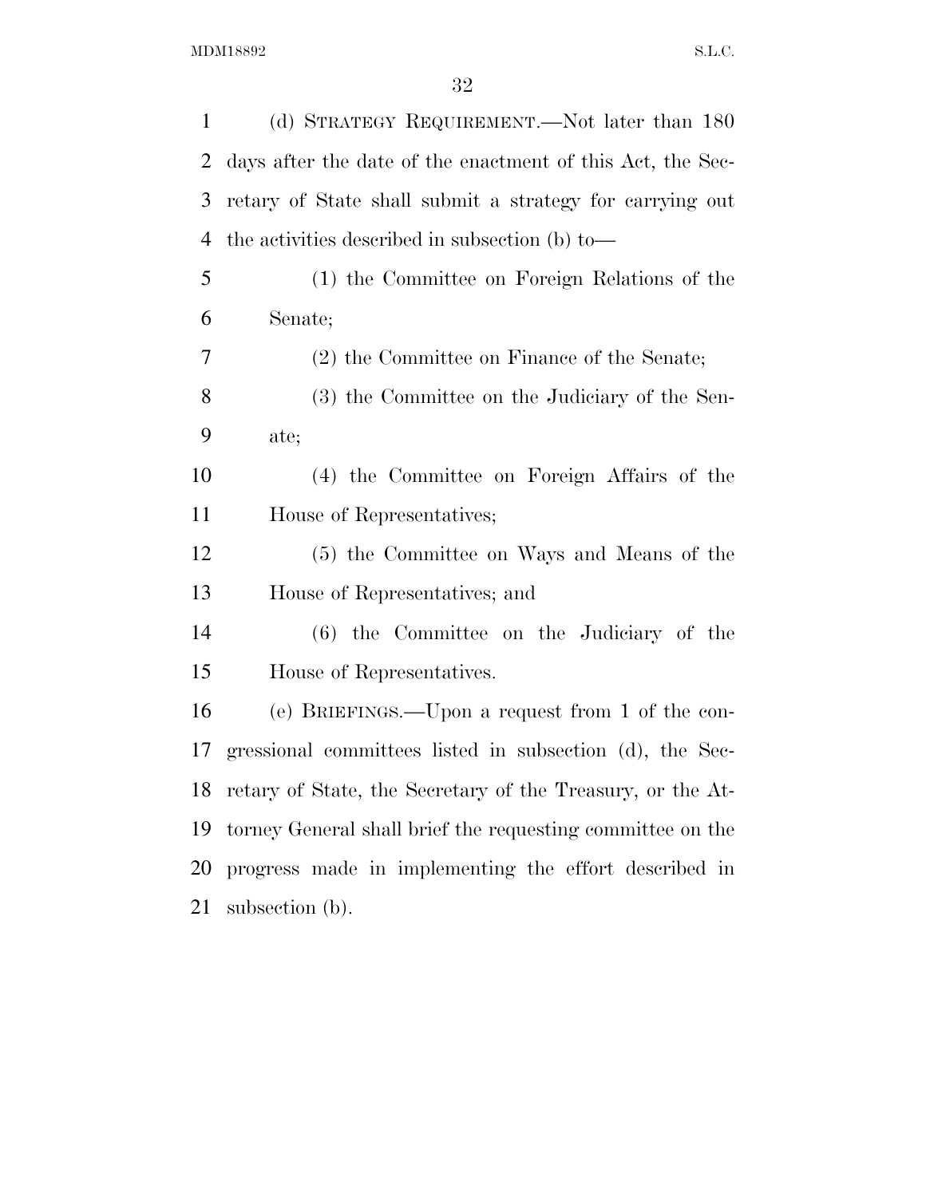(d) STRATEGY REQUIREMENT.—Not later than 180 days after the date of the enactment of this Act, the Secretary of State shall submit a strategy for carrying out the activities described in subsection (b) to—

(1) the Committee on Foreign Relations of the Senate;

(2) the Committee on Finance of the Senate;

(3) the Committee on the Judiciary of the Senate;

(4) the Committee on Foreign Affairs of the House of Representatives;

(5) the Committee on Ways and Means of the House of Representatives; and

(6) the Committee on the Judiciary of the House of Representatives.

(e) BRIEFINGS.—Upon a request from 1 of the congressional committees listed in subsection (d), the Secretary of State, the Secretary of the Treasury, or the Attorney General shall brief the requesting committee on the progress made in implementing the effort described in subsection (b).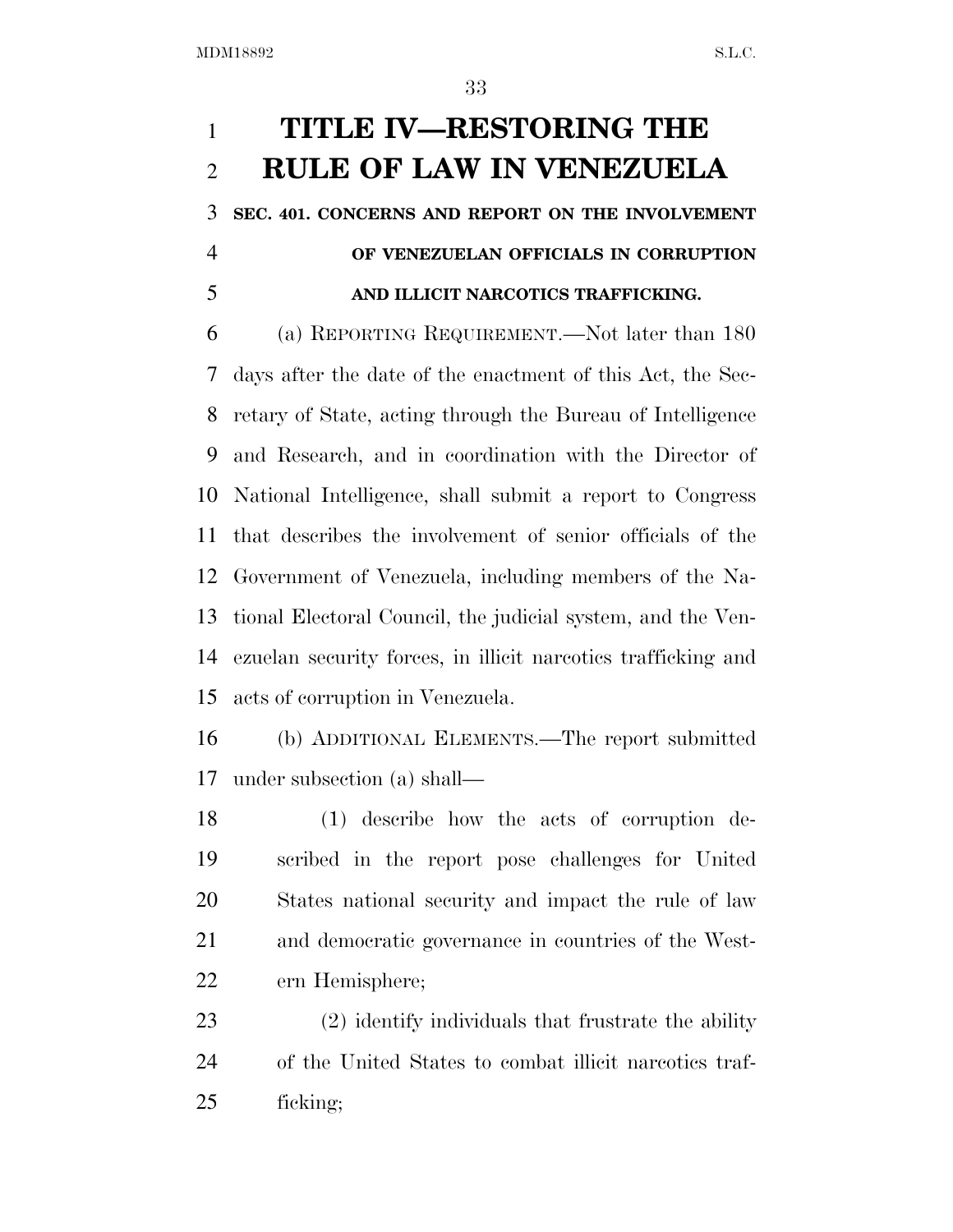# TITLE IV—RESTORING THE RULE OF LAW IN VENEZUELA

**SEC. 401. CONCERNS AND REPORT ON THE INVOLVEMENT OF VENEZUELAN OFFICIALS IN CORRUPTION AND ILLICIT NARCOTICS TRAFFICKING.**

(a) REPORTING REQUIREMENT.—Not later than 180 days after the date of the enactment of this Act, the Secretary of State, acting through the Bureau of Intelligence and Research, and in coordination with the Director of National Intelligence, shall submit a report to Congress that describes the involvement of senior officials of the Government of Venezuela, including members of the National Electoral Council, the judicial system, and the Venezuelan security forces, in illicit narcotics trafficking and acts of corruption in Venezuela.

(b) ADDITIONAL ELEMENTS.—The report submitted under subsection (a) shall—

(1) describe how the acts of corruption described in the report pose challenges for United States national security and impact the rule of law and democratic governance in countries of the Western Hemisphere;

(2) identify individuals that frustrate the ability of the United States to combat illicit narcotics trafficking;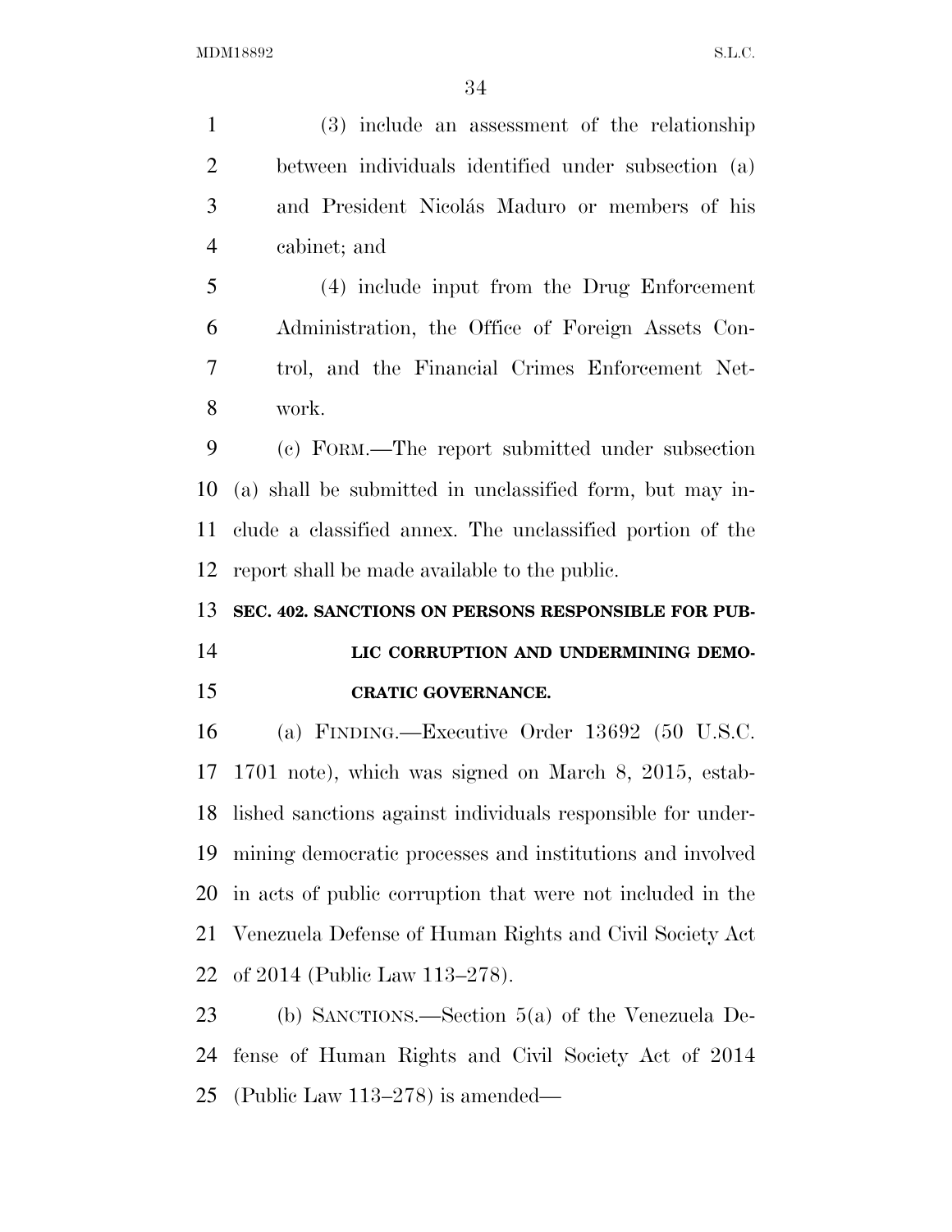(3) include an assessment of the relationship between individuals identified under subsection (a) and President Nicolás Maduro or members of his cabinet; and

(4) include input from the Drug Enforcement Administration, the Office of Foreign Assets Control, and the Financial Crimes Enforcement Network.

(c) FORM.—The report submitted under subsection (a) shall be submitted in unclassified form, but may include a classified annex. The unclassified portion of the report shall be made available to the public.

### SEC. 402. SANCTIONS ON PERSONS RESPONSIBLE FOR PUBLIC CORRUPTION AND UNDERMINING DEMOCRATIC GOVERNANCE.

(a) FINDING.—Executive Order 13692 (50 U.S.C. 1701 note), which was signed on March 8, 2015, established sanctions against individuals responsible for undermining democratic processes and institutions and involved in acts of public corruption that were not included in the Venezuela Defense of Human Rights and Civil Society Act of 2014 (Public Law 113–278).

(b) SANCTIONS.—Section 5(a) of the Venezuela Defense of Human Rights and Civil Society Act of 2014 (Public Law 113–278) is amended—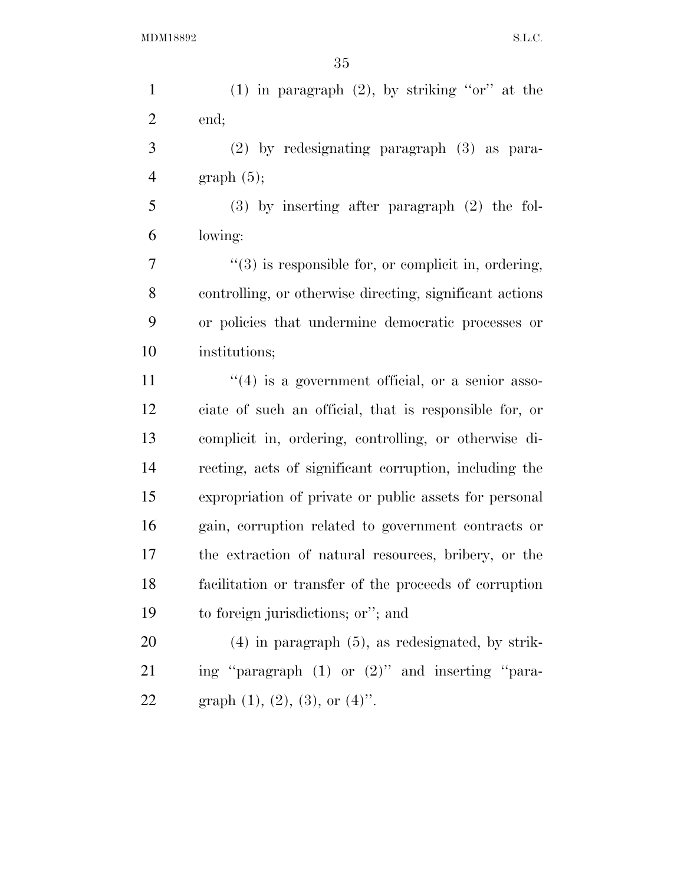(1) in paragraph (2), by striking ''or'' at the end;

(2) by redesignating paragraph (3) as paragraph (5);

(3) by inserting after paragraph (2) the following:

''(3) is responsible for, or complicit in, ordering, controlling, or otherwise directing, significant actions or policies that undermine democratic processes or institutions;

''(4) is a government official, or a senior associate of such an official, that is responsible for, or complicit in, ordering, controlling, or otherwise directing, acts of significant corruption, including the expropriation of private or public assets for personal gain, corruption related to government contracts or the extraction of natural resources, bribery, or the facilitation or transfer of the proceeds of corruption to foreign jurisdictions; or''; and

(4) in paragraph (5), as redesignated, by striking ''paragraph (1) or (2)'' and inserting ''paragraph (1), (2), (3), or (4)''.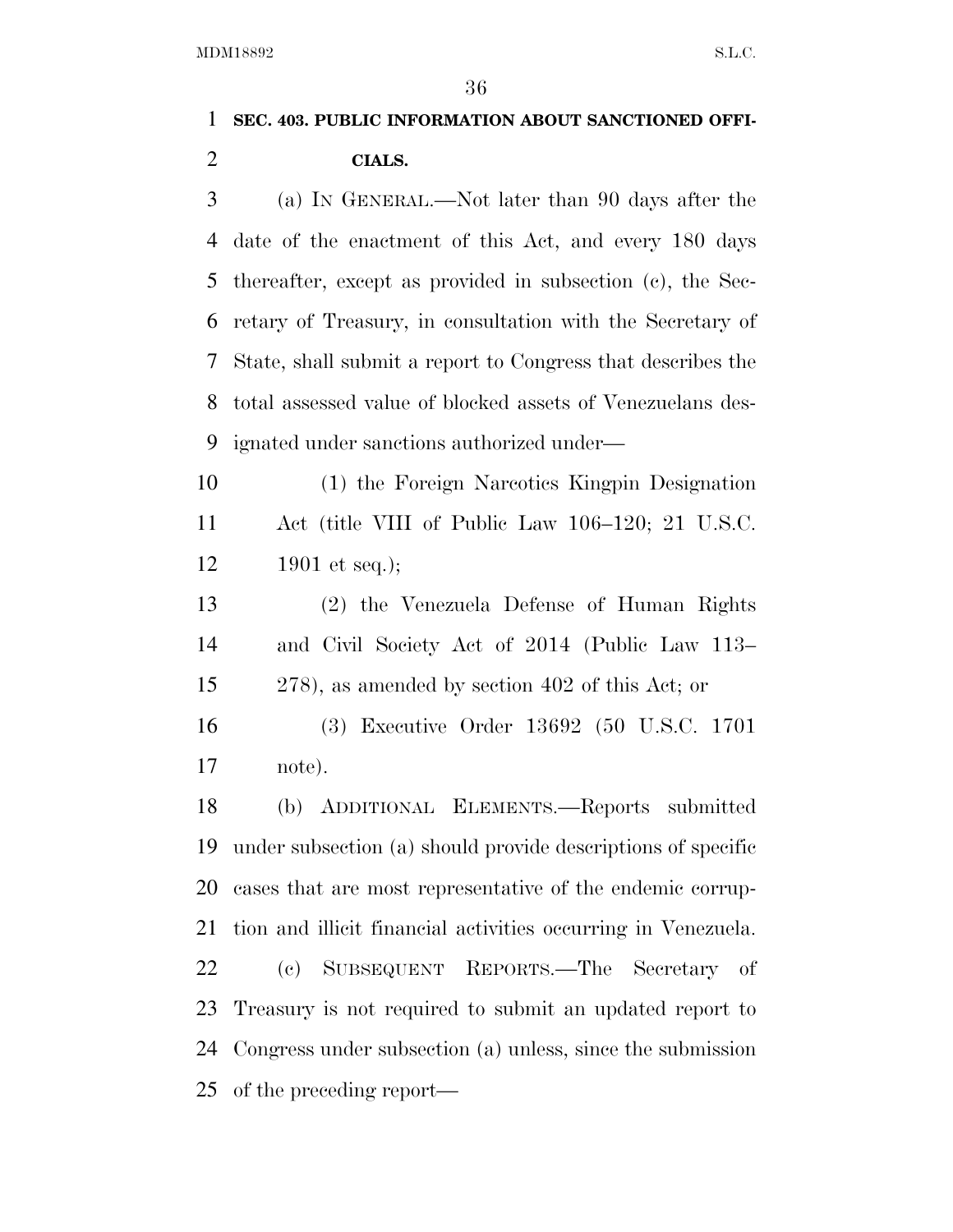**SEC. 403. PUBLIC INFORMATION ABOUT SANCTIONED OFFICIALS.**

(a) IN GENERAL.—Not later than 90 days after the date of the enactment of this Act, and every 180 days thereafter, except as provided in subsection (c), the Secretary of Treasury, in consultation with the Secretary of State, shall submit a report to Congress that describes the total assessed value of blocked assets of Venezuelans designated under sanctions authorized under—

(1) the Foreign Narcotics Kingpin Designation Act (title VIII of Public Law 106–120; 21 U.S.C. 1901 et seq.);

(2) the Venezuela Defense of Human Rights and Civil Society Act of 2014 (Public Law 113–278), as amended by section 402 of this Act; or

(3) Executive Order 13692 (50 U.S.C. 1701 note).

(b) ADDITIONAL ELEMENTS.—Reports submitted under subsection (a) should provide descriptions of specific cases that are most representative of the endemic corruption and illicit financial activities occurring in Venezuela.

(c) SUBSEQUENT REPORTS.—The Secretary of Treasury is not required to submit an updated report to Congress under subsection (a) unless, since the submission of the preceding report—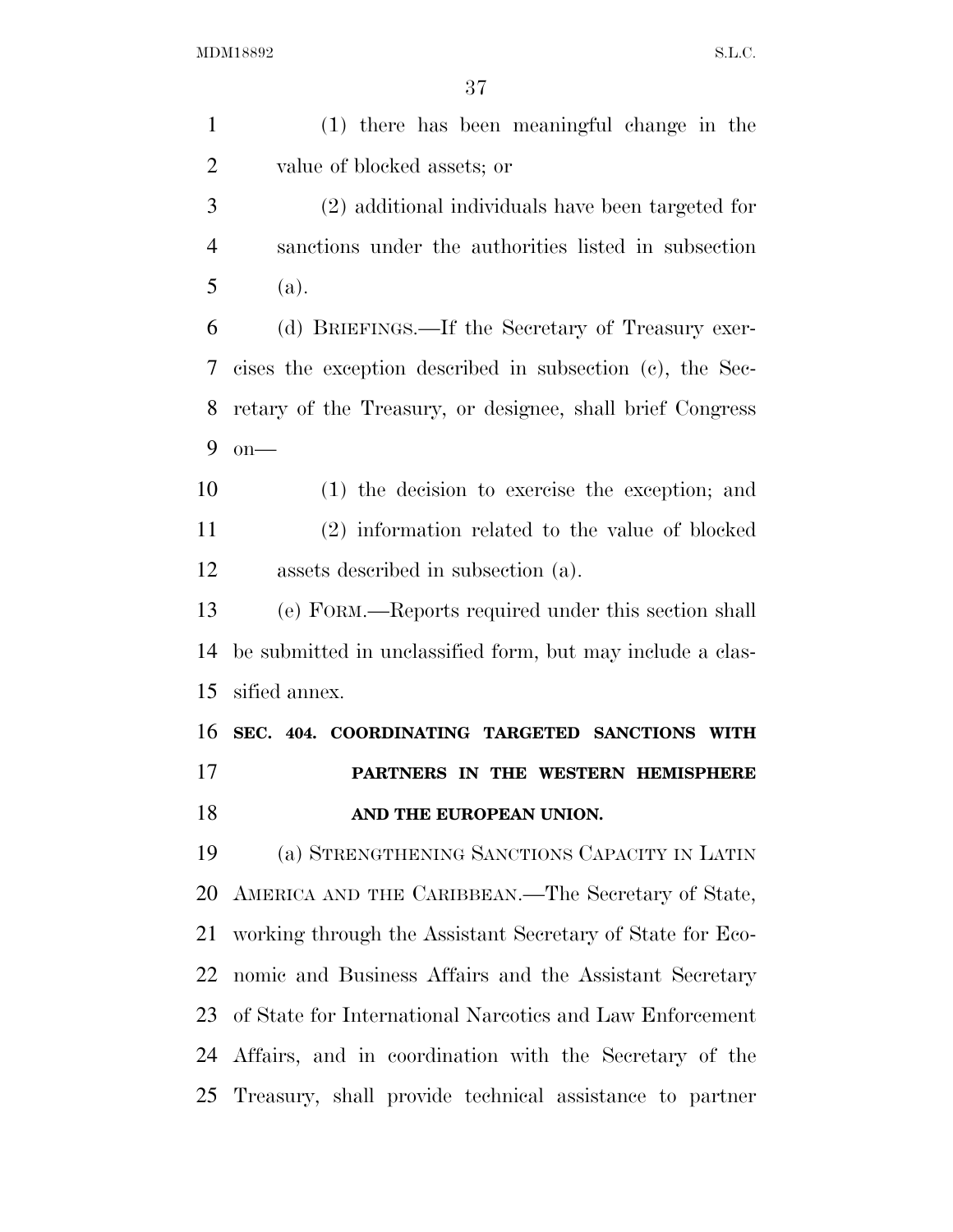(1) there has been meaningful change in the value of blocked assets; or

(2) additional individuals have been targeted for sanctions under the authorities listed in subsection (a).

(d) BRIEFINGS.—If the Secretary of Treasury exercises the exception described in subsection (c), the Secretary of the Treasury, or designee, shall brief Congress on—

(1) the decision to exercise the exception; and

(2) information related to the value of blocked assets described in subsection (a).

(e) FORM.—Reports required under this section shall be submitted in unclassified form, but may include a classified annex.

**SEC. 404. COORDINATING TARGETED SANCTIONS WITH PARTNERS IN THE WESTERN HEMISPHERE AND THE EUROPEAN UNION.**

(a) STRENGTHENING SANCTIONS CAPACITY IN LATIN AMERICA AND THE CARIBBEAN.—The Secretary of State, working through the Assistant Secretary of State for Economic and Business Affairs and the Assistant Secretary of State for International Narcotics and Law Enforcement Affairs, and in coordination with the Secretary of the Treasury, shall provide technical assistance to partner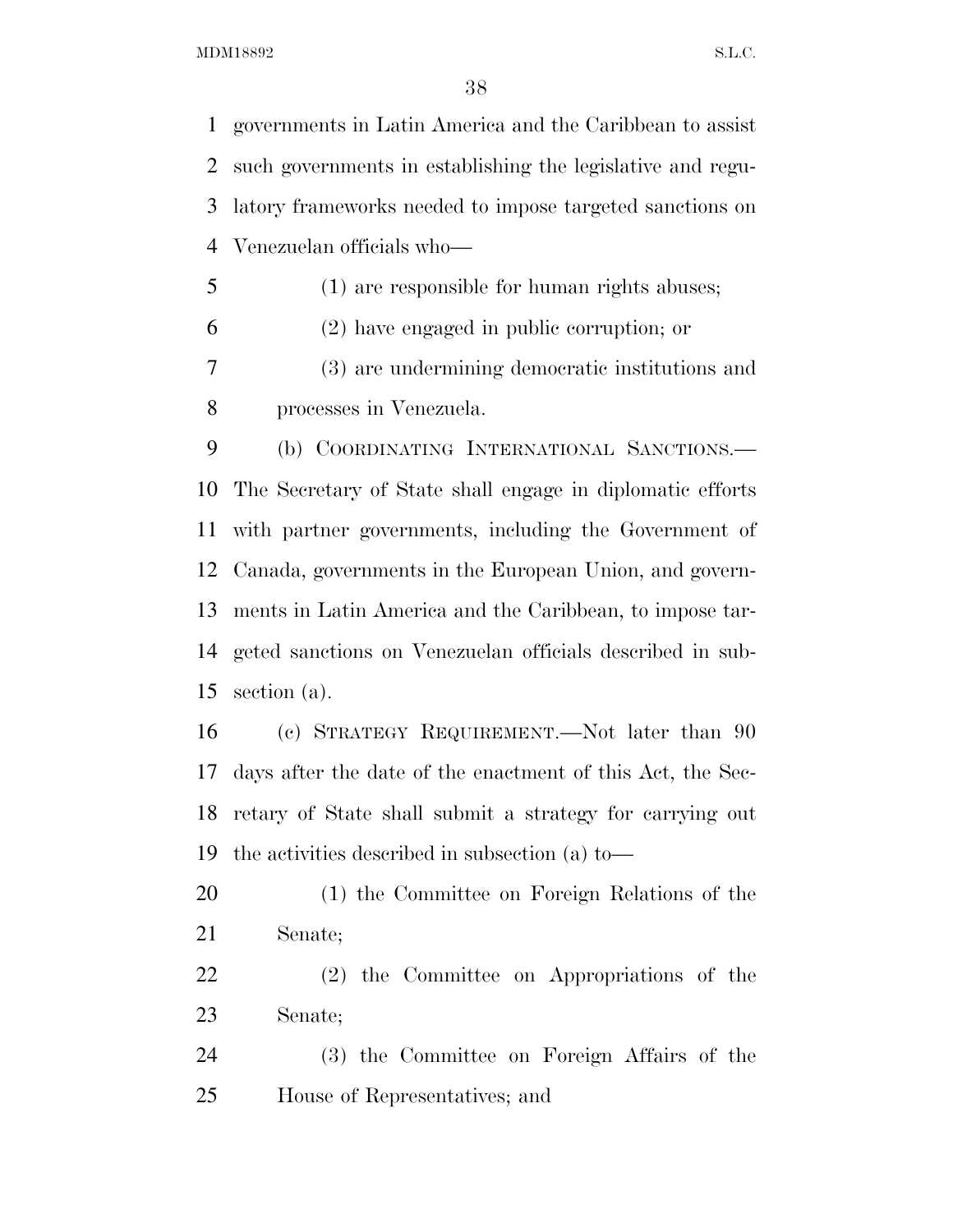governments in Latin America and the Caribbean to assist such governments in establishing the legislative and regulatory frameworks needed to impose targeted sanctions on Venezuelan officials who—

(1) are responsible for human rights abuses;

(2) have engaged in public corruption; or

(3) are undermining democratic institutions and processes in Venezuela.

(b) COORDINATING INTERNATIONAL SANCTIONS.—The Secretary of State shall engage in diplomatic efforts with partner governments, including the Government of Canada, governments in the European Union, and governments in Latin America and the Caribbean, to impose targeted sanctions on Venezuelan officials described in subsection (a).

(c) STRATEGY REQUIREMENT.—Not later than 90 days after the date of the enactment of this Act, the Secretary of State shall submit a strategy for carrying out the activities described in subsection (a) to—

(1) the Committee on Foreign Relations of the Senate;

(2) the Committee on Appropriations of the Senate;

(3) the Committee on Foreign Affairs of the House of Representatives; and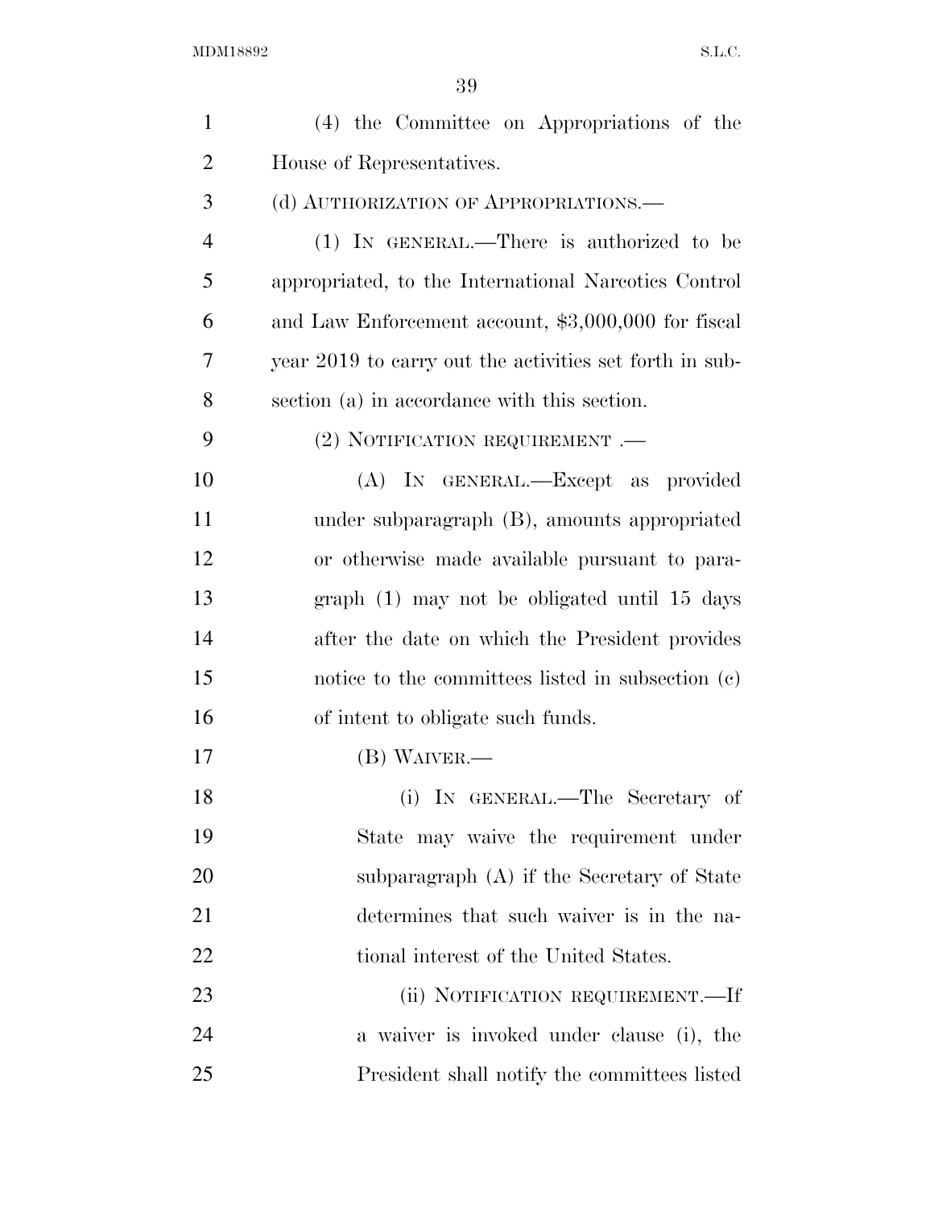(4) the Committee on Appropriations of the House of Representatives.

(d) AUTHORIZATION OF APPROPRIATIONS.—

(1) IN GENERAL.—There is authorized to be appropriated, to the International Narcotics Control and Law Enforcement account, $3,000,000 for fiscal year 2019 to carry out the activities set forth in subsection (a) in accordance with this section.

(2) NOTIFICATION REQUIREMENT .—

(A) IN GENERAL.—Except as provided under subparagraph (B), amounts appropriated or otherwise made available pursuant to paragraph (1) may not be obligated until 15 days after the date on which the President provides notice to the committees listed in subsection (c) of intent to obligate such funds.

(B) WAIVER.—

(i) IN GENERAL.—The Secretary of State may waive the requirement under subparagraph (A) if the Secretary of State determines that such waiver is in the national interest of the United States.

(ii) NOTIFICATION REQUIREMENT.—If a waiver is invoked under clause (i), the President shall notify the committees listed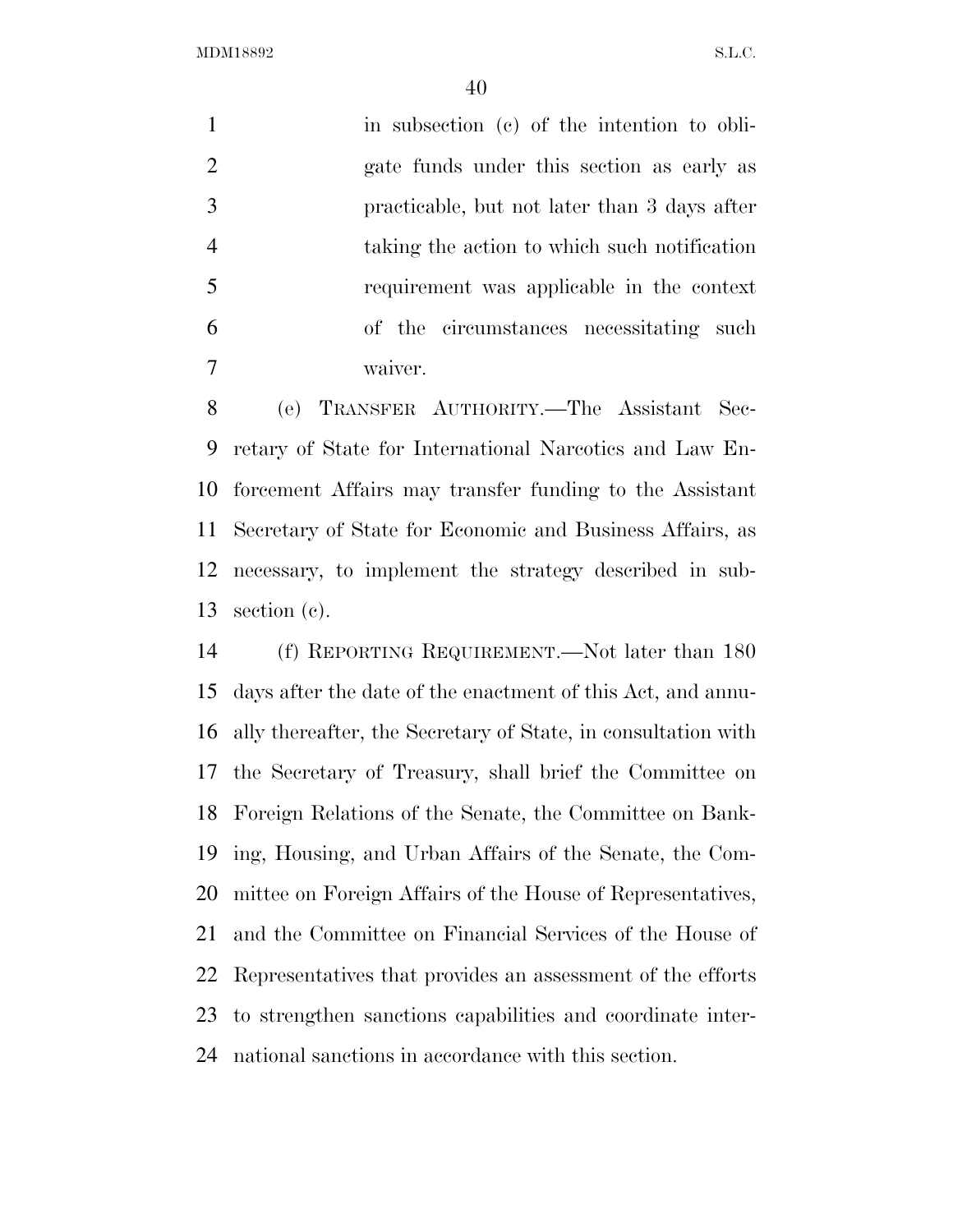in subsection (c) of the intention to obligate funds under this section as early as practicable, but not later than 3 days after taking the action to which such notification requirement was applicable in the context of the circumstances necessitating such waiver.

(e) TRANSFER AUTHORITY.—The Assistant Secretary of State for International Narcotics and Law Enforcement Affairs may transfer funding to the Assistant Secretary of State for Economic and Business Affairs, as necessary, to implement the strategy described in subsection (c).

(f) REPORTING REQUIREMENT.—Not later than 180 days after the date of the enactment of this Act, and annually thereafter, the Secretary of State, in consultation with the Secretary of Treasury, shall brief the Committee on Foreign Relations of the Senate, the Committee on Banking, Housing, and Urban Affairs of the Senate, the Committee on Foreign Affairs of the House of Representatives, and the Committee on Financial Services of the House of Representatives that provides an assessment of the efforts to strengthen sanctions capabilities and coordinate international sanctions in accordance with this section.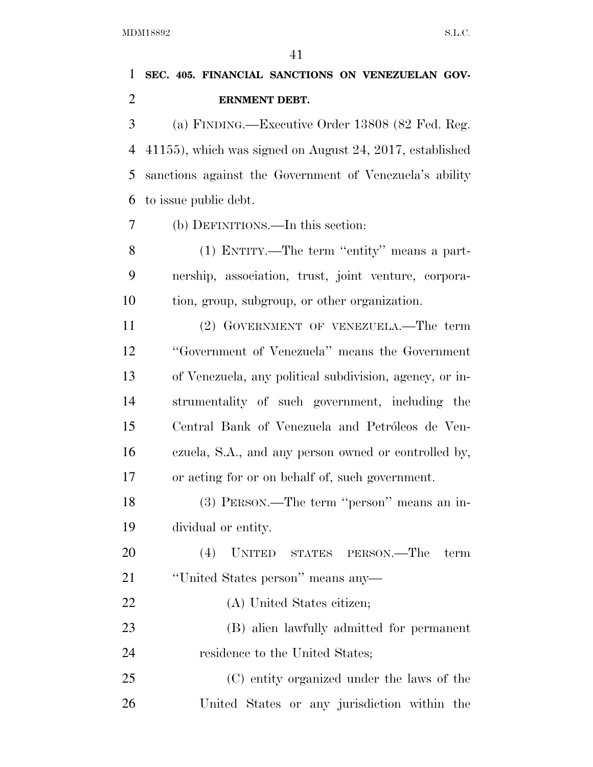**SEC. 405. FINANCIAL SANCTIONS ON VENEZUELAN GOVERNMENT DEBT.**

(a) FINDING.—Executive Order 13808 (82 Fed. Reg. 41155), which was signed on August 24, 2017, established sanctions against the Government of Venezuela's ability to issue public debt.

(b) DEFINITIONS.—In this section:

(1) ENTITY.—The term "entity" means a partnership, association, trust, joint venture, corporation, group, subgroup, or other organization.

(2) GOVERNMENT OF VENEZUELA.—The term "Government of Venezuela" means the Government of Venezuela, any political subdivision, agency, or instrumentality of such government, including the Central Bank of Venezuela and Petróleos de Venezuela, S.A., and any person owned or controlled by, or acting for or on behalf of, such government.

(3) PERSON.—The term "person" means an individual or entity.

(4) UNITED STATES PERSON.—The term "United States person" means any—

(A) United States citizen;

(B) alien lawfully admitted for permanent residence to the United States;

(C) entity organized under the laws of the United States or any jurisdiction within the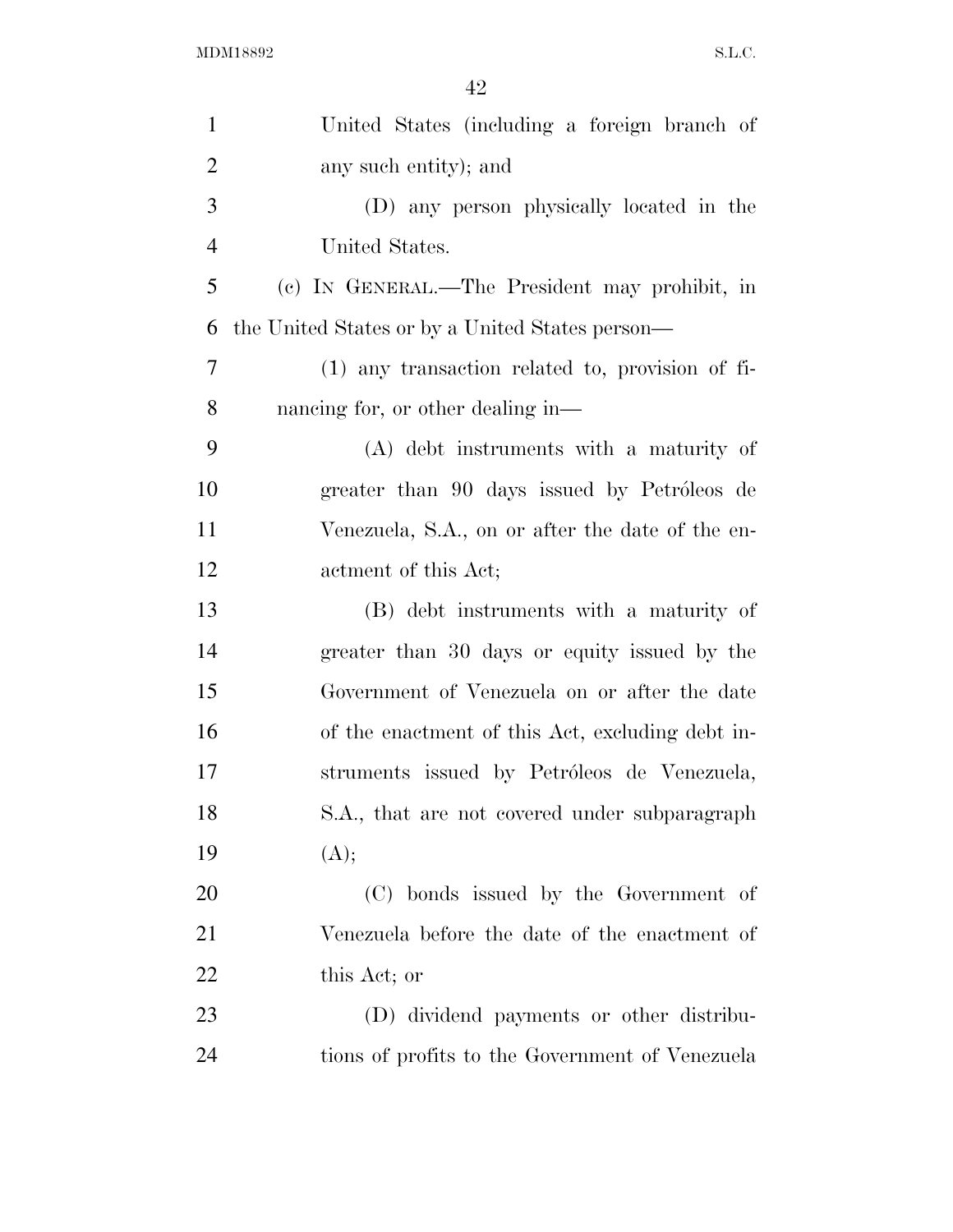United States (including a foreign branch of any such entity); and

(D) any person physically located in the United States.

(c) IN GENERAL.—The President may prohibit, in the United States or by a United States person—

(1) any transaction related to, provision of financing for, or other dealing in—

(A) debt instruments with a maturity of greater than 90 days issued by Petróleos de Venezuela, S.A., on or after the date of the enactment of this Act;

(B) debt instruments with a maturity of greater than 30 days or equity issued by the Government of Venezuela on or after the date of the enactment of this Act, excluding debt instruments issued by Petróleos de Venezuela, S.A., that are not covered under subparagraph (A);

(C) bonds issued by the Government of Venezuela before the date of the enactment of this Act; or

(D) dividend payments or other distributions of profits to the Government of Venezuela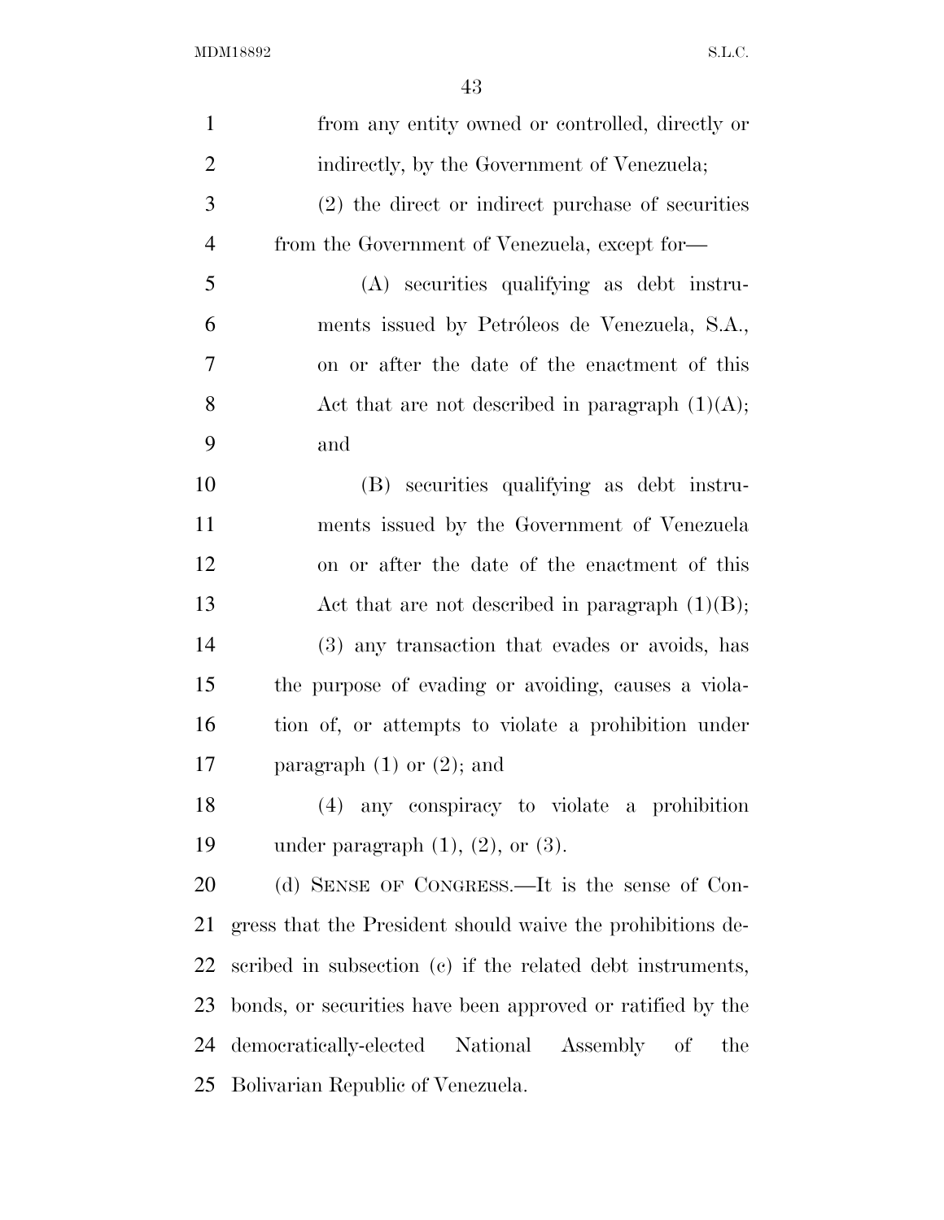from any entity owned or controlled, directly or indirectly, by the Government of Venezuela;

(2) the direct or indirect purchase of securities from the Government of Venezuela, except for—

(A) securities qualifying as debt instruments issued by Petróleos de Venezuela, S.A., on or after the date of the enactment of this Act that are not described in paragraph (1)(A); and

(B) securities qualifying as debt instruments issued by the Government of Venezuela on or after the date of the enactment of this Act that are not described in paragraph (1)(B);

(3) any transaction that evades or avoids, has the purpose of evading or avoiding, causes a violation of, or attempts to violate a prohibition under paragraph (1) or (2); and

(4) any conspiracy to violate a prohibition under paragraph (1), (2), or (3).

(d) SENSE OF CONGRESS.—It is the sense of Congress that the President should waive the prohibitions described in subsection (c) if the related debt instruments, bonds, or securities have been approved or ratified by the democratically-elected National Assembly of the Bolivarian Republic of Venezuela.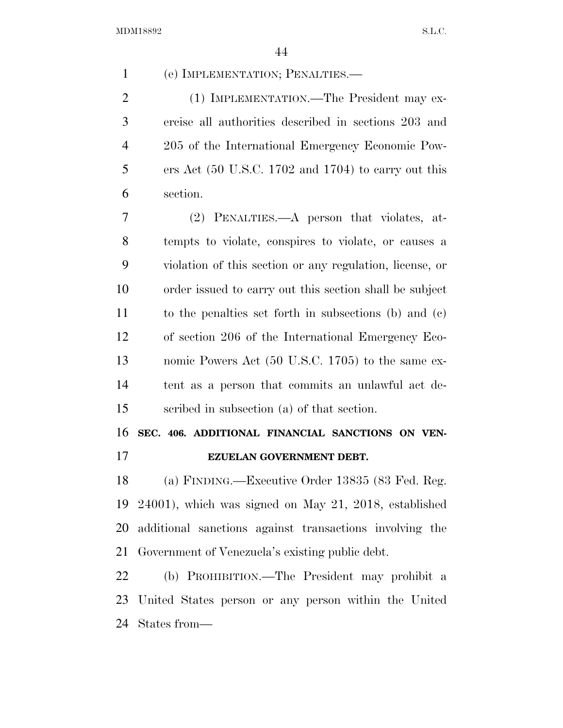(e) IMPLEMENTATION; PENALTIES.—

(1) IMPLEMENTATION.—The President may exercise all authorities described in sections 203 and 205 of the International Emergency Economic Powers Act (50 U.S.C. 1702 and 1704) to carry out this section.

(2) PENALTIES.—A person that violates, attempts to violate, conspires to violate, or causes a violation of this section or any regulation, license, or order issued to carry out this section shall be subject to the penalties set forth in subsections (b) and (c) of section 206 of the International Emergency Economic Powers Act (50 U.S.C. 1705) to the same extent as a person that commits an unlawful act described in subsection (a) of that section.

## SEC. 406. ADDITIONAL FINANCIAL SANCTIONS ON VENEZUELAN GOVERNMENT DEBT.

(a) FINDING.—Executive Order 13835 (83 Fed. Reg. 24001), which was signed on May 21, 2018, established additional sanctions against transactions involving the Government of Venezuela's existing public debt.

(b) PROHIBITION.—The President may prohibit a United States person or any person within the United States from—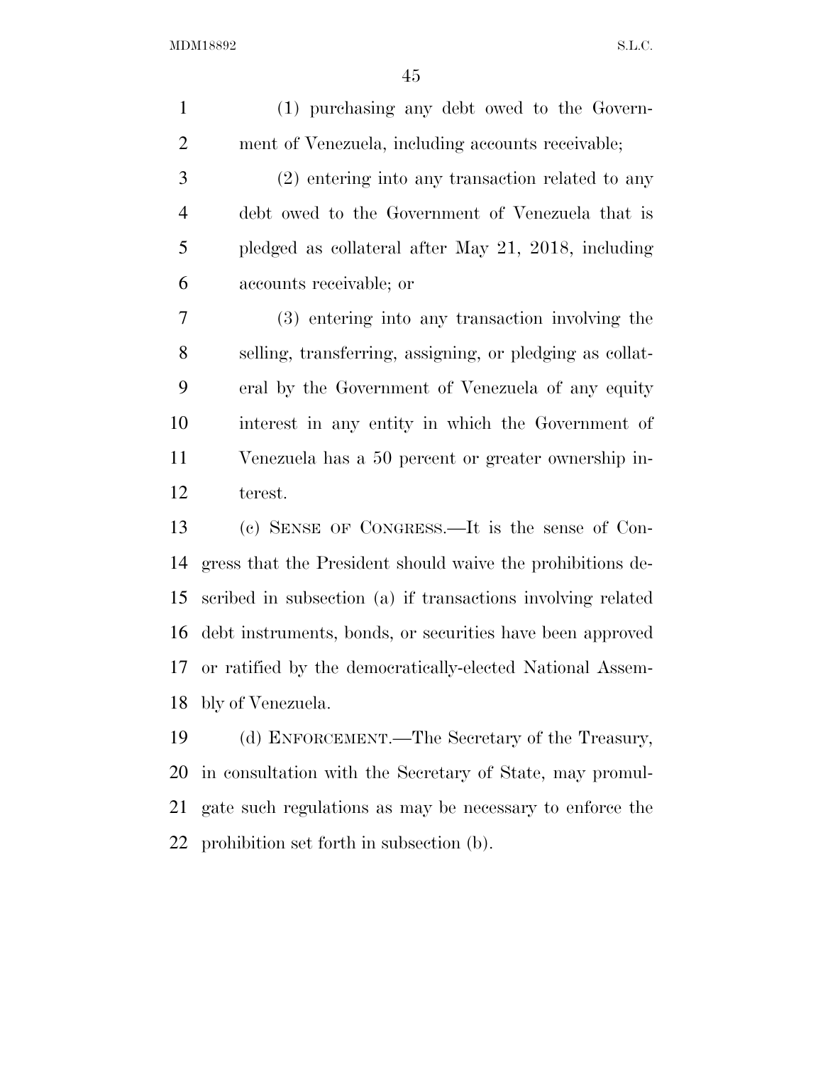(1) purchasing any debt owed to the Government of Venezuela, including accounts receivable;

(2) entering into any transaction related to any debt owed to the Government of Venezuela that is pledged as collateral after May 21, 2018, including accounts receivable; or

(3) entering into any transaction involving the selling, transferring, assigning, or pledging as collateral by the Government of Venezuela of any equity interest in any entity in which the Government of Venezuela has a 50 percent or greater ownership interest.

(c) SENSE OF CONGRESS.—It is the sense of Congress that the President should waive the prohibitions described in subsection (a) if transactions involving related debt instruments, bonds, or securities have been approved or ratified by the democratically-elected National Assembly of Venezuela.

(d) ENFORCEMENT.—The Secretary of the Treasury, in consultation with the Secretary of State, may promulgate such regulations as may be necessary to enforce the prohibition set forth in subsection (b).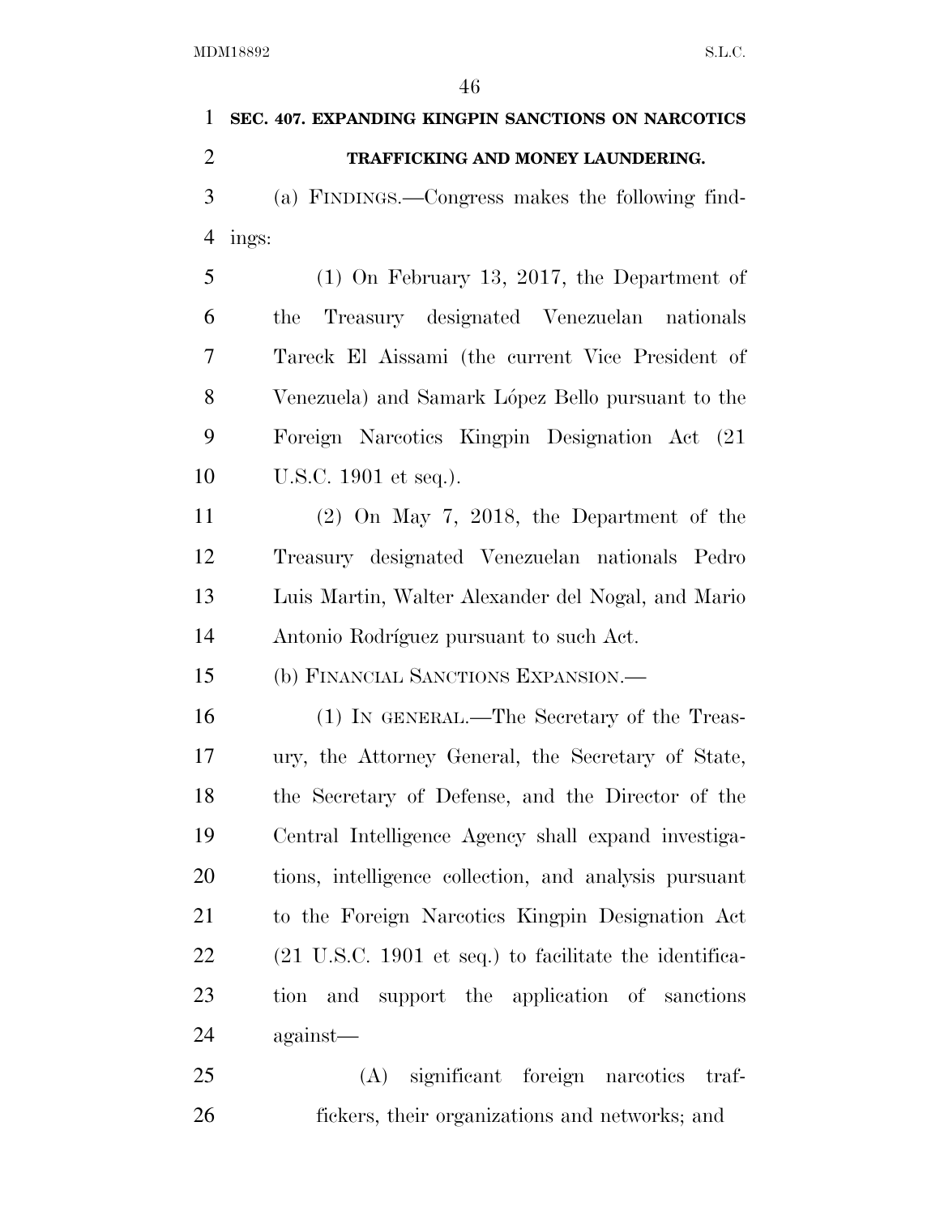**SEC. 407. EXPANDING KINGPIN SANCTIONS ON NARCOTICS TRAFFICKING AND MONEY LAUNDERING.**

(a) FINDINGS.—Congress makes the following findings:

(1) On February 13, 2017, the Department of the Treasury designated Venezuelan nationals Tareck El Aissami (the current Vice President of Venezuela) and Samark López Bello pursuant to the Foreign Narcotics Kingpin Designation Act (21 U.S.C. 1901 et seq.).

(2) On May 7, 2018, the Department of the Treasury designated Venezuelan nationals Pedro Luis Martin, Walter Alexander del Nogal, and Mario Antonio Rodríguez pursuant to such Act.

(b) FINANCIAL SANCTIONS EXPANSION.—

(1) IN GENERAL.—The Secretary of the Treasury, the Attorney General, the Secretary of State, the Secretary of Defense, and the Director of the Central Intelligence Agency shall expand investigations, intelligence collection, and analysis pursuant to the Foreign Narcotics Kingpin Designation Act (21 U.S.C. 1901 et seq.) to facilitate the identification and support the application of sanctions against—

(A) significant foreign narcotics traffickers, their organizations and networks; and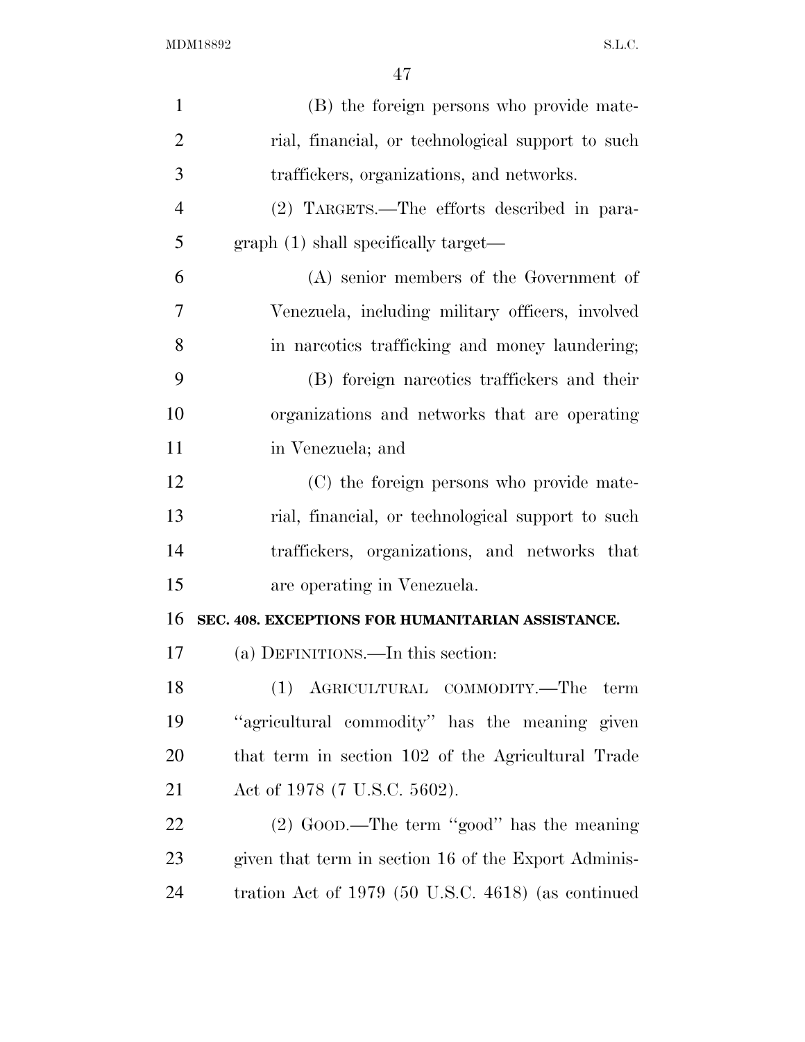(B) the foreign persons who provide material, financial, or technological support to such traffickers, organizations, and networks.

(2) TARGETS.—The efforts described in paragraph (1) shall specifically target—

(A) senior members of the Government of Venezuela, including military officers, involved in narcotics trafficking and money laundering;

(B) foreign narcotics traffickers and their organizations and networks that are operating in Venezuela; and

(C) the foreign persons who provide material, financial, or technological support to such traffickers, organizations, and networks that are operating in Venezuela.

**SEC. 408. EXCEPTIONS FOR HUMANITARIAN ASSISTANCE.**

(a) DEFINITIONS.—In this section:

(1) AGRICULTURAL COMMODITY.—The term "agricultural commodity" has the meaning given that term in section 102 of the Agricultural Trade Act of 1978 (7 U.S.C. 5602).

(2) GOOD.—The term "good" has the meaning given that term in section 16 of the Export Administration Act of 1979 (50 U.S.C. 4618) (as continued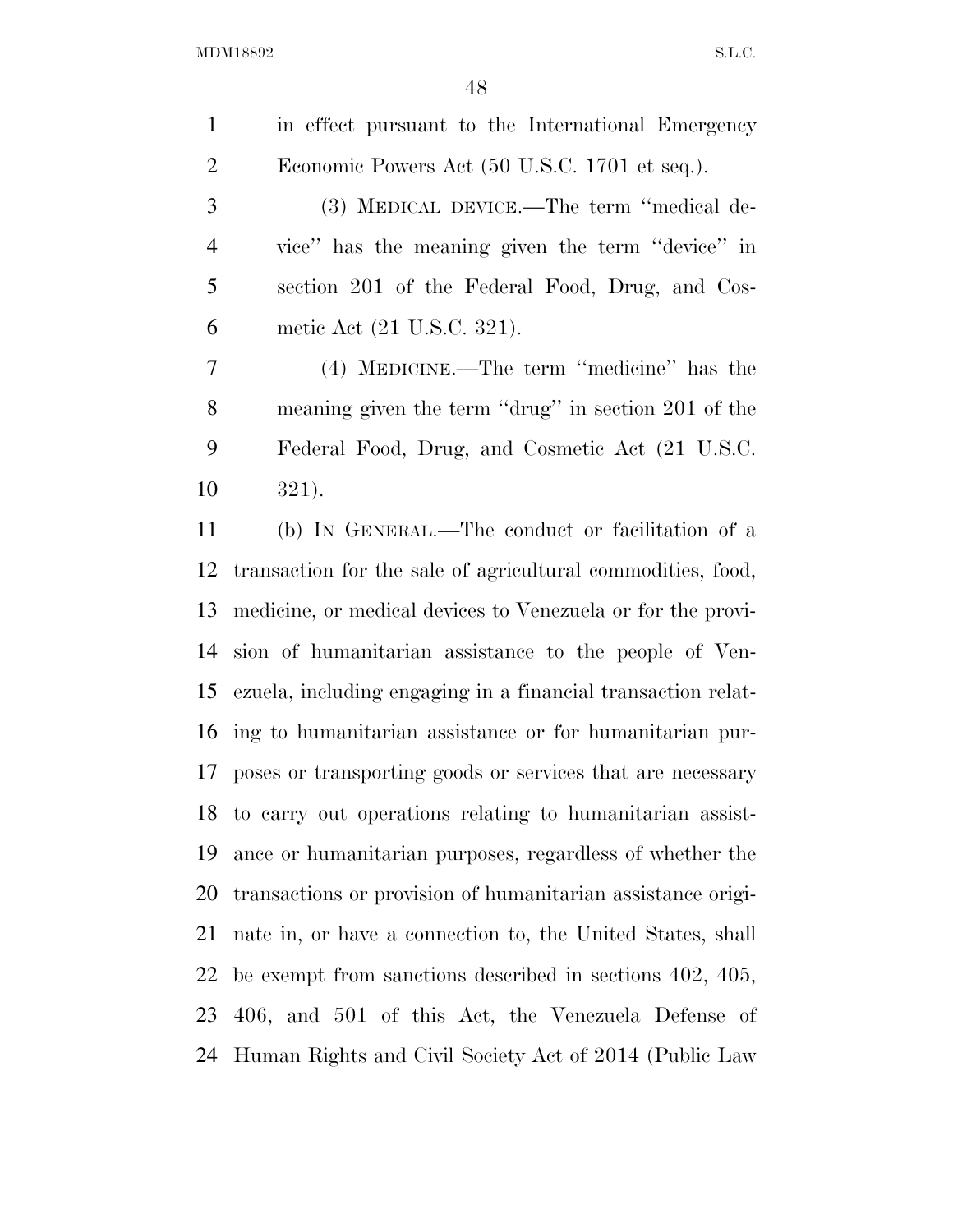in effect pursuant to the International Emergency Economic Powers Act (50 U.S.C. 1701 et seq.).

(3) MEDICAL DEVICE.—The term ''medical device'' has the meaning given the term ''device'' in section 201 of the Federal Food, Drug, and Cosmetic Act (21 U.S.C. 321).

(4) MEDICINE.—The term ''medicine'' has the meaning given the term ''drug'' in section 201 of the Federal Food, Drug, and Cosmetic Act (21 U.S.C. 321).

(b) IN GENERAL.—The conduct or facilitation of a transaction for the sale of agricultural commodities, food, medicine, or medical devices to Venezuela or for the provision of humanitarian assistance to the people of Venezuela, including engaging in a financial transaction relating to humanitarian assistance or for humanitarian purposes or transporting goods or services that are necessary to carry out operations relating to humanitarian assistance or humanitarian purposes, regardless of whether the transactions or provision of humanitarian assistance originate in, or have a connection to, the United States, shall be exempt from sanctions described in sections 402, 405, 406, and 501 of this Act, the Venezuela Defense of Human Rights and Civil Society Act of 2014 (Public Law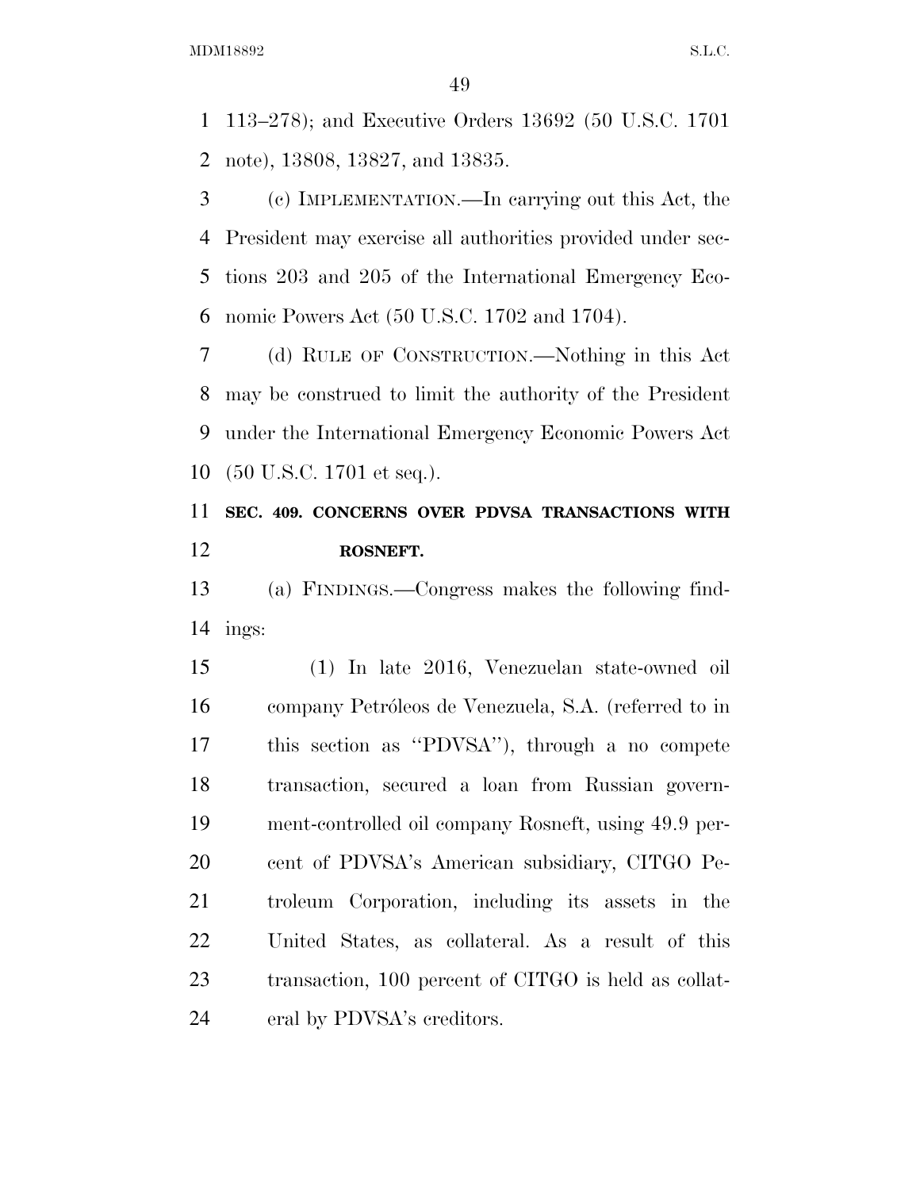113–278); and Executive Orders 13692 (50 U.S.C. 1701 note), 13808, 13827, and 13835.

(c) IMPLEMENTATION.—In carrying out this Act, the President may exercise all authorities provided under sections 203 and 205 of the International Emergency Economic Powers Act (50 U.S.C. 1702 and 1704).

(d) RULE OF CONSTRUCTION.—Nothing in this Act may be construed to limit the authority of the President under the International Emergency Economic Powers Act (50 U.S.C. 1701 et seq.).

**SEC. 409. CONCERNS OVER PDVSA TRANSACTIONS WITH ROSNEFT.**

(a) FINDINGS.—Congress makes the following findings:

(1) In late 2016, Venezuelan state-owned oil company Petróleos de Venezuela, S.A. (referred to in this section as "PDVSA"), through a no compete transaction, secured a loan from Russian government-controlled oil company Rosneft, using 49.9 percent of PDVSA's American subsidiary, CITGO Petroleum Corporation, including its assets in the United States, as collateral. As a result of this transaction, 100 percent of CITGO is held as collateral by PDVSA's creditors.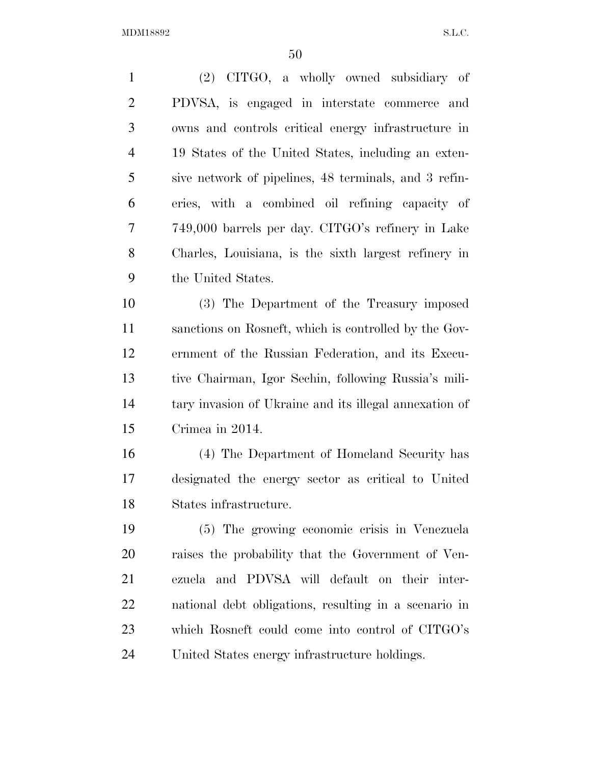(2) CITGO, a wholly owned subsidiary of PDVSA, is engaged in interstate commerce and owns and controls critical energy infrastructure in 19 States of the United States, including an extensive network of pipelines, 48 terminals, and 3 refineries, with a combined oil refining capacity of 749,000 barrels per day. CITGO's refinery in Lake Charles, Louisiana, is the sixth largest refinery in the United States.

(3) The Department of the Treasury imposed sanctions on Rosneft, which is controlled by the Government of the Russian Federation, and its Executive Chairman, Igor Sechin, following Russia's military invasion of Ukraine and its illegal annexation of Crimea in 2014.

(4) The Department of Homeland Security has designated the energy sector as critical to United States infrastructure.

(5) The growing economic crisis in Venezuela raises the probability that the Government of Venezuela and PDVSA will default on their international debt obligations, resulting in a scenario in which Rosneft could come into control of CITGO's United States energy infrastructure holdings.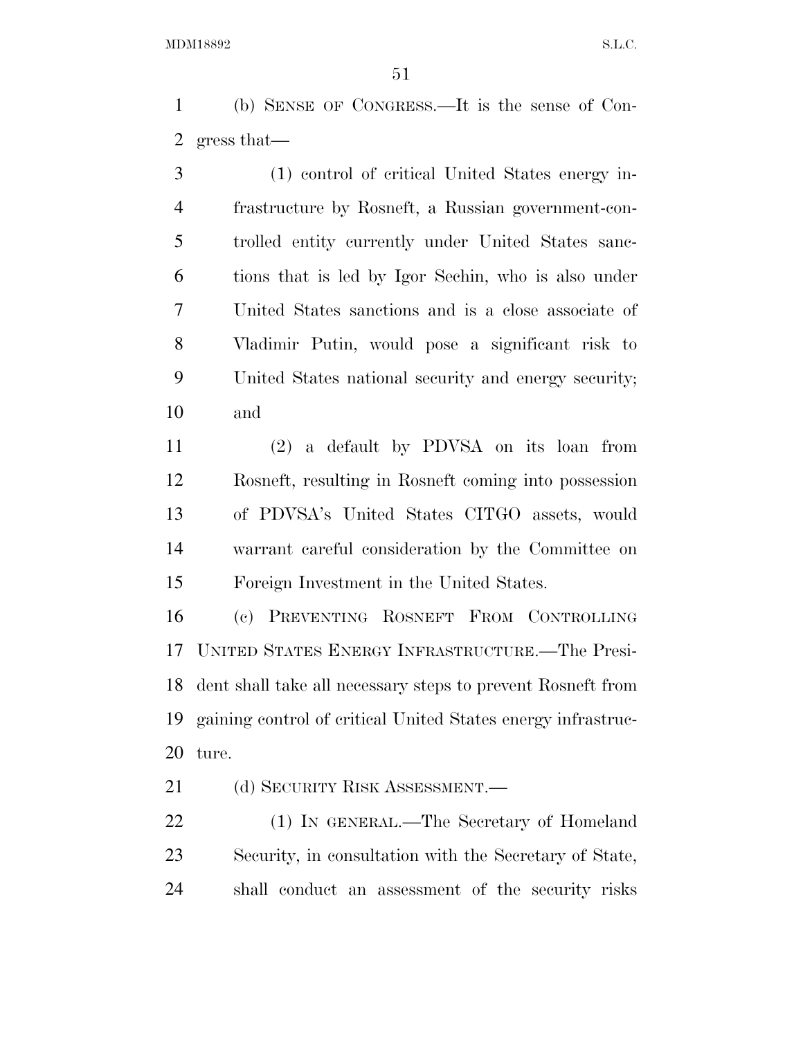(b) SENSE OF CONGRESS.—It is the sense of Congress that—

(1) control of critical United States energy infrastructure by Rosneft, a Russian government-controlled entity currently under United States sanctions that is led by Igor Sechin, who is also under United States sanctions and is a close associate of Vladimir Putin, would pose a significant risk to United States national security and energy security; and

(2) a default by PDVSA on its loan from Rosneft, resulting in Rosneft coming into possession of PDVSA's United States CITGO assets, would warrant careful consideration by the Committee on Foreign Investment in the United States.

(c) PREVENTING ROSNEFT FROM CONTROLLING UNITED STATES ENERGY INFRASTRUCTURE.—The President shall take all necessary steps to prevent Rosneft from gaining control of critical United States energy infrastructure.

(d) SECURITY RISK ASSESSMENT.—

(1) IN GENERAL.—The Secretary of Homeland Security, in consultation with the Secretary of State, shall conduct an assessment of the security risks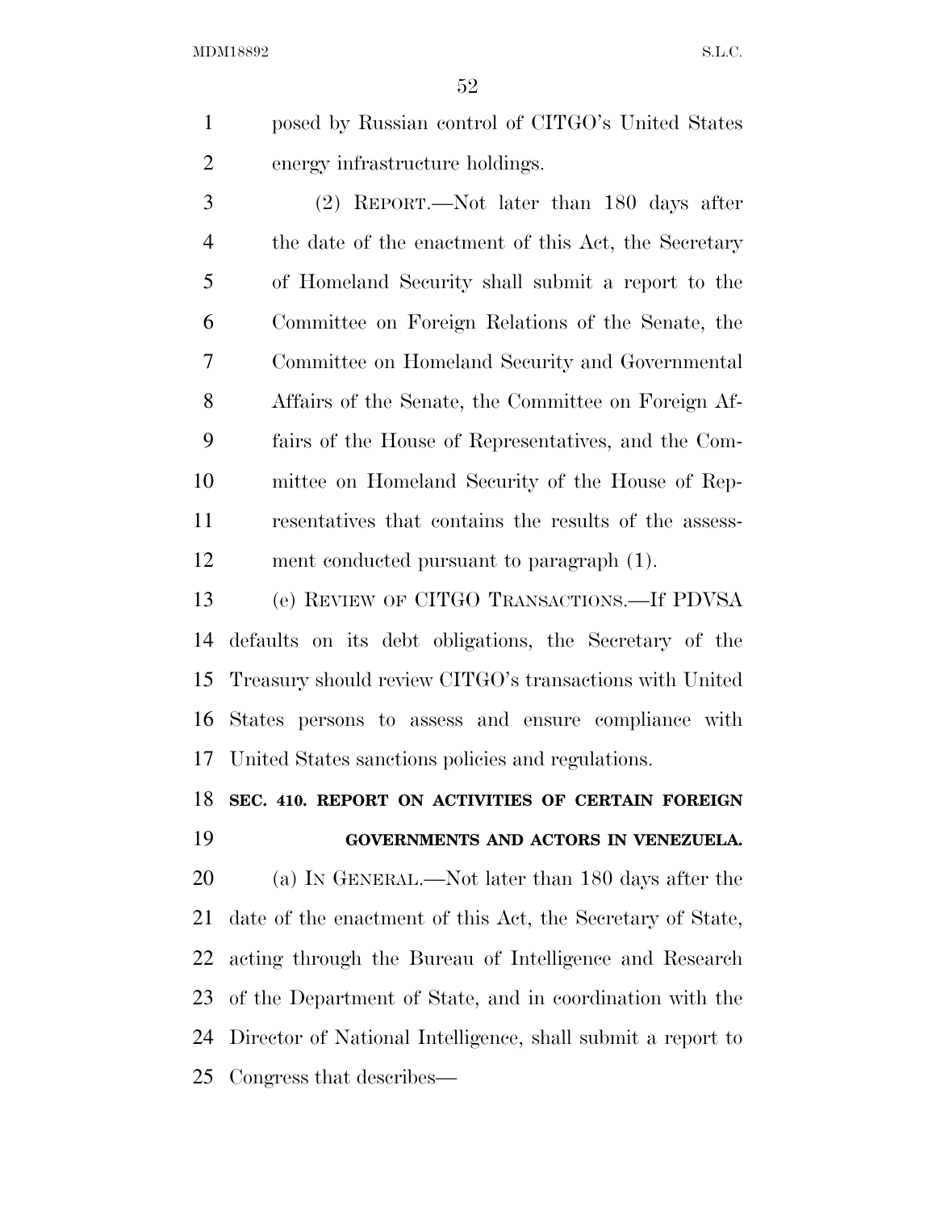posed by Russian control of CITGO's United States energy infrastructure holdings.

(2) REPORT.—Not later than 180 days after the date of the enactment of this Act, the Secretary of Homeland Security shall submit a report to the Committee on Foreign Relations of the Senate, the Committee on Homeland Security and Governmental Affairs of the Senate, the Committee on Foreign Affairs of the House of Representatives, and the Committee on Homeland Security of the House of Representatives that contains the results of the assessment conducted pursuant to paragraph (1).

(e) REVIEW OF CITGO TRANSACTIONS.—If PDVSA defaults on its debt obligations, the Secretary of the Treasury should review CITGO's transactions with United States persons to assess and ensure compliance with United States sanctions policies and regulations.

**SEC. 410. REPORT ON ACTIVITIES OF CERTAIN FOREIGN GOVERNMENTS AND ACTORS IN VENEZUELA.**

(a) IN GENERAL.—Not later than 180 days after the date of the enactment of this Act, the Secretary of State, acting through the Bureau of Intelligence and Research of the Department of State, and in coordination with the Director of National Intelligence, shall submit a report to Congress that describes—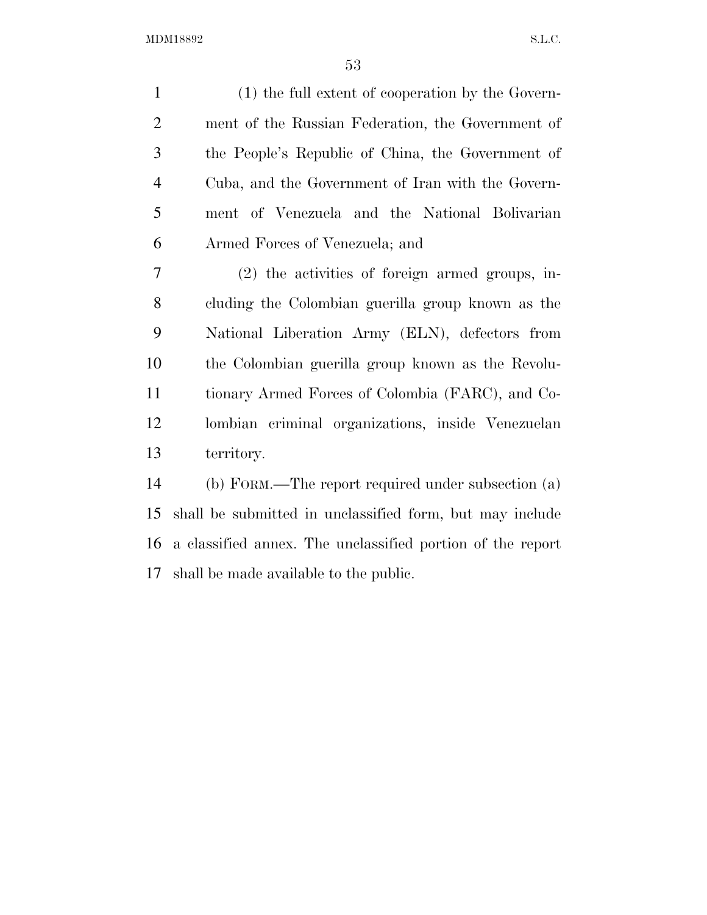(1) the full extent of cooperation by the Government of the Russian Federation, the Government of the People's Republic of China, the Government of Cuba, and the Government of Iran with the Government of Venezuela and the National Bolivarian Armed Forces of Venezuela; and

(2) the activities of foreign armed groups, including the Colombian guerilla group known as the National Liberation Army (ELN), defectors from the Colombian guerilla group known as the Revolutionary Armed Forces of Colombia (FARC), and Colombian criminal organizations, inside Venezuelan territory.

(b) FORM.—The report required under subsection (a) shall be submitted in unclassified form, but may include a classified annex. The unclassified portion of the report shall be made available to the public.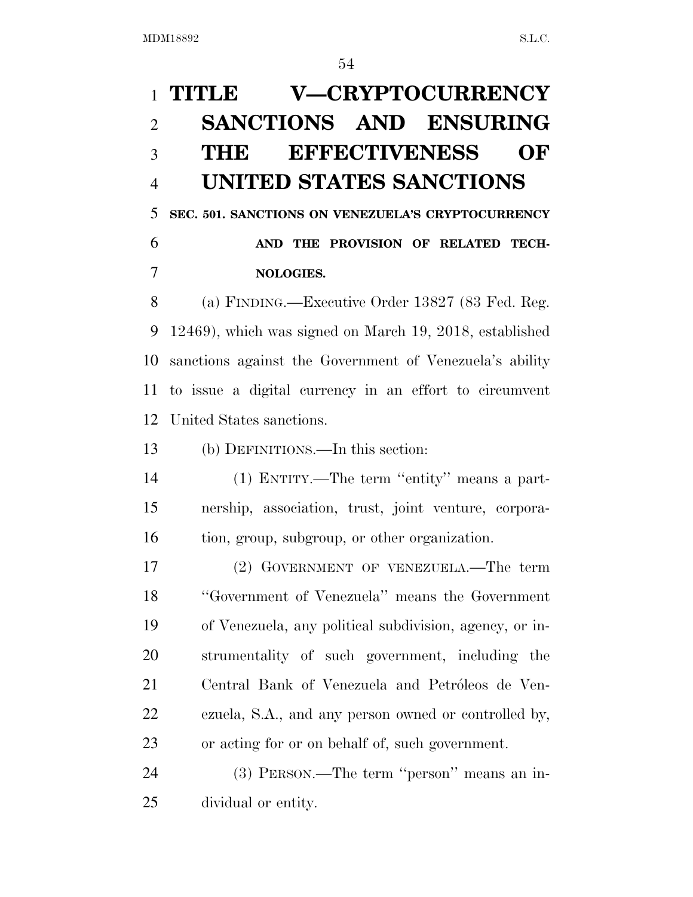# TITLE V—CRYPTOCURRENCY SANCTIONS AND ENSURING THE EFFECTIVENESS OF UNITED STATES SANCTIONS

### SEC. 501. SANCTIONS ON VENEZUELA'S CRYPTOCURRENCY AND THE PROVISION OF RELATED TECHNOLOGIES.

(a) FINDING.—Executive Order 13827 (83 Fed. Reg. 12469), which was signed on March 19, 2018, established sanctions against the Government of Venezuela's ability to issue a digital currency in an effort to circumvent United States sanctions.

(b) DEFINITIONS.—In this section:

(1) ENTITY.—The term ''entity'' means a partnership, association, trust, joint venture, corporation, group, subgroup, or other organization.

(2) GOVERNMENT OF VENEZUELA.—The term ''Government of Venezuela'' means the Government of Venezuela, any political subdivision, agency, or instrumentality of such government, including the Central Bank of Venezuela and Petróleos de Venezuela, S.A., and any person owned or controlled by, or acting for or on behalf of, such government.

(3) PERSON.—The term ''person'' means an individual or entity.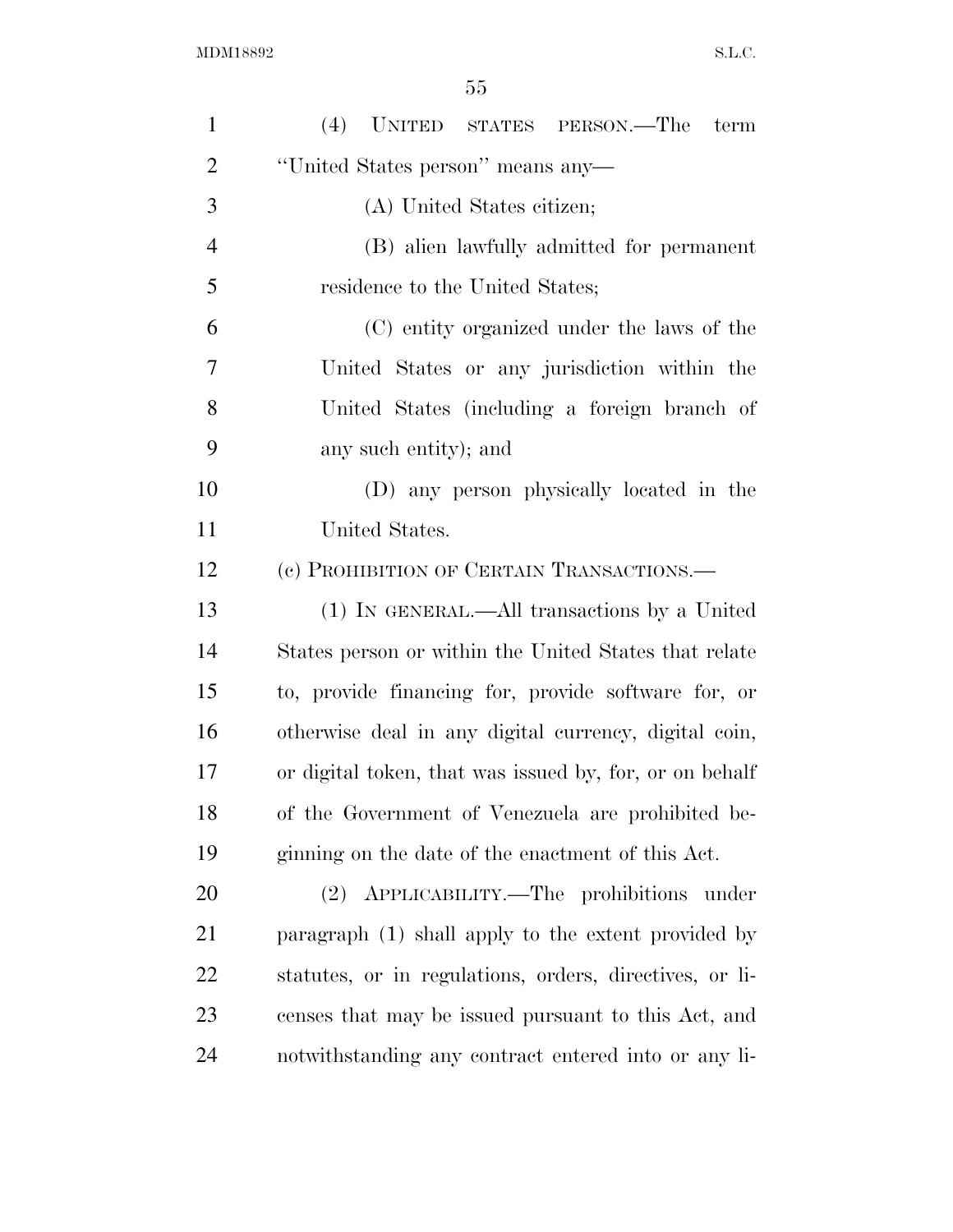(4) UNITED STATES PERSON.—The term "United States person" means any—

(A) United States citizen;

(B) alien lawfully admitted for permanent residence to the United States;

(C) entity organized under the laws of the United States or any jurisdiction within the United States (including a foreign branch of any such entity); and

(D) any person physically located in the United States.

(c) PROHIBITION OF CERTAIN TRANSACTIONS.—

(1) IN GENERAL.—All transactions by a United States person or within the United States that relate to, provide financing for, provide software for, or otherwise deal in any digital currency, digital coin, or digital token, that was issued by, for, or on behalf of the Government of Venezuela are prohibited beginning on the date of the enactment of this Act.

(2) APPLICABILITY.—The prohibitions under paragraph (1) shall apply to the extent provided by statutes, or in regulations, orders, directives, or licenses that may be issued pursuant to this Act, and notwithstanding any contract entered into or any li-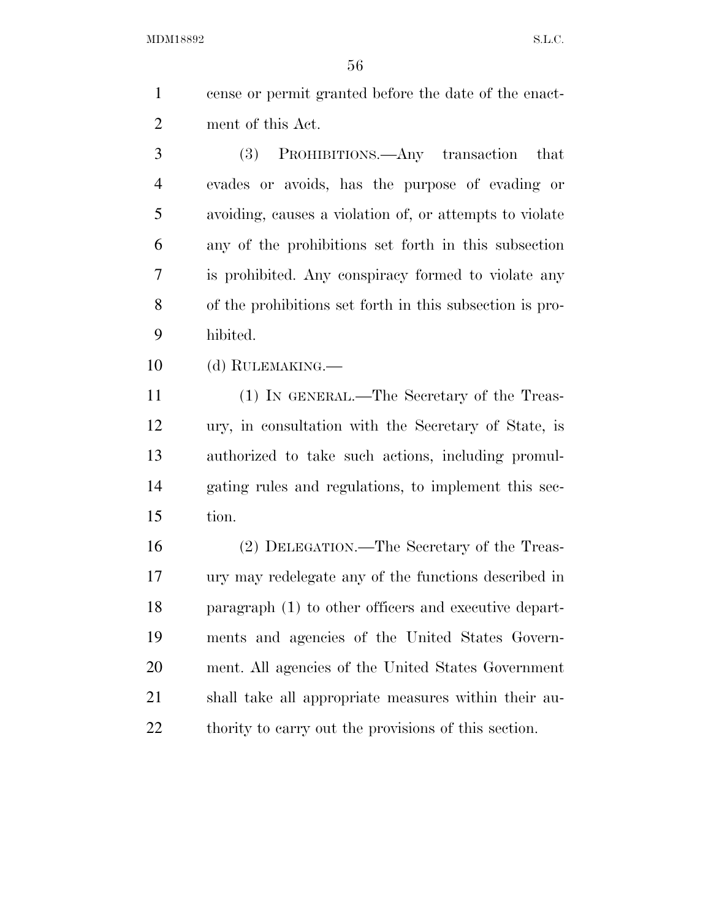cense or permit granted before the date of the enactment of this Act.

(3) PROHIBITIONS.—Any transaction that evades or avoids, has the purpose of evading or avoiding, causes a violation of, or attempts to violate any of the prohibitions set forth in this subsection is prohibited. Any conspiracy formed to violate any of the prohibitions set forth in this subsection is prohibited.

(d) RULEMAKING.—

(1) IN GENERAL.—The Secretary of the Treasury, in consultation with the Secretary of State, is authorized to take such actions, including promulgating rules and regulations, to implement this section.

(2) DELEGATION.—The Secretary of the Treasury may redelegate any of the functions described in paragraph (1) to other officers and executive departments and agencies of the United States Government. All agencies of the United States Government shall take all appropriate measures within their authority to carry out the provisions of this section.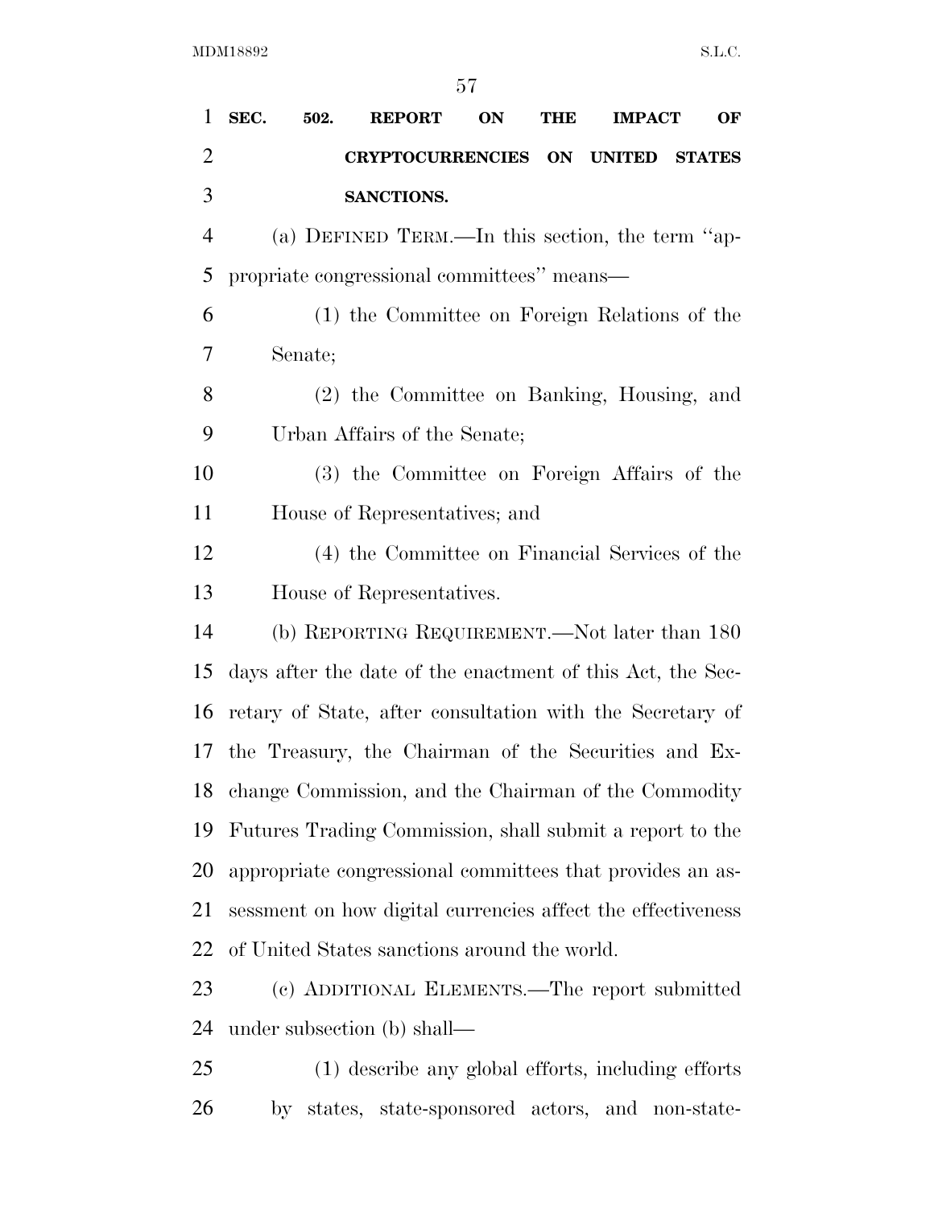**SEC. 502. REPORT ON THE IMPACT OF CRYPTOCURRENCIES ON UNITED STATES SANCTIONS.**

(a) DEFINED TERM.—In this section, the term "appropriate congressional committees" means—

(1) the Committee on Foreign Relations of the Senate;

(2) the Committee on Banking, Housing, and Urban Affairs of the Senate;

(3) the Committee on Foreign Affairs of the House of Representatives; and

(4) the Committee on Financial Services of the House of Representatives.

(b) REPORTING REQUIREMENT.—Not later than 180 days after the date of the enactment of this Act, the Secretary of State, after consultation with the Secretary of the Treasury, the Chairman of the Securities and Exchange Commission, and the Chairman of the Commodity Futures Trading Commission, shall submit a report to the appropriate congressional committees that provides an assessment on how digital currencies affect the effectiveness of United States sanctions around the world.

(c) ADDITIONAL ELEMENTS.—The report submitted under subsection (b) shall—

(1) describe any global efforts, including efforts by states, state-sponsored actors, and non-state-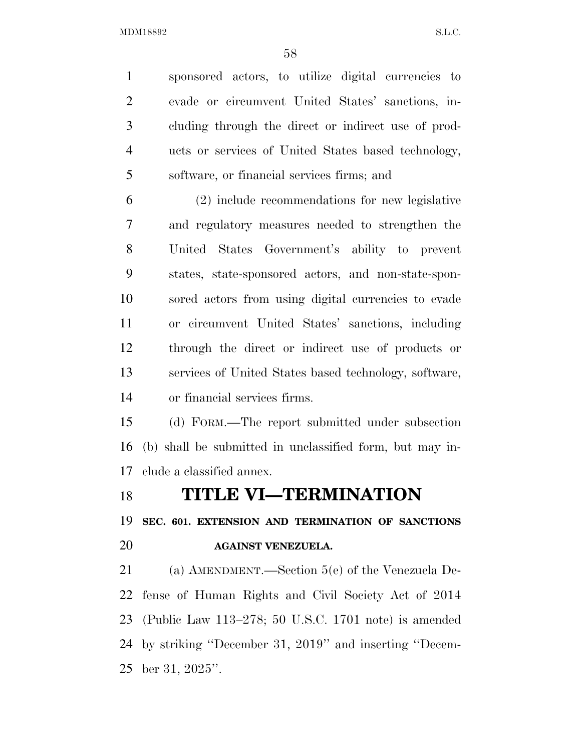sponsored actors, to utilize digital currencies to evade or circumvent United States' sanctions, including through the direct or indirect use of products or services of United States based technology, software, or financial services firms; and

(2) include recommendations for new legislative and regulatory measures needed to strengthen the United States Government's ability to prevent states, state-sponsored actors, and non-state-sponsored actors from using digital currencies to evade or circumvent United States' sanctions, including through the direct or indirect use of products or services of United States based technology, software, or financial services firms.

(d) FORM.—The report submitted under subsection (b) shall be submitted in unclassified form, but may include a classified annex.

# TITLE VI—TERMINATION

## SEC. 601. EXTENSION AND TERMINATION OF SANCTIONS AGAINST VENEZUELA.

(a) AMENDMENT.—Section 5(e) of the Venezuela Defense of Human Rights and Civil Society Act of 2014 (Public Law 113–278; 50 U.S.C. 1701 note) is amended by striking ''December 31, 2019'' and inserting ''December 31, 2025''.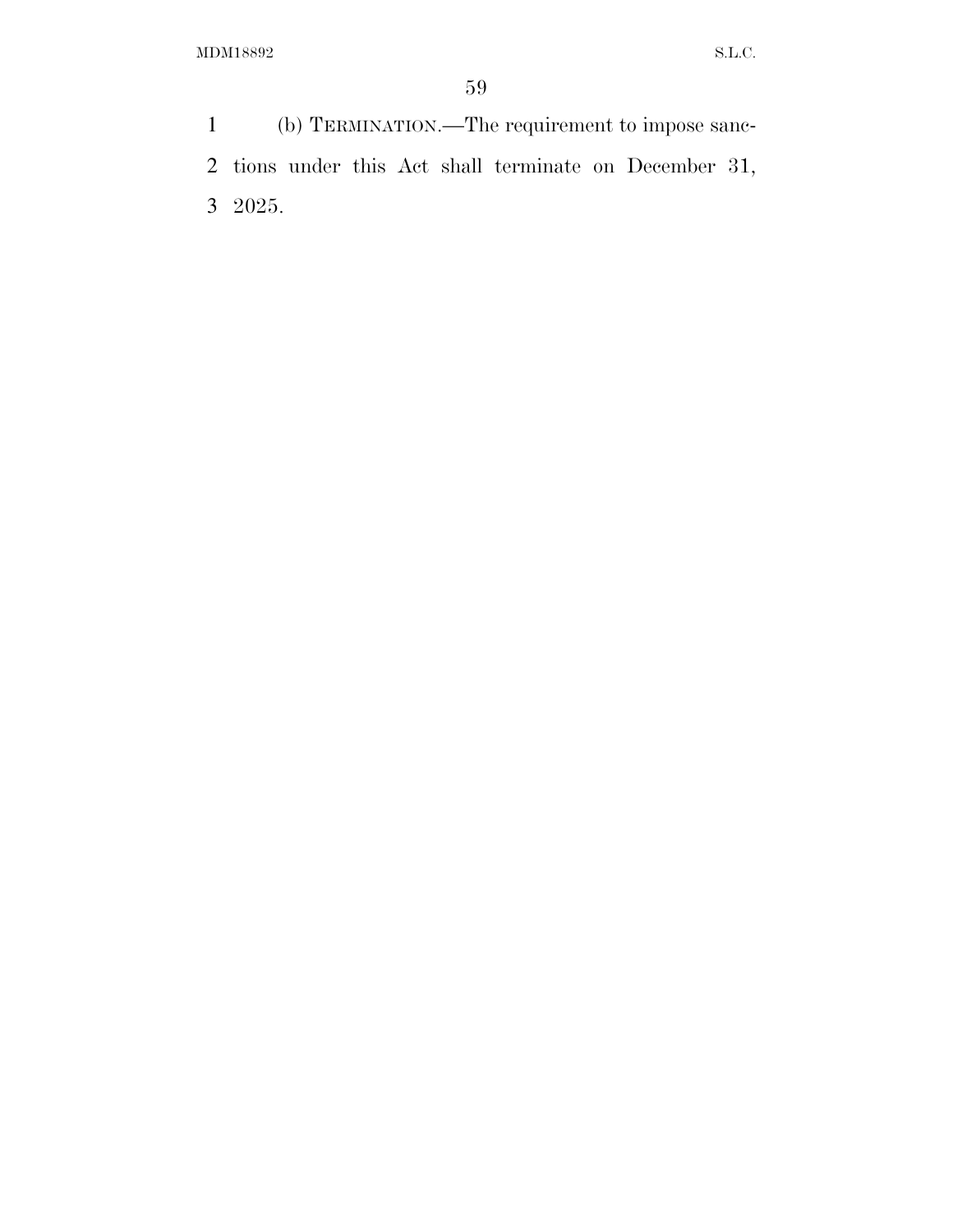(b) TERMINATION.—The requirement to impose sanctions under this Act shall terminate on December 31, 2025.